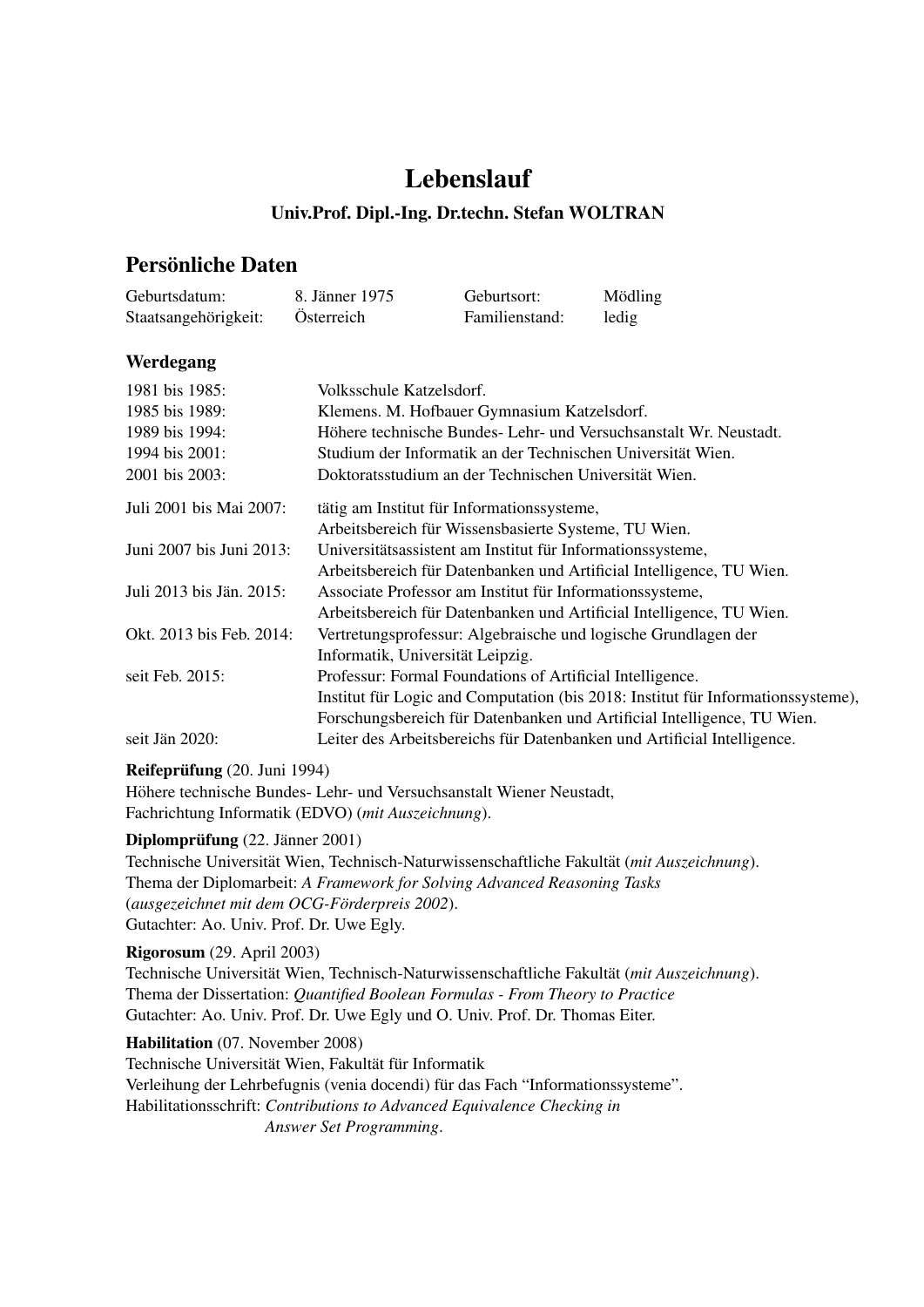# Lebenslauf

### Univ.Prof. Dipl.-Ing. Dr.techn. Stefan WOLTRAN

## Persönliche Daten

| | | | |
|---|---|---|---|
| Geburtsdatum: | 8. Jänner 1975 | Geburtsort: | Mödling |
| Staatsangehörigkeit: | Österreich | Familienstand: | ledig |

### Werdegang

| | |
|---|---|
| 1981 bis 1985: | Volksschule Katzelsdorf. |
| 1985 bis 1989: | Klemens. M. Hofbauer Gymnasium Katzelsdorf. |
| 1989 bis 1994: | Höhere technische Bundes- Lehr- und Versuchsanstalt Wr. Neustadt. |
| 1994 bis 2001: | Studium der Informatik an der Technischen Universität Wien. |
| 2001 bis 2003: | Doktoratsstudium an der Technischen Universität Wien. |
| Juli 2001 bis Mai 2007: | tätig am Institut für Informationssysteme, Arbeitsbereich für Wissensbasierte Systeme, TU Wien. |
| Juni 2007 bis Juni 2013: | Universitätsassistent am Institut für Informationssysteme, Arbeitsbereich für Datenbanken und Artificial Intelligence, TU Wien. |
| Juli 2013 bis Jän. 2015: | Associate Professor am Institut für Informationssysteme, Arbeitsbereich für Datenbanken und Artificial Intelligence, TU Wien. |
| Okt. 2013 bis Feb. 2014: | Vertretungsprofessur: Algebraische und logische Grundlagen der Informatik, Universität Leipzig. |
| seit Feb. 2015: | Professur: Formal Foundations of Artificial Intelligence. Institut für Logic and Computation (bis 2018: Institut für Informationssysteme), Forschungsbereich für Datenbanken und Artificial Intelligence, TU Wien. |
| seit Jän 2020: | Leiter des Arbeitsbereichs für Datenbanken und Artificial Intelligence. |

**Reifeprüfung** (20. Juni 1994)
Höhere technische Bundes- Lehr- und Versuchsanstalt Wiener Neustadt,
Fachrichtung Informatik (EDVO) (*mit Auszeichnung*).

**Diplomprüfung** (22. Jänner 2001)
Technische Universität Wien, Technisch-Naturwissenschaftliche Fakultät (*mit Auszeichnung*).
Thema der Diplomarbeit: *A Framework for Solving Advanced Reasoning Tasks*
(*ausgezeichnet mit dem OCG-Förderpreis 2002*).
Gutachter: Ao. Univ. Prof. Dr. Uwe Egly.

**Rigorosum** (29. April 2003)
Technische Universität Wien, Technisch-Naturwissenschaftliche Fakultät (*mit Auszeichnung*).
Thema der Dissertation: *Quantified Boolean Formulas - From Theory to Practice*
Gutachter: Ao. Univ. Prof. Dr. Uwe Egly und O. Univ. Prof. Dr. Thomas Eiter.

**Habilitation** (07. November 2008)
Technische Universität Wien, Fakultät für Informatik
Verleihung der Lehrbefugnis (venia docendi) für das Fach "Informationssysteme".
Habilitationsschrift: *Contributions to Advanced Equivalence Checking in Answer Set Programming*.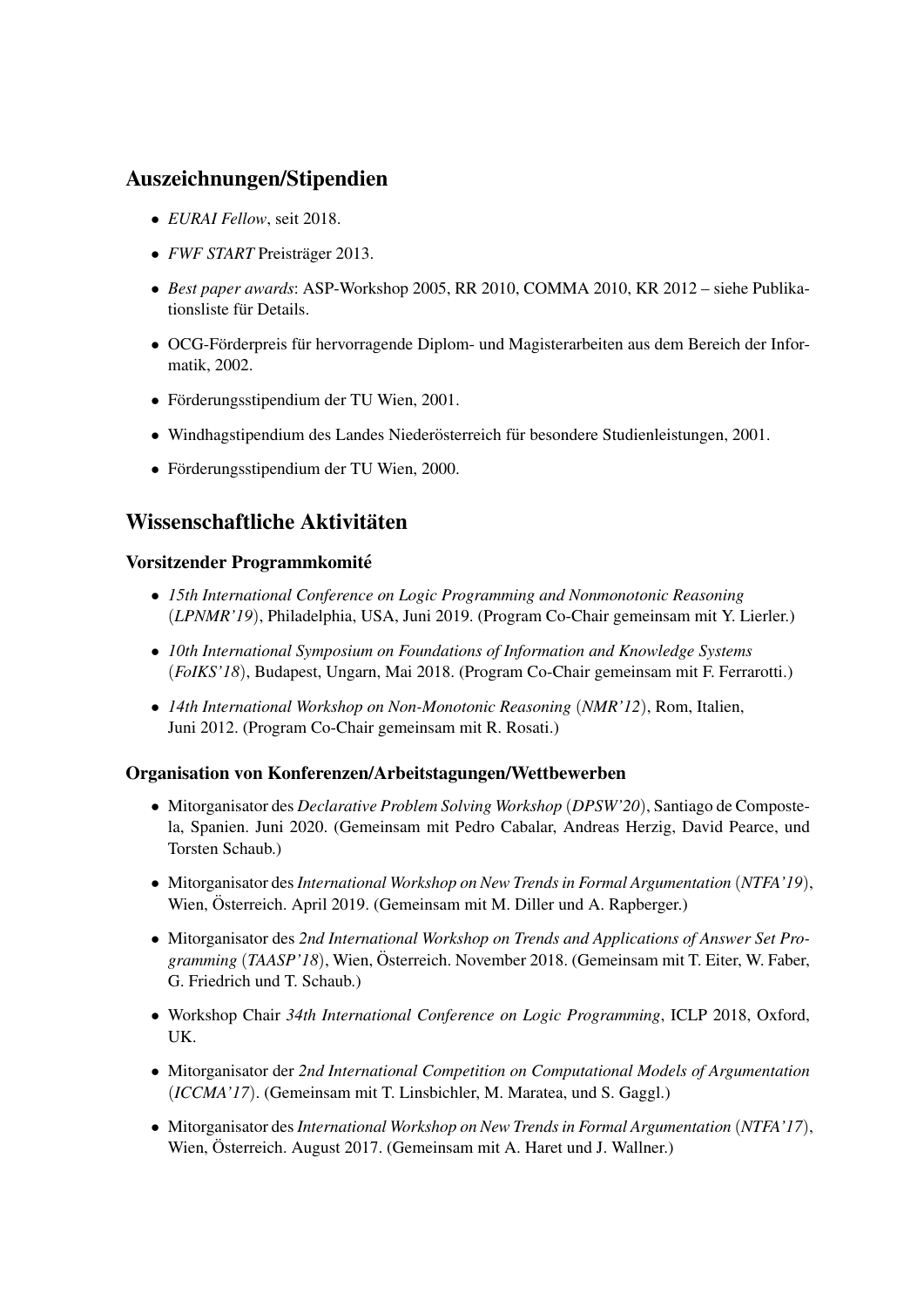## Auszeichnungen/Stipendien

- *EURAI Fellow*, seit 2018.
- *FWF START* Preisträger 2013.
- *Best paper awards*: ASP-Workshop 2005, RR 2010, COMMA 2010, KR 2012 – siehe Publikationsliste für Details.
- OCG-Förderpreis für hervorragende Diplom- und Magisterarbeiten aus dem Bereich der Informatik, 2002.
- Förderungsstipendium der TU Wien, 2001.
- Windhagstipendium des Landes Niederösterreich für besondere Studienleistungen, 2001.
- Förderungsstipendium der TU Wien, 2000.

## Wissenschaftliche Aktivitäten

### Vorsitzender Programmkomité

- *15th International Conference on Logic Programming and Nonmonotonic Reasoning* (*LPNMR'19*), Philadelphia, USA, Juni 2019. (Program Co-Chair gemeinsam mit Y. Lierler.)
- *10th International Symposium on Foundations of Information and Knowledge Systems* (*FoIKS'18*), Budapest, Ungarn, Mai 2018. (Program Co-Chair gemeinsam mit F. Ferrarotti.)
- *14th International Workshop on Non-Monotonic Reasoning* (*NMR'12*), Rom, Italien, Juni 2012. (Program Co-Chair gemeinsam mit R. Rosati.)

### Organisation von Konferenzen/Arbeitstagungen/Wettbewerben

- Mitorganisator des *Declarative Problem Solving Workshop* (*DPSW'20*), Santiago de Compostela, Spanien. Juni 2020. (Gemeinsam mit Pedro Cabalar, Andreas Herzig, David Pearce, und Torsten Schaub.)
- Mitorganisator des *International Workshop on New Trends in Formal Argumentation* (*NTFA'19*), Wien, Österreich. April 2019. (Gemeinsam mit M. Diller und A. Rapberger.)
- Mitorganisator des *2nd International Workshop on Trends and Applications of Answer Set Programming* (*TAASP'18*), Wien, Österreich. November 2018. (Gemeinsam mit T. Eiter, W. Faber, G. Friedrich und T. Schaub.)
- Workshop Chair *34th International Conference on Logic Programming*, ICLP 2018, Oxford, UK.
- Mitorganisator der *2nd International Competition on Computational Models of Argumentation* (*ICCMA'17*). (Gemeinsam mit T. Linsbichler, M. Maratea, und S. Gaggl.)
- Mitorganisator des *International Workshop on New Trends in Formal Argumentation* (*NTFA'17*), Wien, Österreich. August 2017. (Gemeinsam mit A. Haret und J. Wallner.)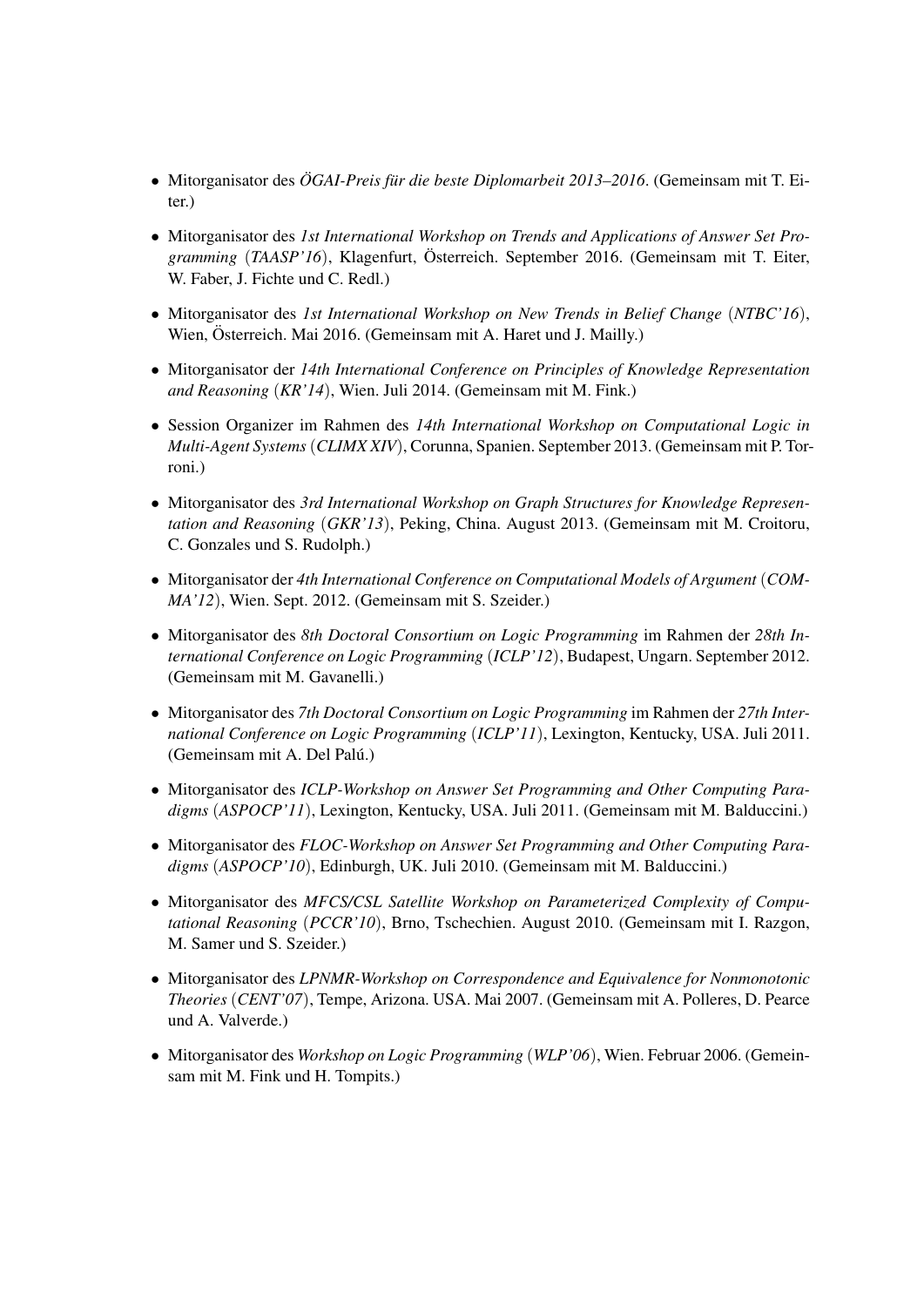- Mitorganisator des *ÖGAI-Preis für die beste Diplomarbeit 2013–2016*. (Gemeinsam mit T. Eiter.)
- Mitorganisator des *1st International Workshop on Trends and Applications of Answer Set Programming* (*TAASP'16*), Klagenfurt, Österreich. September 2016. (Gemeinsam mit T. Eiter, W. Faber, J. Fichte und C. Redl.)
- Mitorganisator des *1st International Workshop on New Trends in Belief Change* (*NTBC'16*), Wien, Österreich. Mai 2016. (Gemeinsam mit A. Haret und J. Mailly.)
- Mitorganisator der *14th International Conference on Principles of Knowledge Representation and Reasoning* (*KR'14*), Wien. Juli 2014. (Gemeinsam mit M. Fink.)
- Session Organizer im Rahmen des *14th International Workshop on Computational Logic in Multi-Agent Systems* (*CLIMX XIV*), Corunna, Spanien. September 2013. (Gemeinsam mit P. Torroni.)
- Mitorganisator des *3rd International Workshop on Graph Structures for Knowledge Representation and Reasoning* (*GKR'13*), Peking, China. August 2013. (Gemeinsam mit M. Croitoru, C. Gonzales und S. Rudolph.)
- Mitorganisator der *4th International Conference on Computational Models of Argument* (*COMMA'12*), Wien. Sept. 2012. (Gemeinsam mit S. Szeider.)
- Mitorganisator des *8th Doctoral Consortium on Logic Programming* im Rahmen der *28th International Conference on Logic Programming* (*ICLP'12*), Budapest, Ungarn. September 2012. (Gemeinsam mit M. Gavanelli.)
- Mitorganisator des *7th Doctoral Consortium on Logic Programming* im Rahmen der *27th International Conference on Logic Programming* (*ICLP'11*), Lexington, Kentucky, USA. Juli 2011. (Gemeinsam mit A. Del Palú.)
- Mitorganisator des *ICLP-Workshop on Answer Set Programming and Other Computing Paradigms* (*ASPOCP'11*), Lexington, Kentucky, USA. Juli 2011. (Gemeinsam mit M. Balduccini.)
- Mitorganisator des *FLOC-Workshop on Answer Set Programming and Other Computing Paradigms* (*ASPOCP'10*), Edinburgh, UK. Juli 2010. (Gemeinsam mit M. Balduccini.)
- Mitorganisator des *MFCS/CSL Satellite Workshop on Parameterized Complexity of Computational Reasoning* (*PCCR'10*), Brno, Tschechien. August 2010. (Gemeinsam mit I. Razgon, M. Samer und S. Szeider.)
- Mitorganisator des *LPNMR-Workshop on Correspondence and Equivalence for Nonmonotonic Theories* (*CENT'07*), Tempe, Arizona. USA. Mai 2007. (Gemeinsam mit A. Polleres, D. Pearce und A. Valverde.)
- Mitorganisator des *Workshop on Logic Programming* (*WLP'06*), Wien. Februar 2006. (Gemeinsam mit M. Fink und H. Tompits.)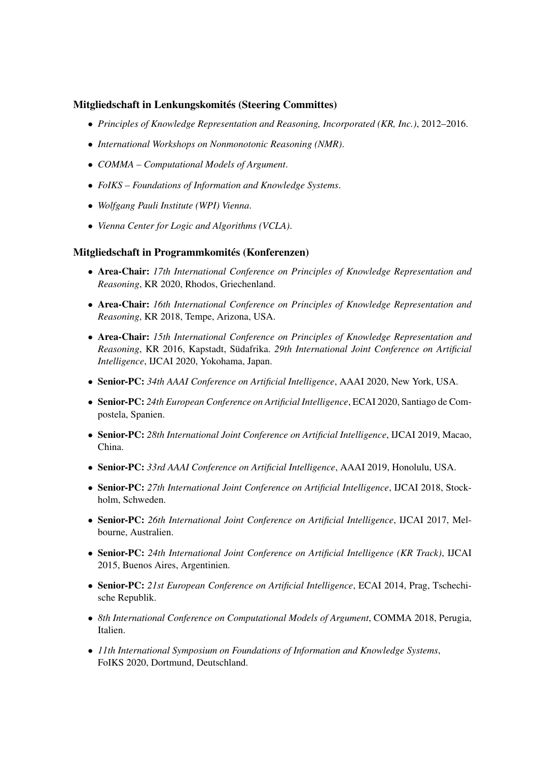### Mitgliedschaft in Lenkungskomités (Steering Committes)

- *Principles of Knowledge Representation and Reasoning, Incorporated (KR, Inc.)*, 2012–2016.
- *International Workshops on Nonmonotonic Reasoning (NMR)*.
- *COMMA – Computational Models of Argument*.
- *FoIKS – Foundations of Information and Knowledge Systems*.
- *Wolfgang Pauli Institute (WPI) Vienna*.
- *Vienna Center for Logic and Algorithms (VCLA)*.

### Mitgliedschaft in Programmkomités (Konferenzen)

- **Area-Chair:** *17th International Conference on Principles of Knowledge Representation and Reasoning*, KR 2020, Rhodos, Griechenland.
- **Area-Chair:** *16th International Conference on Principles of Knowledge Representation and Reasoning*, KR 2018, Tempe, Arizona, USA.
- **Area-Chair:** *15th International Conference on Principles of Knowledge Representation and Reasoning*, KR 2016, Kapstadt, Südafrika. *29th International Joint Conference on Artificial Intelligence*, IJCAI 2020, Yokohama, Japan.
- **Senior-PC:** *34th AAAI Conference on Artificial Intelligence*, AAAI 2020, New York, USA.
- **Senior-PC:** *24th European Conference on Artificial Intelligence*, ECAI 2020, Santiago de Compostela, Spanien.
- **Senior-PC:** *28th International Joint Conference on Artificial Intelligence*, IJCAI 2019, Macao, China.
- **Senior-PC:** *33rd AAAI Conference on Artificial Intelligence*, AAAI 2019, Honolulu, USA.
- **Senior-PC:** *27th International Joint Conference on Artificial Intelligence*, IJCAI 2018, Stockholm, Schweden.
- **Senior-PC:** *26th International Joint Conference on Artificial Intelligence*, IJCAI 2017, Melbourne, Australien.
- **Senior-PC:** *24th International Joint Conference on Artificial Intelligence (KR Track)*, IJCAI 2015, Buenos Aires, Argentinien.
- **Senior-PC:** *21st European Conference on Artificial Intelligence*, ECAI 2014, Prag, Tschechische Republik.
- *8th International Conference on Computational Models of Argument*, COMMA 2018, Perugia, Italien.
- *11th International Symposium on Foundations of Information and Knowledge Systems*, FoIKS 2020, Dortmund, Deutschland.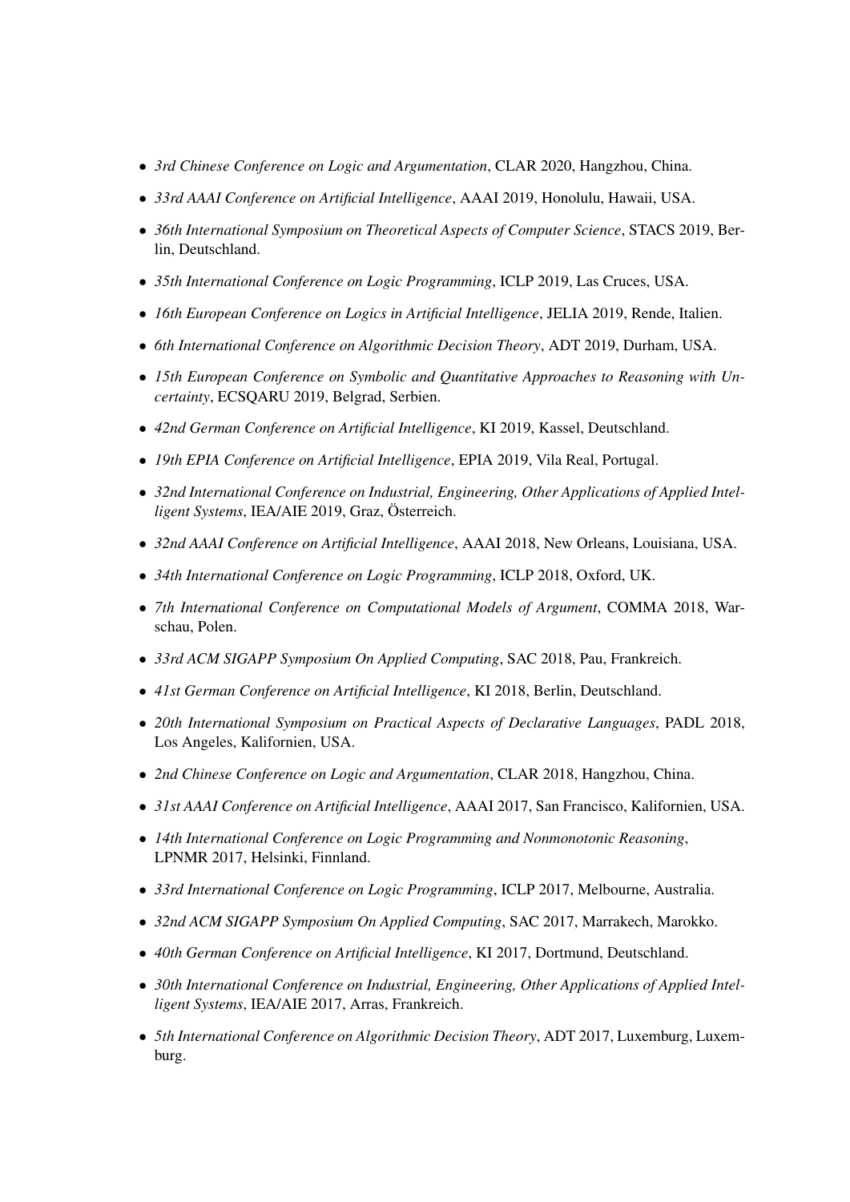- *3rd Chinese Conference on Logic and Argumentation*, CLAR 2020, Hangzhou, China.
- *33rd AAAI Conference on Artificial Intelligence*, AAAI 2019, Honolulu, Hawaii, USA.
- *36th International Symposium on Theoretical Aspects of Computer Science*, STACS 2019, Berlin, Deutschland.
- *35th International Conference on Logic Programming*, ICLP 2019, Las Cruces, USA.
- *16th European Conference on Logics in Artificial Intelligence*, JELIA 2019, Rende, Italien.
- *6th International Conference on Algorithmic Decision Theory*, ADT 2019, Durham, USA.
- *15th European Conference on Symbolic and Quantitative Approaches to Reasoning with Uncertainty*, ECSQARU 2019, Belgrad, Serbien.
- *42nd German Conference on Artificial Intelligence*, KI 2019, Kassel, Deutschland.
- *19th EPIA Conference on Artificial Intelligence*, EPIA 2019, Vila Real, Portugal.
- *32nd International Conference on Industrial, Engineering, Other Applications of Applied Intelligent Systems*, IEA/AIE 2019, Graz, Österreich.
- *32nd AAAI Conference on Artificial Intelligence*, AAAI 2018, New Orleans, Louisiana, USA.
- *34th International Conference on Logic Programming*, ICLP 2018, Oxford, UK.
- *7th International Conference on Computational Models of Argument*, COMMA 2018, Warschau, Polen.
- *33rd ACM SIGAPP Symposium On Applied Computing*, SAC 2018, Pau, Frankreich.
- *41st German Conference on Artificial Intelligence*, KI 2018, Berlin, Deutschland.
- *20th International Symposium on Practical Aspects of Declarative Languages*, PADL 2018, Los Angeles, Kalifornien, USA.
- *2nd Chinese Conference on Logic and Argumentation*, CLAR 2018, Hangzhou, China.
- *31st AAAI Conference on Artificial Intelligence*, AAAI 2017, San Francisco, Kalifornien, USA.
- *14th International Conference on Logic Programming and Nonmonotonic Reasoning*, LPNMR 2017, Helsinki, Finnland.
- *33rd International Conference on Logic Programming*, ICLP 2017, Melbourne, Australia.
- *32nd ACM SIGAPP Symposium On Applied Computing*, SAC 2017, Marrakech, Marokko.
- *40th German Conference on Artificial Intelligence*, KI 2017, Dortmund, Deutschland.
- *30th International Conference on Industrial, Engineering, Other Applications of Applied Intelligent Systems*, IEA/AIE 2017, Arras, Frankreich.
- *5th International Conference on Algorithmic Decision Theory*, ADT 2017, Luxemburg, Luxemburg.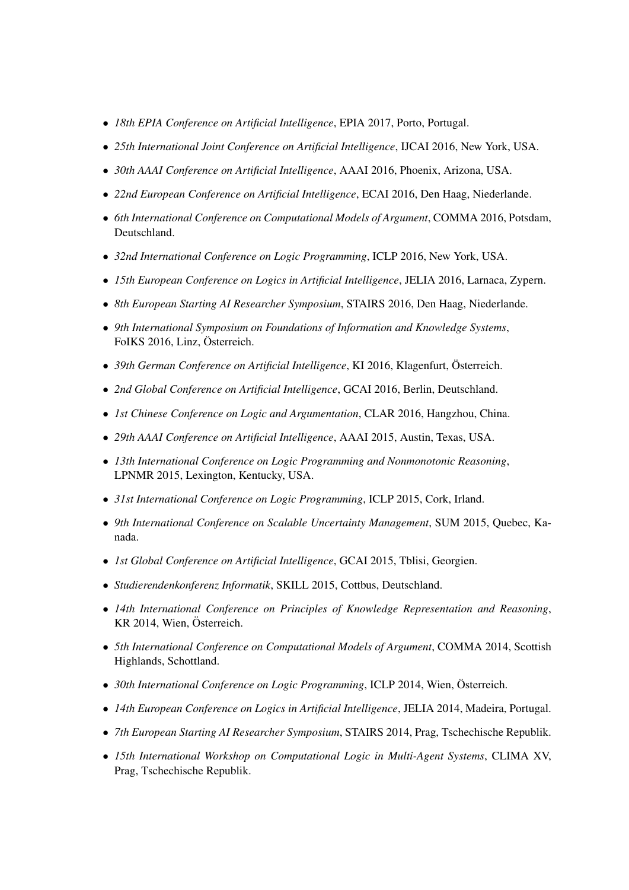- *18th EPIA Conference on Artificial Intelligence*, EPIA 2017, Porto, Portugal.
- *25th International Joint Conference on Artificial Intelligence*, IJCAI 2016, New York, USA.
- *30th AAAI Conference on Artificial Intelligence*, AAAI 2016, Phoenix, Arizona, USA.
- *22nd European Conference on Artificial Intelligence*, ECAI 2016, Den Haag, Niederlande.
- *6th International Conference on Computational Models of Argument*, COMMA 2016, Potsdam, Deutschland.
- *32nd International Conference on Logic Programming*, ICLP 2016, New York, USA.
- *15th European Conference on Logics in Artificial Intelligence*, JELIA 2016, Larnaca, Zypern.
- *8th European Starting AI Researcher Symposium*, STAIRS 2016, Den Haag, Niederlande.
- *9th International Symposium on Foundations of Information and Knowledge Systems*, FoIKS 2016, Linz, Österreich.
- *39th German Conference on Artificial Intelligence*, KI 2016, Klagenfurt, Österreich.
- *2nd Global Conference on Artificial Intelligence*, GCAI 2016, Berlin, Deutschland.
- *1st Chinese Conference on Logic and Argumentation*, CLAR 2016, Hangzhou, China.
- *29th AAAI Conference on Artificial Intelligence*, AAAI 2015, Austin, Texas, USA.
- *13th International Conference on Logic Programming and Nonmonotonic Reasoning*, LPNMR 2015, Lexington, Kentucky, USA.
- *31st International Conference on Logic Programming*, ICLP 2015, Cork, Irland.
- *9th International Conference on Scalable Uncertainty Management*, SUM 2015, Quebec, Kanada.
- *1st Global Conference on Artificial Intelligence*, GCAI 2015, Tblisi, Georgien.
- *Studierendenkonferenz Informatik*, SKILL 2015, Cottbus, Deutschland.
- *14th International Conference on Principles of Knowledge Representation and Reasoning*, KR 2014, Wien, Österreich.
- *5th International Conference on Computational Models of Argument*, COMMA 2014, Scottish Highlands, Schottland.
- *30th International Conference on Logic Programming*, ICLP 2014, Wien, Österreich.
- *14th European Conference on Logics in Artificial Intelligence*, JELIA 2014, Madeira, Portugal.
- *7th European Starting AI Researcher Symposium*, STAIRS 2014, Prag, Tschechische Republik.
- *15th International Workshop on Computational Logic in Multi-Agent Systems*, CLIMA XV, Prag, Tschechische Republik.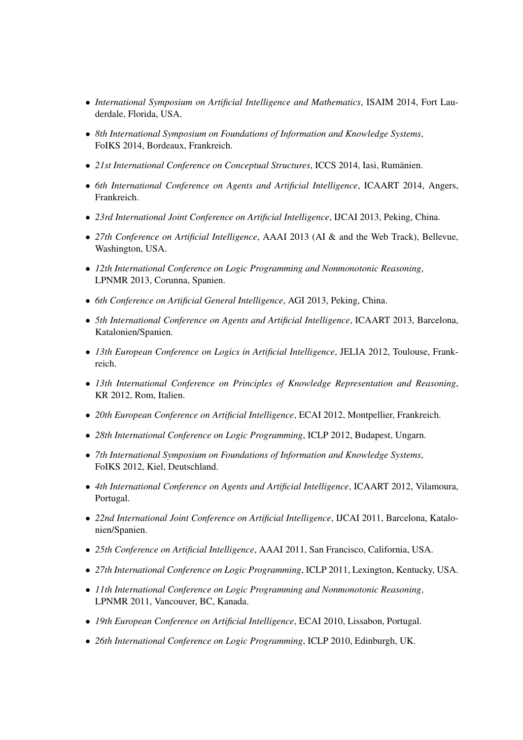- *International Symposium on Artificial Intelligence and Mathematics*, ISAIM 2014, Fort Lauderdale, Florida, USA.
- *8th International Symposium on Foundations of Information and Knowledge Systems*, FoIKS 2014, Bordeaux, Frankreich.
- *21st International Conference on Conceptual Structures*, ICCS 2014, Iasi, Rumänien.
- *6th International Conference on Agents and Artificial Intelligence*, ICAART 2014, Angers, Frankreich.
- *23rd International Joint Conference on Artificial Intelligence*, IJCAI 2013, Peking, China.
- *27th Conference on Artificial Intelligence*, AAAI 2013 (AI & and the Web Track), Bellevue, Washington, USA.
- *12th International Conference on Logic Programming and Nonmonotonic Reasoning*, LPNMR 2013, Corunna, Spanien.
- *6th Conference on Artificial General Intelligence*, AGI 2013, Peking, China.
- *5th International Conference on Agents and Artificial Intelligence*, ICAART 2013, Barcelona, Katalonien/Spanien.
- *13th European Conference on Logics in Artificial Intelligence*, JELIA 2012, Toulouse, Frankreich.
- *13th International Conference on Principles of Knowledge Representation and Reasoning*, KR 2012, Rom, Italien.
- *20th European Conference on Artificial Intelligence*, ECAI 2012, Montpellier, Frankreich.
- *28th International Conference on Logic Programming*, ICLP 2012, Budapest, Ungarn.
- *7th International Symposium on Foundations of Information and Knowledge Systems*, FoIKS 2012, Kiel, Deutschland.
- *4th International Conference on Agents and Artificial Intelligence*, ICAART 2012, Vilamoura, Portugal.
- *22nd International Joint Conference on Artificial Intelligence*, IJCAI 2011, Barcelona, Katalonien/Spanien.
- *25th Conference on Artificial Intelligence*, AAAI 2011, San Francisco, California, USA.
- *27th International Conference on Logic Programming*, ICLP 2011, Lexington, Kentucky, USA.
- *11th International Conference on Logic Programming and Nonmonotonic Reasoning*, LPNMR 2011, Vancouver, BC, Kanada.
- *19th European Conference on Artificial Intelligence*, ECAI 2010, Lissabon, Portugal.
- *26th International Conference on Logic Programming*, ICLP 2010, Edinburgh, UK.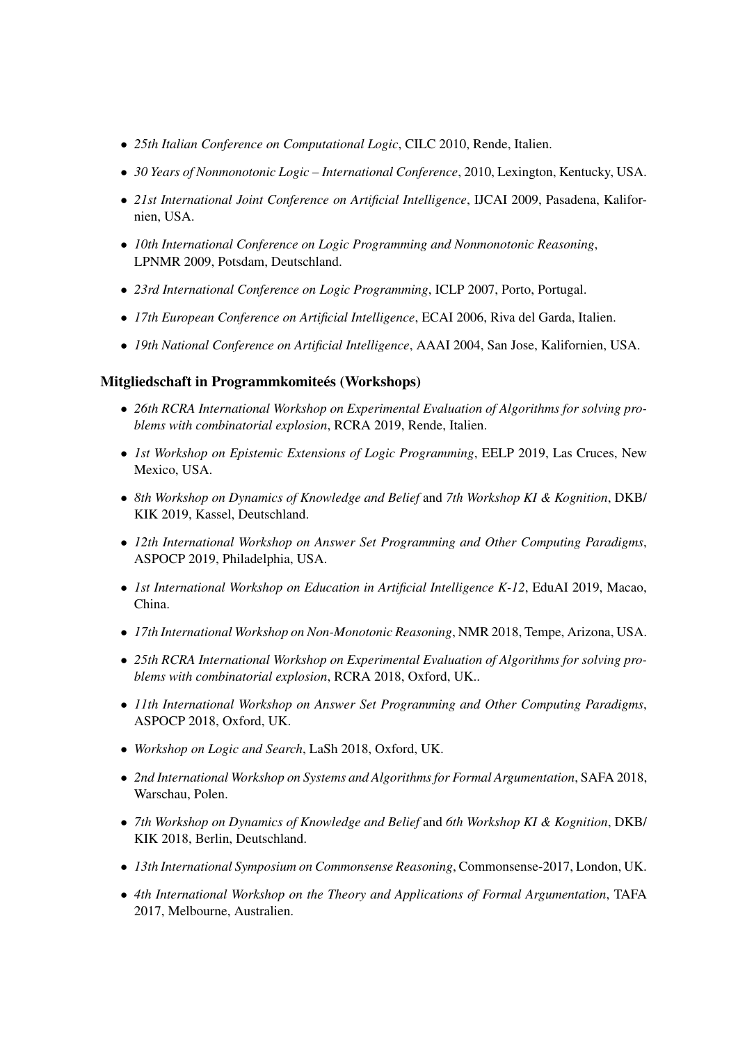- *25th Italian Conference on Computational Logic*, CILC 2010, Rende, Italien.
- *30 Years of Nonmonotonic Logic – International Conference*, 2010, Lexington, Kentucky, USA.
- *21st International Joint Conference on Artificial Intelligence*, IJCAI 2009, Pasadena, Kalifornien, USA.
- *10th International Conference on Logic Programming and Nonmonotonic Reasoning*, LPNMR 2009, Potsdam, Deutschland.
- *23rd International Conference on Logic Programming*, ICLP 2007, Porto, Portugal.
- *17th European Conference on Artificial Intelligence*, ECAI 2006, Riva del Garda, Italien.
- *19th National Conference on Artificial Intelligence*, AAAI 2004, San Jose, Kalifornien, USA.

### Mitgliedschaft in Programmkomiteés (Workshops)

- *26th RCRA International Workshop on Experimental Evaluation of Algorithms for solving problems with combinatorial explosion*, RCRA 2019, Rende, Italien.
- *1st Workshop on Epistemic Extensions of Logic Programming*, EELP 2019, Las Cruces, New Mexico, USA.
- *8th Workshop on Dynamics of Knowledge and Belief* and *7th Workshop KI & Kognition*, DKB/KIK 2019, Kassel, Deutschland.
- *12th International Workshop on Answer Set Programming and Other Computing Paradigms*, ASPOCP 2019, Philadelphia, USA.
- *1st International Workshop on Education in Artificial Intelligence K-12*, EduAI 2019, Macao, China.
- *17th International Workshop on Non-Monotonic Reasoning*, NMR 2018, Tempe, Arizona, USA.
- *25th RCRA International Workshop on Experimental Evaluation of Algorithms for solving problems with combinatorial explosion*, RCRA 2018, Oxford, UK..
- *11th International Workshop on Answer Set Programming and Other Computing Paradigms*, ASPOCP 2018, Oxford, UK.
- *Workshop on Logic and Search*, LaSh 2018, Oxford, UK.
- *2nd International Workshop on Systems and Algorithms for Formal Argumentation*, SAFA 2018, Warschau, Polen.
- *7th Workshop on Dynamics of Knowledge and Belief* and *6th Workshop KI & Kognition*, DKB/KIK 2018, Berlin, Deutschland.
- *13th International Symposium on Commonsense Reasoning*, Commonsense-2017, London, UK.
- *4th International Workshop on the Theory and Applications of Formal Argumentation*, TAFA 2017, Melbourne, Australien.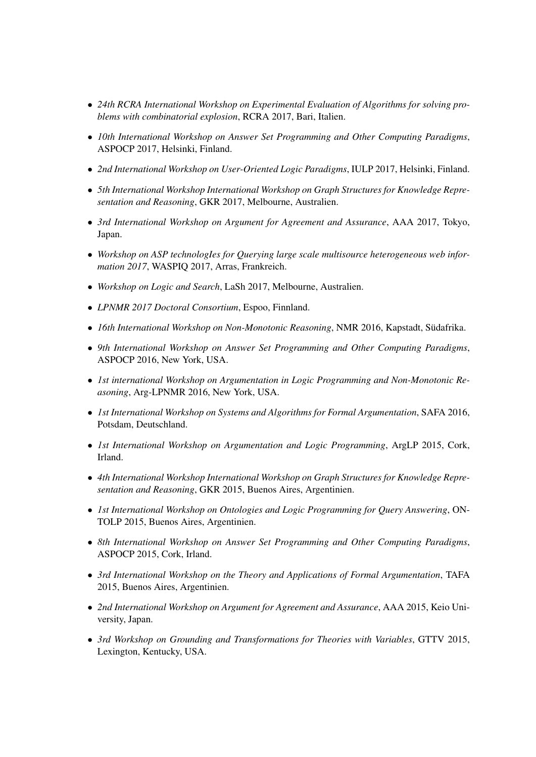- *24th RCRA International Workshop on Experimental Evaluation of Algorithms for solving problems with combinatorial explosion*, RCRA 2017, Bari, Italien.
- *10th International Workshop on Answer Set Programming and Other Computing Paradigms*, ASPOCP 2017, Helsinki, Finland.
- *2nd International Workshop on User-Oriented Logic Paradigms*, IULP 2017, Helsinki, Finland.
- *5th International Workshop International Workshop on Graph Structures for Knowledge Representation and Reasoning*, GKR 2017, Melbourne, Australien.
- *3rd International Workshop on Argument for Agreement and Assurance*, AAA 2017, Tokyo, Japan.
- *Workshop on ASP technologIes for Querying large scale multisource heterogeneous web information 2017*, WASPIQ 2017, Arras, Frankreich.
- *Workshop on Logic and Search*, LaSh 2017, Melbourne, Australien.
- *LPNMR 2017 Doctoral Consortium*, Espoo, Finnland.
- *16th International Workshop on Non-Monotonic Reasoning*, NMR 2016, Kapstadt, Südafrika.
- *9th International Workshop on Answer Set Programming and Other Computing Paradigms*, ASPOCP 2016, New York, USA.
- *1st international Workshop on Argumentation in Logic Programming and Non-Monotonic Reasoning*, Arg-LPNMR 2016, New York, USA.
- *1st International Workshop on Systems and Algorithms for Formal Argumentation*, SAFA 2016, Potsdam, Deutschland.
- *1st International Workshop on Argumentation and Logic Programming*, ArgLP 2015, Cork, Irland.
- *4th International Workshop International Workshop on Graph Structures for Knowledge Representation and Reasoning*, GKR 2015, Buenos Aires, Argentinien.
- *1st International Workshop on Ontologies and Logic Programming for Query Answering*, ONTOLP 2015, Buenos Aires, Argentinien.
- *8th International Workshop on Answer Set Programming and Other Computing Paradigms*, ASPOCP 2015, Cork, Irland.
- *3rd International Workshop on the Theory and Applications of Formal Argumentation*, TAFA 2015, Buenos Aires, Argentinien.
- *2nd International Workshop on Argument for Agreement and Assurance*, AAA 2015, Keio University, Japan.
- *3rd Workshop on Grounding and Transformations for Theories with Variables*, GTTV 2015, Lexington, Kentucky, USA.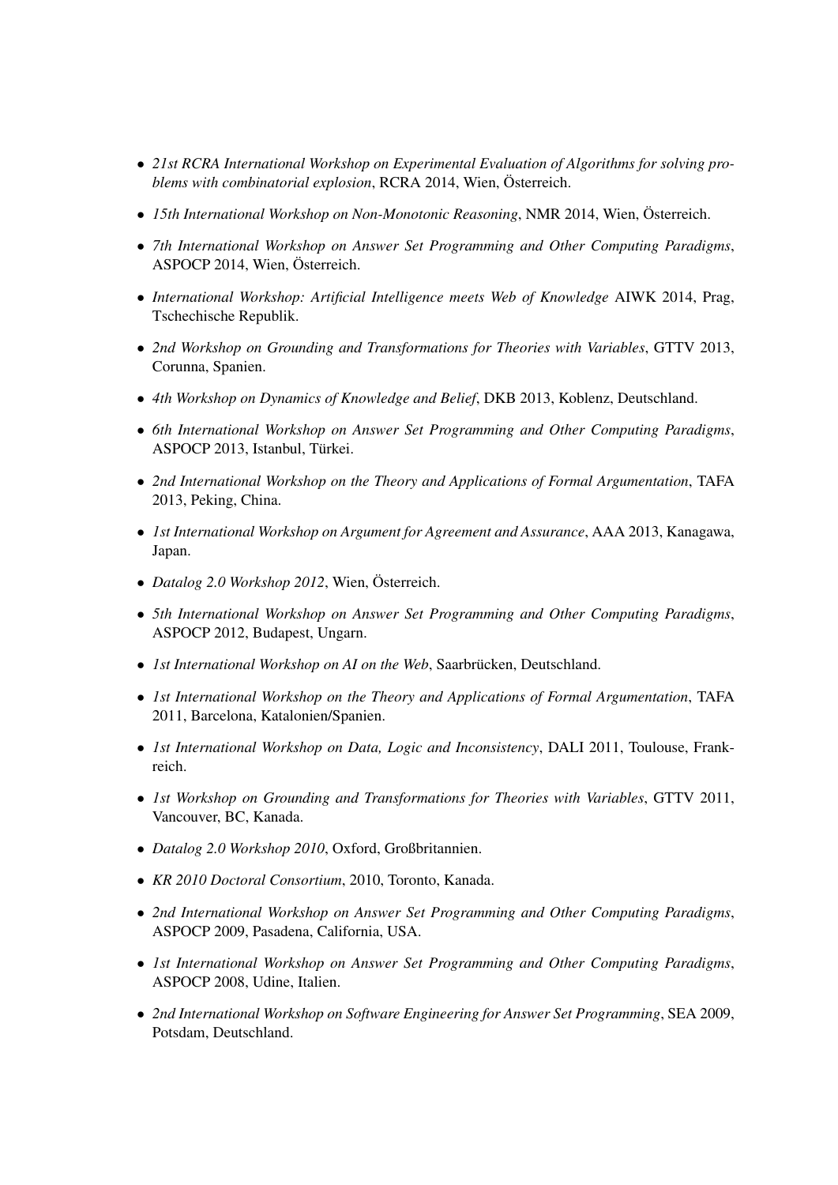- *21st RCRA International Workshop on Experimental Evaluation of Algorithms for solving problems with combinatorial explosion*, RCRA 2014, Wien, Österreich.

- *15th International Workshop on Non-Monotonic Reasoning*, NMR 2014, Wien, Österreich.

- *7th International Workshop on Answer Set Programming and Other Computing Paradigms*, ASPOCP 2014, Wien, Österreich.

- *International Workshop: Artificial Intelligence meets Web of Knowledge* AIWK 2014, Prag, Tschechische Republik.

- *2nd Workshop on Grounding and Transformations for Theories with Variables*, GTTV 2013, Corunna, Spanien.

- *4th Workshop on Dynamics of Knowledge and Belief*, DKB 2013, Koblenz, Deutschland.

- *6th International Workshop on Answer Set Programming and Other Computing Paradigms*, ASPOCP 2013, Istanbul, Türkei.

- *2nd International Workshop on the Theory and Applications of Formal Argumentation*, TAFA 2013, Peking, China.

- *1st International Workshop on Argument for Agreement and Assurance*, AAA 2013, Kanagawa, Japan.

- *Datalog 2.0 Workshop 2012*, Wien, Österreich.

- *5th International Workshop on Answer Set Programming and Other Computing Paradigms*, ASPOCP 2012, Budapest, Ungarn.

- *1st International Workshop on AI on the Web*, Saarbrücken, Deutschland.

- *1st International Workshop on the Theory and Applications of Formal Argumentation*, TAFA 2011, Barcelona, Katalonien/Spanien.

- *1st International Workshop on Data, Logic and Inconsistency*, DALI 2011, Toulouse, Frankreich.

- *1st Workshop on Grounding and Transformations for Theories with Variables*, GTTV 2011, Vancouver, BC, Kanada.

- *Datalog 2.0 Workshop 2010*, Oxford, Großbritannien.

- *KR 2010 Doctoral Consortium*, 2010, Toronto, Kanada.

- *2nd International Workshop on Answer Set Programming and Other Computing Paradigms*, ASPOCP 2009, Pasadena, California, USA.

- *1st International Workshop on Answer Set Programming and Other Computing Paradigms*, ASPOCP 2008, Udine, Italien.

- *2nd International Workshop on Software Engineering for Answer Set Programming*, SEA 2009, Potsdam, Deutschland.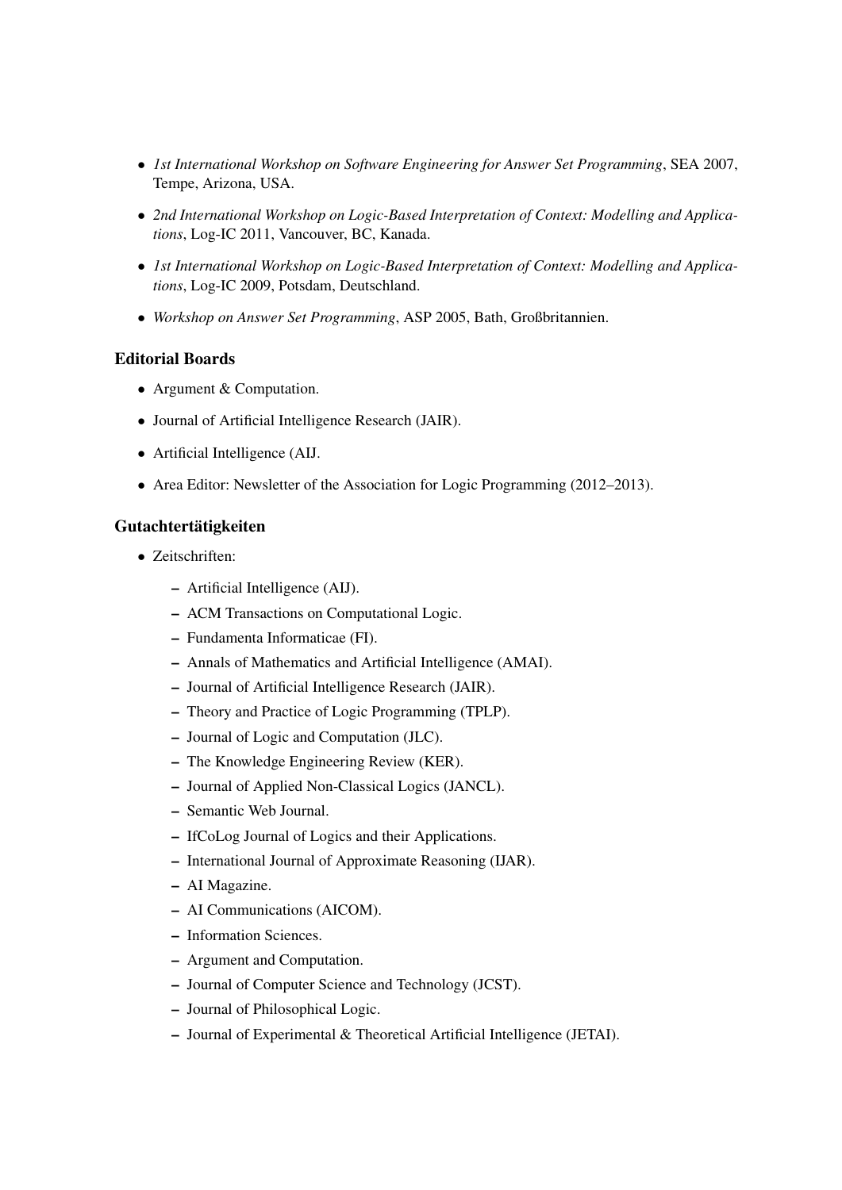- *1st International Workshop on Software Engineering for Answer Set Programming*, SEA 2007, Tempe, Arizona, USA.
- *2nd International Workshop on Logic-Based Interpretation of Context: Modelling and Applications*, Log-IC 2011, Vancouver, BC, Kanada.
- *1st International Workshop on Logic-Based Interpretation of Context: Modelling and Applications*, Log-IC 2009, Potsdam, Deutschland.
- *Workshop on Answer Set Programming*, ASP 2005, Bath, Großbritannien.

### Editorial Boards

- Argument & Computation.
- Journal of Artificial Intelligence Research (JAIR).
- Artificial Intelligence (AIJ.
- Area Editor: Newsletter of the Association for Logic Programming (2012–2013).

### Gutachtertätigkeiten

- Zeitschriften:
  - Artificial Intelligence (AIJ).
  - ACM Transactions on Computational Logic.
  - Fundamenta Informaticae (FI).
  - Annals of Mathematics and Artificial Intelligence (AMAI).
  - Journal of Artificial Intelligence Research (JAIR).
  - Theory and Practice of Logic Programming (TPLP).
  - Journal of Logic and Computation (JLC).
  - The Knowledge Engineering Review (KER).
  - Journal of Applied Non-Classical Logics (JANCL).
  - Semantic Web Journal.
  - IfCoLog Journal of Logics and their Applications.
  - International Journal of Approximate Reasoning (IJAR).
  - AI Magazine.
  - AI Communications (AICOM).
  - Information Sciences.
  - Argument and Computation.
  - Journal of Computer Science and Technology (JCST).
  - Journal of Philosophical Logic.
  - Journal of Experimental & Theoretical Artificial Intelligence (JETAI).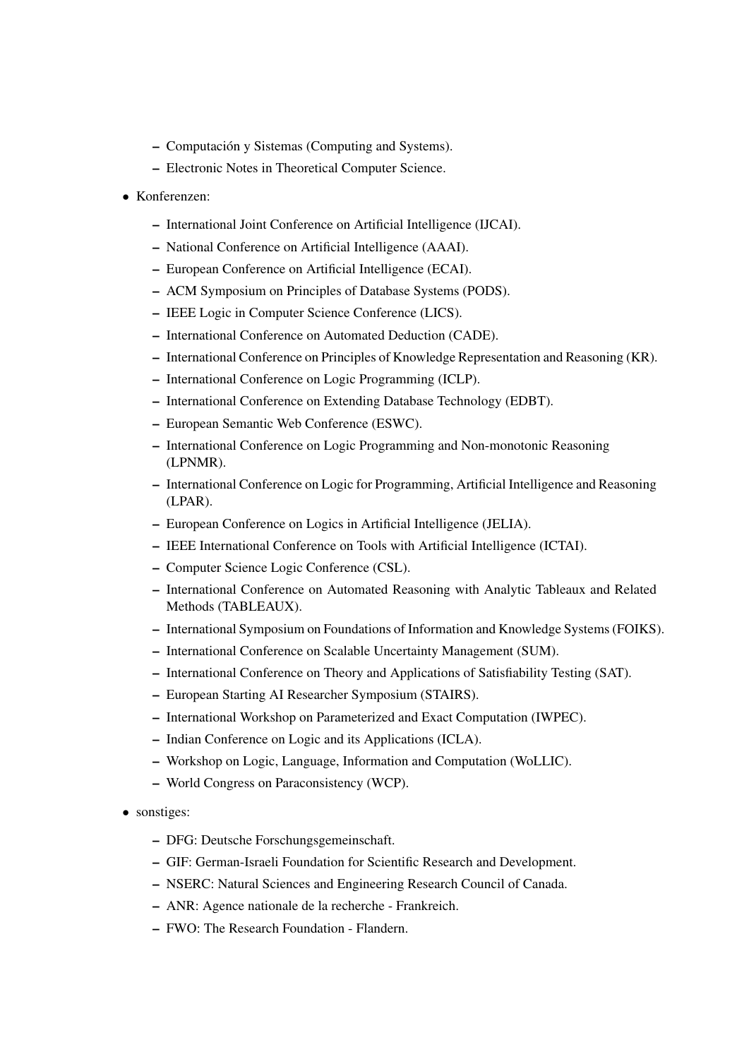- Computación y Sistemas (Computing and Systems).
  - Electronic Notes in Theoretical Computer Science.

- Konferenzen:
  - International Joint Conference on Artificial Intelligence (IJCAI).
  - National Conference on Artificial Intelligence (AAAI).
  - European Conference on Artificial Intelligence (ECAI).
  - ACM Symposium on Principles of Database Systems (PODS).
  - IEEE Logic in Computer Science Conference (LICS).
  - International Conference on Automated Deduction (CADE).
  - International Conference on Principles of Knowledge Representation and Reasoning (KR).
  - International Conference on Logic Programming (ICLP).
  - International Conference on Extending Database Technology (EDBT).
  - European Semantic Web Conference (ESWC).
  - International Conference on Logic Programming and Non-monotonic Reasoning (LPNMR).
  - International Conference on Logic for Programming, Artificial Intelligence and Reasoning (LPAR).
  - European Conference on Logics in Artificial Intelligence (JELIA).
  - IEEE International Conference on Tools with Artificial Intelligence (ICTAI).
  - Computer Science Logic Conference (CSL).
  - International Conference on Automated Reasoning with Analytic Tableaux and Related Methods (TABLEAUX).
  - International Symposium on Foundations of Information and Knowledge Systems (FOIKS).
  - International Conference on Scalable Uncertainty Management (SUM).
  - International Conference on Theory and Applications of Satisfiability Testing (SAT).
  - European Starting AI Researcher Symposium (STAIRS).
  - International Workshop on Parameterized and Exact Computation (IWPEC).
  - Indian Conference on Logic and its Applications (ICLA).
  - Workshop on Logic, Language, Information and Computation (WoLLIC).
  - World Congress on Paraconsistency (WCP).

- sonstiges:
  - DFG: Deutsche Forschungsgemeinschaft.
  - GIF: German-Israeli Foundation for Scientific Research and Development.
  - NSERC: Natural Sciences and Engineering Research Council of Canada.
  - ANR: Agence nationale de la recherche - Frankreich.
  - FWO: The Research Foundation - Flandern.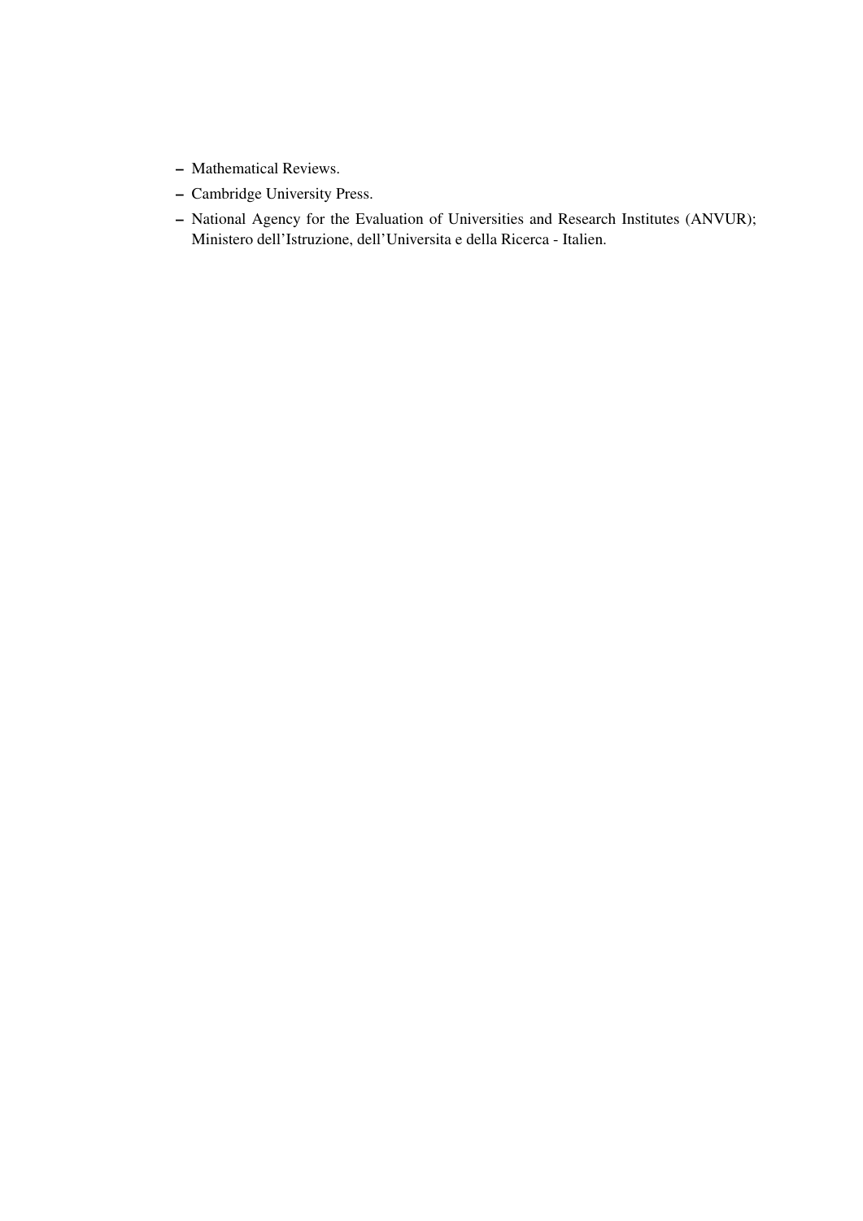- Mathematical Reviews.
- Cambridge University Press.
- National Agency for the Evaluation of Universities and Research Institutes (ANVUR); Ministero dell'Istruzione, dell'Universita e della Ricerca - Italien.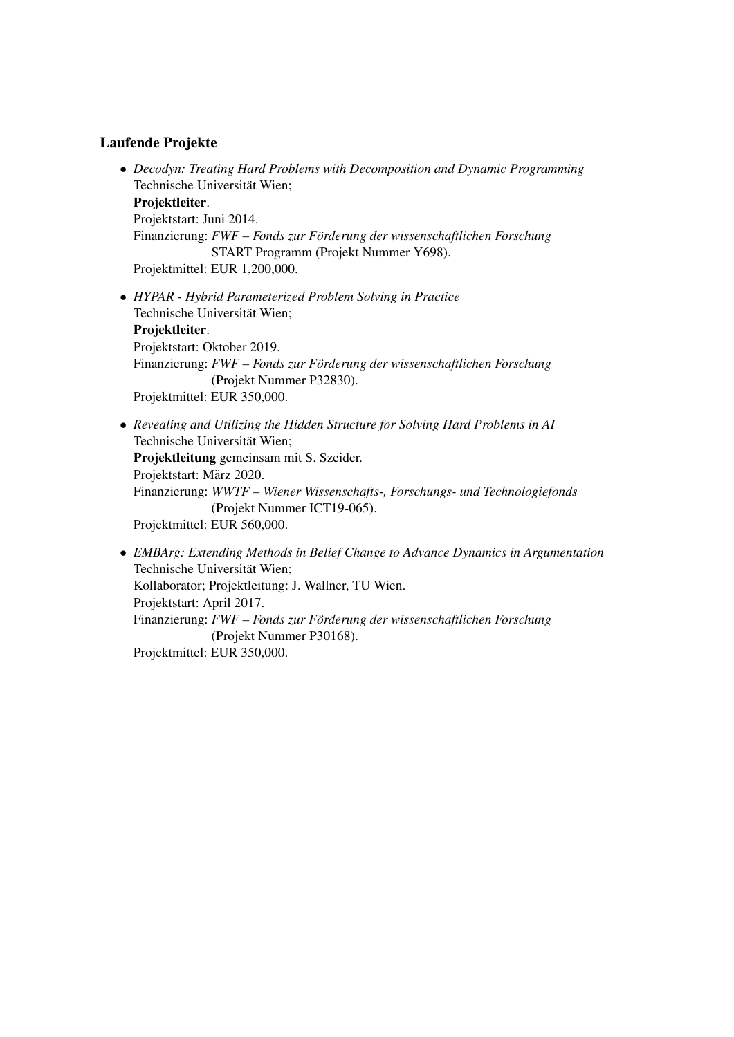### Laufende Projekte

- *Decodyn: Treating Hard Problems with Decomposition and Dynamic Programming*
  Technische Universität Wien;
  **Projektleiter**.
  Projektstart: Juni 2014.
  Finanzierung: *FWF – Fonds zur Förderung der wissenschaftlichen Forschung*
  START Programm (Projekt Nummer Y698).
  Projektmittel: EUR 1,200,000.

- *HYPAR - Hybrid Parameterized Problem Solving in Practice*
  Technische Universität Wien;
  **Projektleiter**.
  Projektstart: Oktober 2019.
  Finanzierung: *FWF – Fonds zur Förderung der wissenschaftlichen Forschung*
  (Projekt Nummer P32830).
  Projektmittel: EUR 350,000.

- *Revealing and Utilizing the Hidden Structure for Solving Hard Problems in AI*
  Technische Universität Wien;
  **Projektleitung** gemeinsam mit S. Szeider.
  Projektstart: März 2020.
  Finanzierung: *WWTF – Wiener Wissenschafts-, Forschungs- und Technologiefonds*
  (Projekt Nummer ICT19-065).
  Projektmittel: EUR 560,000.

- *EMBArg: Extending Methods in Belief Change to Advance Dynamics in Argumentation*
  Technische Universität Wien;
  Kollaborator; Projektleitung: J. Wallner, TU Wien.
  Projektstart: April 2017.
  Finanzierung: *FWF – Fonds zur Förderung der wissenschaftlichen Forschung*
  (Projekt Nummer P30168).
  Projektmittel: EUR 350,000.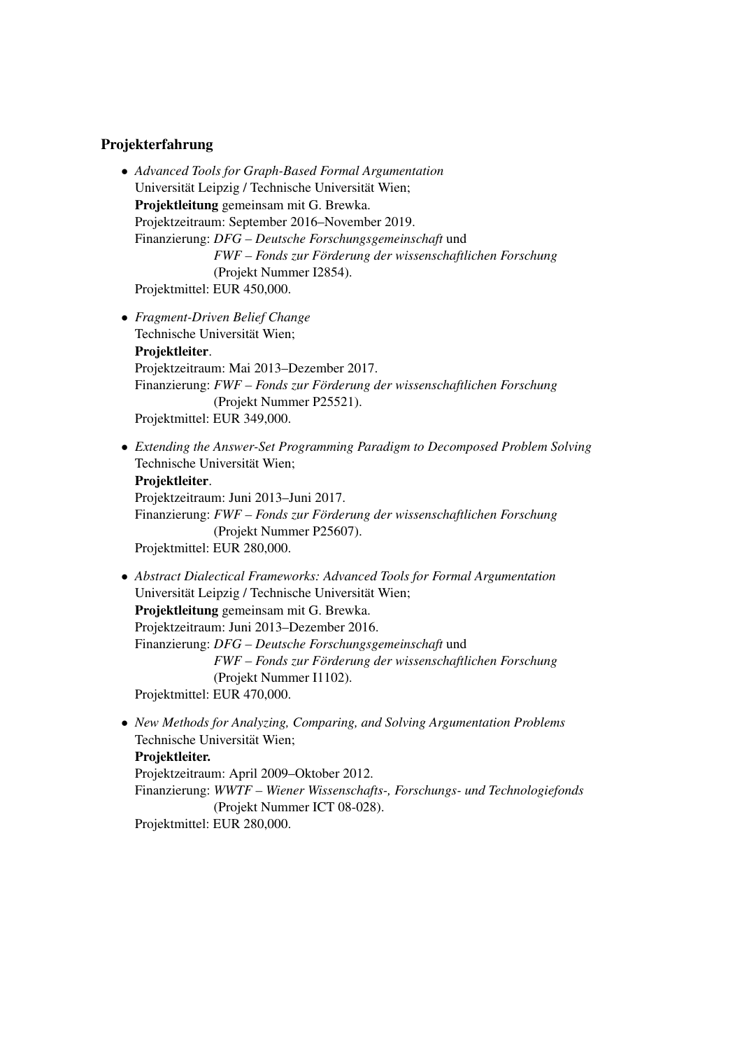## Projekterfahrung

- *Advanced Tools for Graph-Based Formal Argumentation*
  Universität Leipzig / Technische Universität Wien;
  **Projektleitung** gemeinsam mit G. Brewka.
  Projektzeitraum: September 2016–November 2019.
  Finanzierung: *DFG – Deutsche Forschungsgemeinschaft* und
  *FWF – Fonds zur Förderung der wissenschaftlichen Forschung*
  (Projekt Nummer I2854).
  Projektmittel: EUR 450,000.

- *Fragment-Driven Belief Change*
  Technische Universität Wien;
  **Projektleiter**.
  Projektzeitraum: Mai 2013–Dezember 2017.
  Finanzierung: *FWF – Fonds zur Förderung der wissenschaftlichen Forschung*
  (Projekt Nummer P25521).
  Projektmittel: EUR 349,000.

- *Extending the Answer-Set Programming Paradigm to Decomposed Problem Solving*
  Technische Universität Wien;
  **Projektleiter**.
  Projektzeitraum: Juni 2013–Juni 2017.
  Finanzierung: *FWF – Fonds zur Förderung der wissenschaftlichen Forschung*
  (Projekt Nummer P25607).
  Projektmittel: EUR 280,000.

- *Abstract Dialectical Frameworks: Advanced Tools for Formal Argumentation*
  Universität Leipzig / Technische Universität Wien;
  **Projektleitung** gemeinsam mit G. Brewka.
  Projektzeitraum: Juni 2013–Dezember 2016.
  Finanzierung: *DFG – Deutsche Forschungsgemeinschaft* und
  *FWF – Fonds zur Förderung der wissenschaftlichen Forschung*
  (Projekt Nummer I1102).
  Projektmittel: EUR 470,000.

- *New Methods for Analyzing, Comparing, and Solving Argumentation Problems*
  Technische Universität Wien;
  **Projektleiter.**
  Projektzeitraum: April 2009–Oktober 2012.
  Finanzierung: *WWTF – Wiener Wissenschafts-, Forschungs- und Technologiefonds*
  (Projekt Nummer ICT 08-028).
  Projektmittel: EUR 280,000.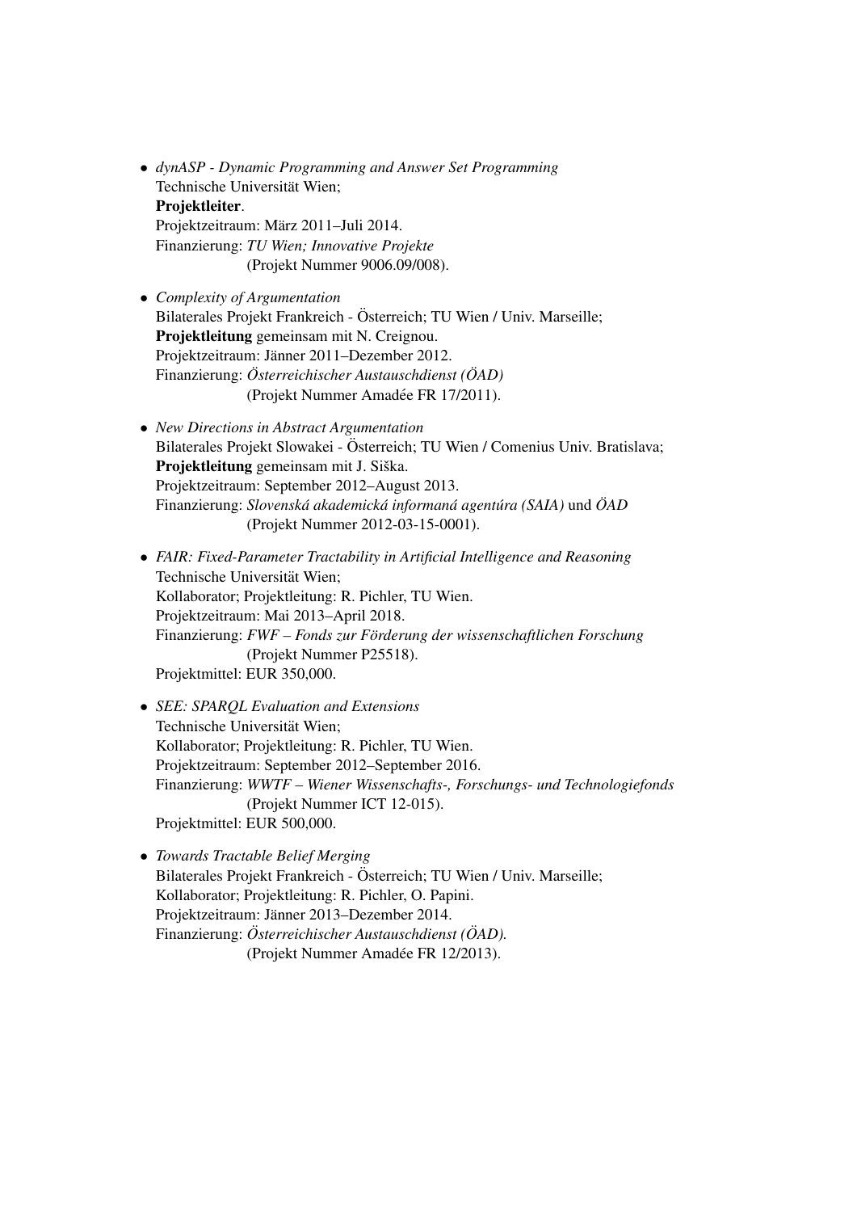- *dynASP - Dynamic Programming and Answer Set Programming*
  Technische Universität Wien;
  **Projektleiter**.
  Projektzeitraum: März 2011–Juli 2014.
  Finanzierung: *TU Wien; Innovative Projekte*
  (Projekt Nummer 9006.09/008).

- *Complexity of Argumentation*
  Bilaterales Projekt Frankreich - Österreich; TU Wien / Univ. Marseille;
  **Projektleitung** gemeinsam mit N. Creignou.
  Projektzeitraum: Jänner 2011–Dezember 2012.
  Finanzierung: *Österreichischer Austauschdienst (ÖAD)*
  (Projekt Nummer Amadée FR 17/2011).

- *New Directions in Abstract Argumentation*
  Bilaterales Projekt Slowakei - Österreich; TU Wien / Comenius Univ. Bratislava;
  **Projektleitung** gemeinsam mit J. Siška.
  Projektzeitraum: September 2012–August 2013.
  Finanzierung: *Slovenská akademická informaná agentúra (SAIA)* und *ÖAD*
  (Projekt Nummer 2012-03-15-0001).

- *FAIR: Fixed-Parameter Tractability in Artificial Intelligence and Reasoning*
  Technische Universität Wien;
  Kollaborator; Projektleitung: R. Pichler, TU Wien.
  Projektzeitraum: Mai 2013–April 2018.
  Finanzierung: *FWF – Fonds zur Förderung der wissenschaftlichen Forschung*
  (Projekt Nummer P25518).
  Projektmittel: EUR 350,000.

- *SEE: SPARQL Evaluation and Extensions*
  Technische Universität Wien;
  Kollaborator; Projektleitung: R. Pichler, TU Wien.
  Projektzeitraum: September 2012–September 2016.
  Finanzierung: *WWTF – Wiener Wissenschafts-, Forschungs- und Technologiefonds*
  (Projekt Nummer ICT 12-015).
  Projektmittel: EUR 500,000.

- *Towards Tractable Belief Merging*
  Bilaterales Projekt Frankreich - Österreich; TU Wien / Univ. Marseille;
  Kollaborator; Projektleitung: R. Pichler, O. Papini.
  Projektzeitraum: Jänner 2013–Dezember 2014.
  Finanzierung: *Österreichischer Austauschdienst (ÖAD).*
  (Projekt Nummer Amadée FR 12/2013).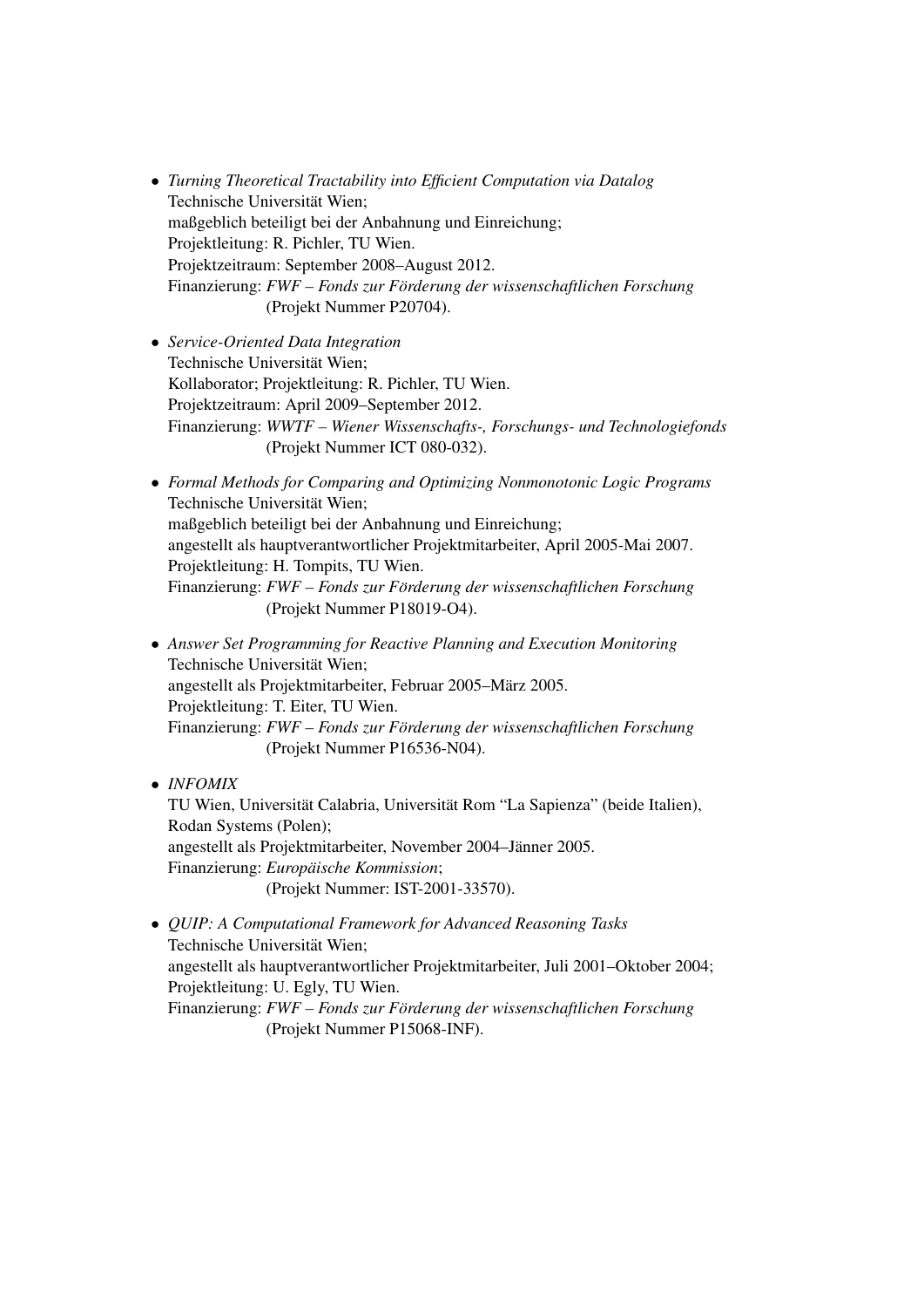- *Turning Theoretical Tractability into Efficient Computation via Datalog*
  Technische Universität Wien;
  maßgeblich beteiligt bei der Anbahnung und Einreichung;
  Projektleitung: R. Pichler, TU Wien.
  Projektzeitraum: September 2008–August 2012.
  Finanzierung: *FWF – Fonds zur Förderung der wissenschaftlichen Forschung*
  (Projekt Nummer P20704).

- *Service-Oriented Data Integration*
  Technische Universität Wien;
  Kollaborator; Projektleitung: R. Pichler, TU Wien.
  Projektzeitraum: April 2009–September 2012.
  Finanzierung: *WWTF – Wiener Wissenschafts-, Forschungs- und Technologiefonds*
  (Projekt Nummer ICT 080-032).

- *Formal Methods for Comparing and Optimizing Nonmonotonic Logic Programs*
  Technische Universität Wien;
  maßgeblich beteiligt bei der Anbahnung und Einreichung;
  angestellt als hauptverantwortlicher Projektmitarbeiter, April 2005-Mai 2007.
  Projektleitung: H. Tompits, TU Wien.
  Finanzierung: *FWF – Fonds zur Förderung der wissenschaftlichen Forschung*
  (Projekt Nummer P18019-O4).

- *Answer Set Programming for Reactive Planning and Execution Monitoring*
  Technische Universität Wien;
  angestellt als Projektmitarbeiter, Februar 2005–März 2005.
  Projektleitung: T. Eiter, TU Wien.
  Finanzierung: *FWF – Fonds zur Förderung der wissenschaftlichen Forschung*
  (Projekt Nummer P16536-N04).

- *INFOMIX*
  TU Wien, Universität Calabria, Universität Rom "La Sapienza" (beide Italien),
  Rodan Systems (Polen);
  angestellt als Projektmitarbeiter, November 2004–Jänner 2005.
  Finanzierung: *Europäische Kommission*;
  (Projekt Nummer: IST-2001-33570).

- *QUIP: A Computational Framework for Advanced Reasoning Tasks*
  Technische Universität Wien;
  angestellt als hauptverantwortlicher Projektmitarbeiter, Juli 2001–Oktober 2004;
  Projektleitung: U. Egly, TU Wien.
  Finanzierung: *FWF – Fonds zur Förderung der wissenschaftlichen Forschung*
  (Projekt Nummer P15068-INF).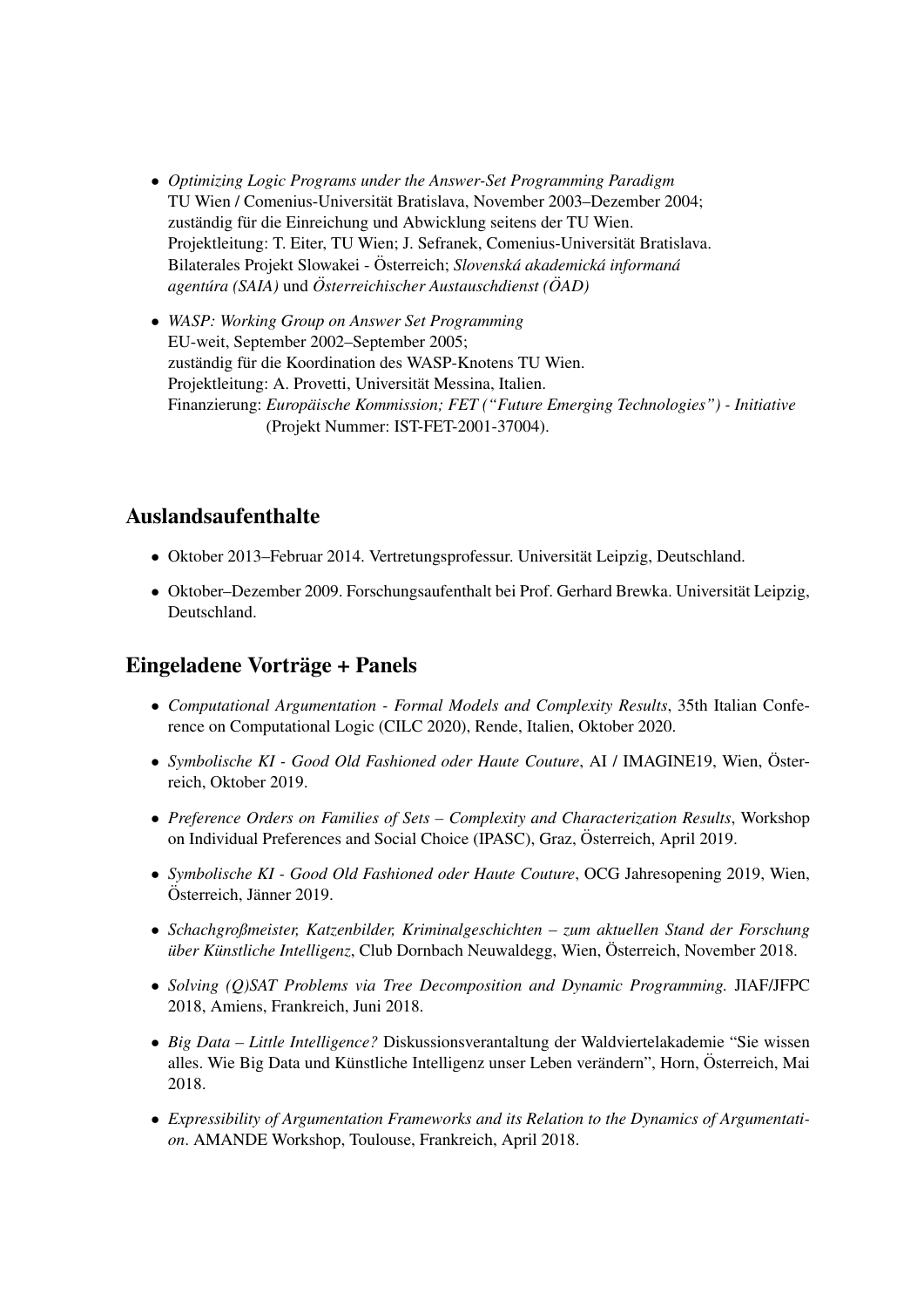- *Optimizing Logic Programs under the Answer-Set Programming Paradigm*
  TU Wien / Comenius-Universität Bratislava, November 2003–Dezember 2004;
  zuständig für die Einreichung und Abwicklung seitens der TU Wien.
  Projektleitung: T. Eiter, TU Wien; J. Sefranek, Comenius-Universität Bratislava.
  Bilaterales Projekt Slowakei - Österreich; *Slovenská akademická informaná agentúra (SAIA)* und *Österreichischer Austauschdienst (ÖAD)*

- *WASP: Working Group on Answer Set Programming*
  EU-weit, September 2002–September 2005;
  zuständig für die Koordination des WASP-Knotens TU Wien.
  Projektleitung: A. Provetti, Universität Messina, Italien.
  Finanzierung: *Europäische Kommission; FET ("Future Emerging Technologies") - Initiative* (Projekt Nummer: IST-FET-2001-37004).

## Auslandsaufenthalte

- Oktober 2013–Februar 2014. Vertretungsprofessur. Universität Leipzig, Deutschland.
- Oktober–Dezember 2009. Forschungsaufenthalt bei Prof. Gerhard Brewka. Universität Leipzig, Deutschland.

## Eingeladene Vorträge + Panels

- *Computational Argumentation - Formal Models and Complexity Results*, 35th Italian Conference on Computational Logic (CILC 2020), Rende, Italien, Oktober 2020.
- *Symbolische KI - Good Old Fashioned oder Haute Couture*, AI / IMAGINE19, Wien, Österreich, Oktober 2019.
- *Preference Orders on Families of Sets – Complexity and Characterization Results*, Workshop on Individual Preferences and Social Choice (IPASC), Graz, Österreich, April 2019.
- *Symbolische KI - Good Old Fashioned oder Haute Couture*, OCG Jahresopening 2019, Wien, Österreich, Jänner 2019.
- *Schachgroßmeister, Katzenbilder, Kriminalgeschichten – zum aktuellen Stand der Forschung über Künstliche Intelligenz*, Club Dornbach Neuwaldegg, Wien, Österreich, November 2018.
- *Solving (Q)SAT Problems via Tree Decomposition and Dynamic Programming.* JIAF/JFPC 2018, Amiens, Frankreich, Juni 2018.
- *Big Data – Little Intelligence?* Diskussionsverantaltung der Waldviertelakademie "Sie wissen alles. Wie Big Data und Künstliche Intelligenz unser Leben verändern", Horn, Österreich, Mai 2018.
- *Expressibility of Argumentation Frameworks and its Relation to the Dynamics of Argumentation*. AMANDE Workshop, Toulouse, Frankreich, April 2018.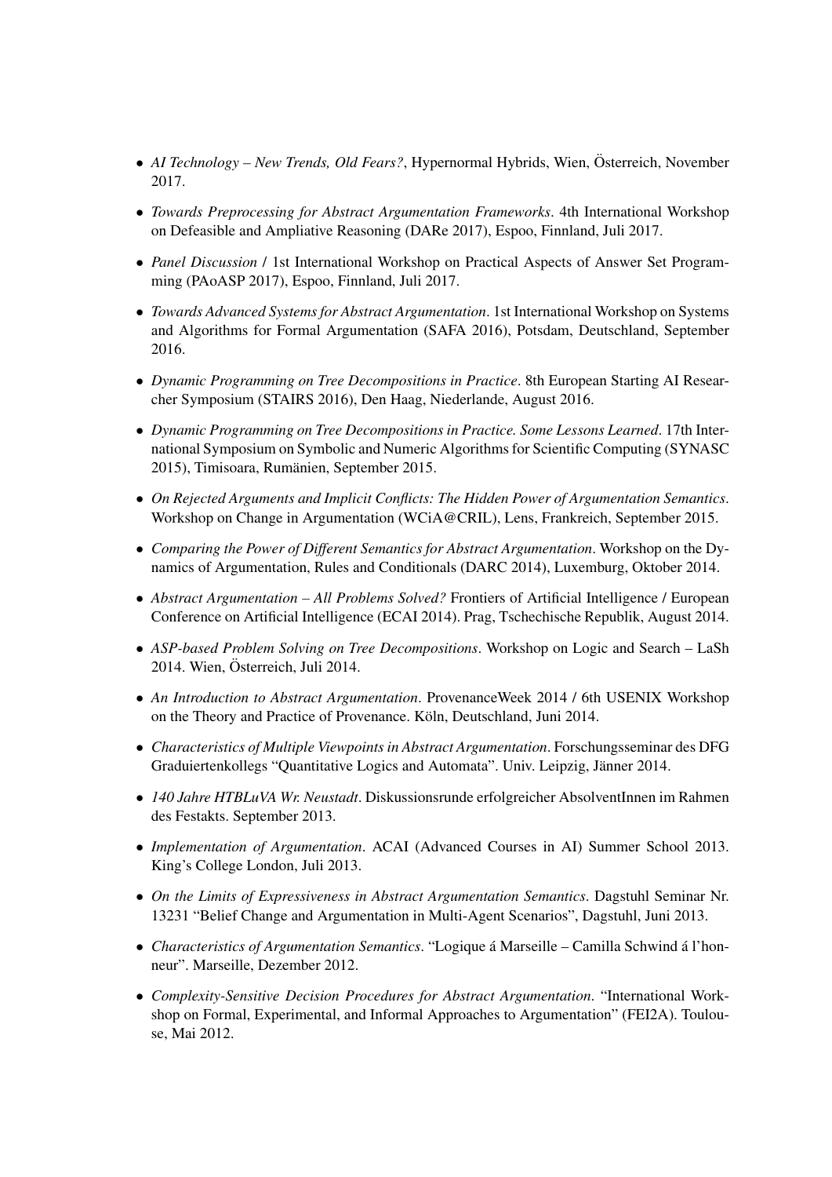- *AI Technology – New Trends, Old Fears?*, Hypernormal Hybrids, Wien, Österreich, November 2017.
- *Towards Preprocessing for Abstract Argumentation Frameworks*. 4th International Workshop on Defeasible and Ampliative Reasoning (DARe 2017), Espoo, Finnland, Juli 2017.
- *Panel Discussion* / 1st International Workshop on Practical Aspects of Answer Set Programming (PAoASP 2017), Espoo, Finnland, Juli 2017.
- *Towards Advanced Systems for Abstract Argumentation*. 1st International Workshop on Systems and Algorithms for Formal Argumentation (SAFA 2016), Potsdam, Deutschland, September 2016.
- *Dynamic Programming on Tree Decompositions in Practice*. 8th European Starting AI Researcher Symposium (STAIRS 2016), Den Haag, Niederlande, August 2016.
- *Dynamic Programming on Tree Decompositions in Practice. Some Lessons Learned*. 17th International Symposium on Symbolic and Numeric Algorithms for Scientific Computing (SYNASC 2015), Timisoara, Rumänien, September 2015.
- *On Rejected Arguments and Implicit Conflicts: The Hidden Power of Argumentation Semantics*. Workshop on Change in Argumentation (WCiA@CRIL), Lens, Frankreich, September 2015.
- *Comparing the Power of Different Semantics for Abstract Argumentation*. Workshop on the Dynamics of Argumentation, Rules and Conditionals (DARC 2014), Luxemburg, Oktober 2014.
- *Abstract Argumentation – All Problems Solved?* Frontiers of Artificial Intelligence / European Conference on Artificial Intelligence (ECAI 2014). Prag, Tschechische Republik, August 2014.
- *ASP-based Problem Solving on Tree Decompositions*. Workshop on Logic and Search – LaSh 2014. Wien, Österreich, Juli 2014.
- *An Introduction to Abstract Argumentation*. ProvenanceWeek 2014 / 6th USENIX Workshop on the Theory and Practice of Provenance. Köln, Deutschland, Juni 2014.
- *Characteristics of Multiple Viewpoints in Abstract Argumentation*. Forschungsseminar des DFG Graduiertenkollegs "Quantitative Logics and Automata". Univ. Leipzig, Jänner 2014.
- *140 Jahre HTBLuVA Wr. Neustadt*. Diskussionsrunde erfolgreicher AbsolventInnen im Rahmen des Festakts. September 2013.
- *Implementation of Argumentation*. ACAI (Advanced Courses in AI) Summer School 2013. King's College London, Juli 2013.
- *On the Limits of Expressiveness in Abstract Argumentation Semantics*. Dagstuhl Seminar Nr. 13231 "Belief Change and Argumentation in Multi-Agent Scenarios", Dagstuhl, Juni 2013.
- *Characteristics of Argumentation Semantics*. "Logique á Marseille – Camilla Schwind á l'honneur". Marseille, Dezember 2012.
- *Complexity-Sensitive Decision Procedures for Abstract Argumentation*. "International Workshop on Formal, Experimental, and Informal Approaches to Argumentation" (FEI2A). Toulouse, Mai 2012.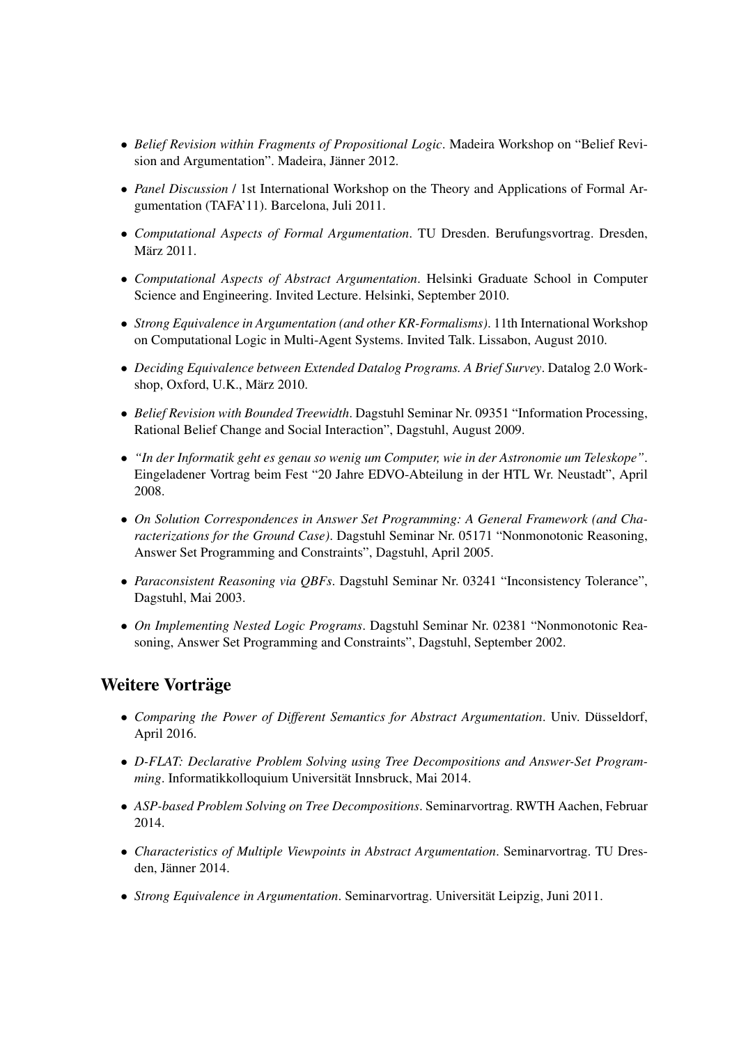- *Belief Revision within Fragments of Propositional Logic*. Madeira Workshop on "Belief Revision and Argumentation". Madeira, Jänner 2012.
- *Panel Discussion* / 1st International Workshop on the Theory and Applications of Formal Argumentation (TAFA'11). Barcelona, Juli 2011.
- *Computational Aspects of Formal Argumentation*. TU Dresden. Berufungsvortrag. Dresden, März 2011.
- *Computational Aspects of Abstract Argumentation*. Helsinki Graduate School in Computer Science and Engineering. Invited Lecture. Helsinki, September 2010.
- *Strong Equivalence in Argumentation (and other KR-Formalisms)*. 11th International Workshop on Computational Logic in Multi-Agent Systems. Invited Talk. Lissabon, August 2010.
- *Deciding Equivalence between Extended Datalog Programs. A Brief Survey*. Datalog 2.0 Workshop, Oxford, U.K., März 2010.
- *Belief Revision with Bounded Treewidth*. Dagstuhl Seminar Nr. 09351 "Information Processing, Rational Belief Change and Social Interaction", Dagstuhl, August 2009.
- *"In der Informatik geht es genau so wenig um Computer, wie in der Astronomie um Teleskope"*. Eingeladener Vortrag beim Fest "20 Jahre EDVO-Abteilung in der HTL Wr. Neustadt", April 2008.
- *On Solution Correspondences in Answer Set Programming: A General Framework (and Characterizations for the Ground Case)*. Dagstuhl Seminar Nr. 05171 "Nonmonotonic Reasoning, Answer Set Programming and Constraints", Dagstuhl, April 2005.
- *Paraconsistent Reasoning via QBFs*. Dagstuhl Seminar Nr. 03241 "Inconsistency Tolerance", Dagstuhl, Mai 2003.
- *On Implementing Nested Logic Programs*. Dagstuhl Seminar Nr. 02381 "Nonmonotonic Reasoning, Answer Set Programming and Constraints", Dagstuhl, September 2002.

## Weitere Vorträge

- *Comparing the Power of Different Semantics for Abstract Argumentation*. Univ. Düsseldorf, April 2016.
- *D-FLAT: Declarative Problem Solving using Tree Decompositions and Answer-Set Programming*. Informatikkolloquium Universität Innsbruck, Mai 2014.
- *ASP-based Problem Solving on Tree Decompositions*. Seminarvortrag. RWTH Aachen, Februar 2014.
- *Characteristics of Multiple Viewpoints in Abstract Argumentation*. Seminarvortrag. TU Dresden, Jänner 2014.
- *Strong Equivalence in Argumentation*. Seminarvortrag. Universität Leipzig, Juni 2011.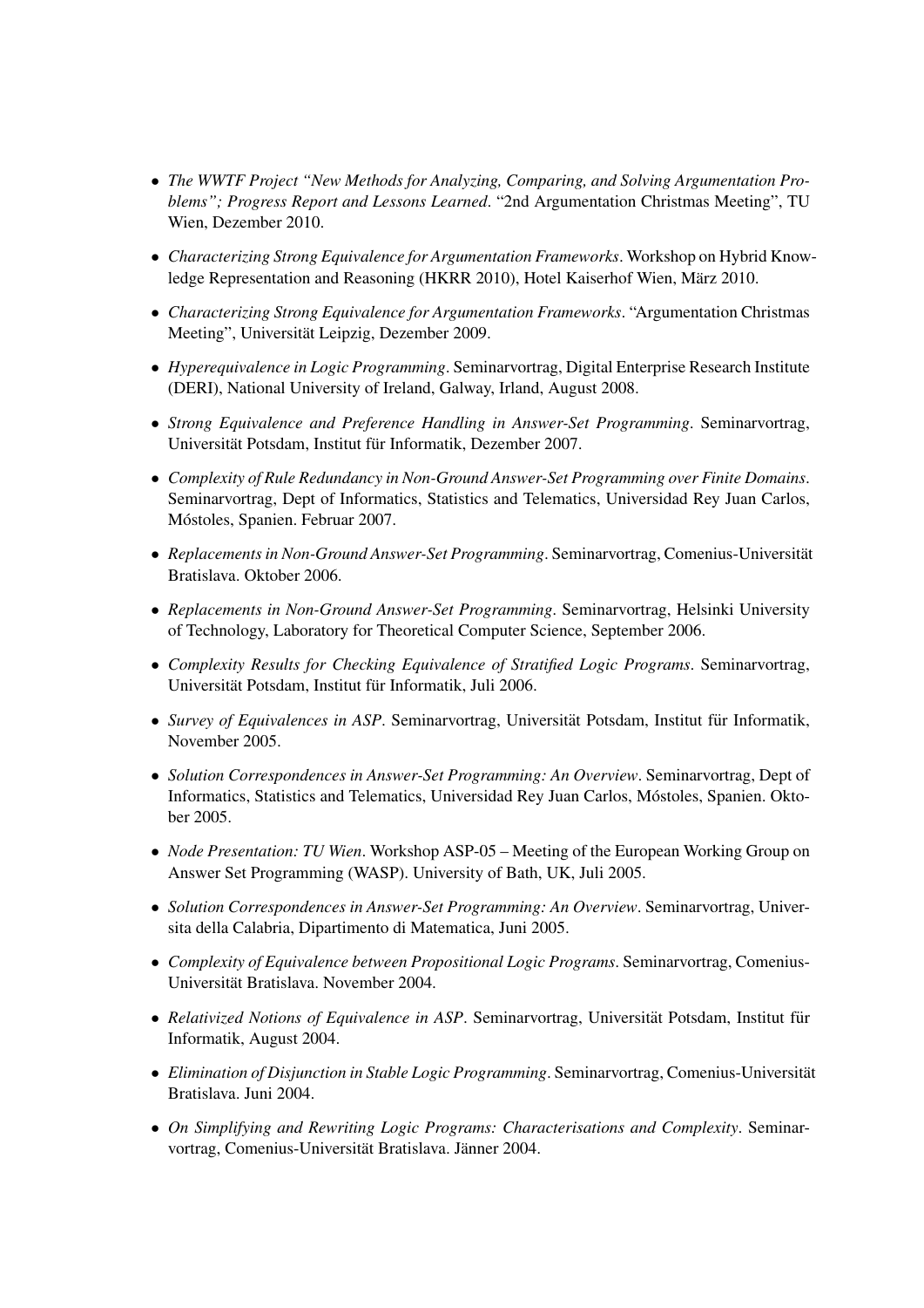- *The WWTF Project "New Methods for Analyzing, Comparing, and Solving Argumentation Problems"; Progress Report and Lessons Learned*. "2nd Argumentation Christmas Meeting", TU Wien, Dezember 2010.
- *Characterizing Strong Equivalence for Argumentation Frameworks*. Workshop on Hybrid Knowledge Representation and Reasoning (HKRR 2010), Hotel Kaiserhof Wien, März 2010.
- *Characterizing Strong Equivalence for Argumentation Frameworks*. "Argumentation Christmas Meeting", Universität Leipzig, Dezember 2009.
- *Hyperequivalence in Logic Programming*. Seminarvortrag, Digital Enterprise Research Institute (DERI), National University of Ireland, Galway, Irland, August 2008.
- *Strong Equivalence and Preference Handling in Answer-Set Programming*. Seminarvortrag, Universität Potsdam, Institut für Informatik, Dezember 2007.
- *Complexity of Rule Redundancy in Non-Ground Answer-Set Programming over Finite Domains*. Seminarvortrag, Dept of Informatics, Statistics and Telematics, Universidad Rey Juan Carlos, Móstoles, Spanien. Februar 2007.
- *Replacements in Non-Ground Answer-Set Programming*. Seminarvortrag, Comenius-Universität Bratislava. Oktober 2006.
- *Replacements in Non-Ground Answer-Set Programming*. Seminarvortrag, Helsinki University of Technology, Laboratory for Theoretical Computer Science, September 2006.
- *Complexity Results for Checking Equivalence of Stratified Logic Programs*. Seminarvortrag, Universität Potsdam, Institut für Informatik, Juli 2006.
- *Survey of Equivalences in ASP*. Seminarvortrag, Universität Potsdam, Institut für Informatik, November 2005.
- *Solution Correspondences in Answer-Set Programming: An Overview*. Seminarvortrag, Dept of Informatics, Statistics and Telematics, Universidad Rey Juan Carlos, Móstoles, Spanien. Oktober 2005.
- *Node Presentation: TU Wien*. Workshop ASP-05 – Meeting of the European Working Group on Answer Set Programming (WASP). University of Bath, UK, Juli 2005.
- *Solution Correspondences in Answer-Set Programming: An Overview*. Seminarvortrag, Universita della Calabria, Dipartimento di Matematica, Juni 2005.
- *Complexity of Equivalence between Propositional Logic Programs*. Seminarvortrag, Comenius-Universität Bratislava. November 2004.
- *Relativized Notions of Equivalence in ASP*. Seminarvortrag, Universität Potsdam, Institut für Informatik, August 2004.
- *Elimination of Disjunction in Stable Logic Programming*. Seminarvortrag, Comenius-Universität Bratislava. Juni 2004.
- *On Simplifying and Rewriting Logic Programs: Characterisations and Complexity*. Seminarvortrag, Comenius-Universität Bratislava. Jänner 2004.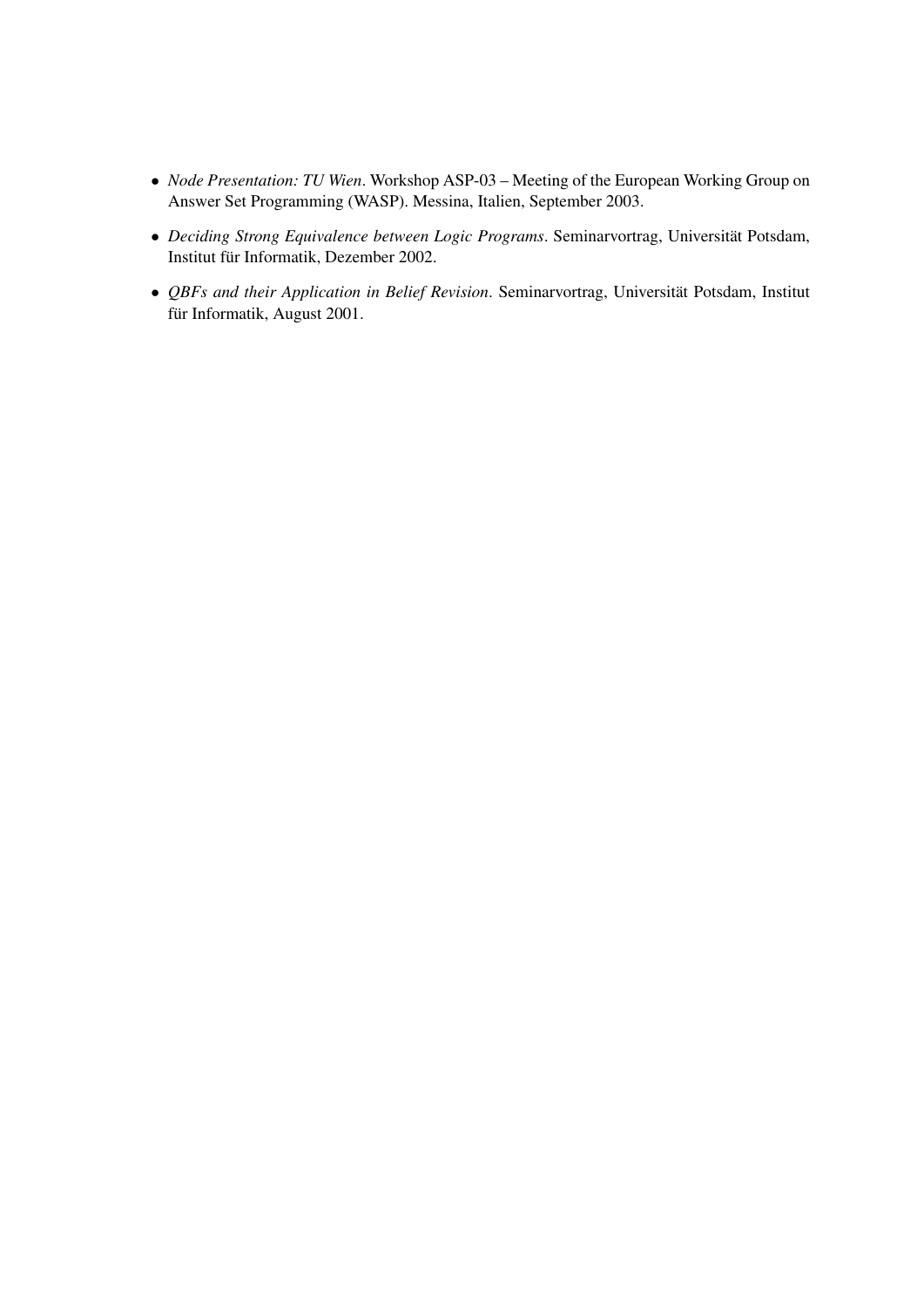- *Node Presentation: TU Wien*. Workshop ASP-03 – Meeting of the European Working Group on Answer Set Programming (WASP). Messina, Italien, September 2003.
- *Deciding Strong Equivalence between Logic Programs*. Seminarvortrag, Universität Potsdam, Institut für Informatik, Dezember 2002.
- *QBFs and their Application in Belief Revision*. Seminarvortrag, Universität Potsdam, Institut für Informatik, August 2001.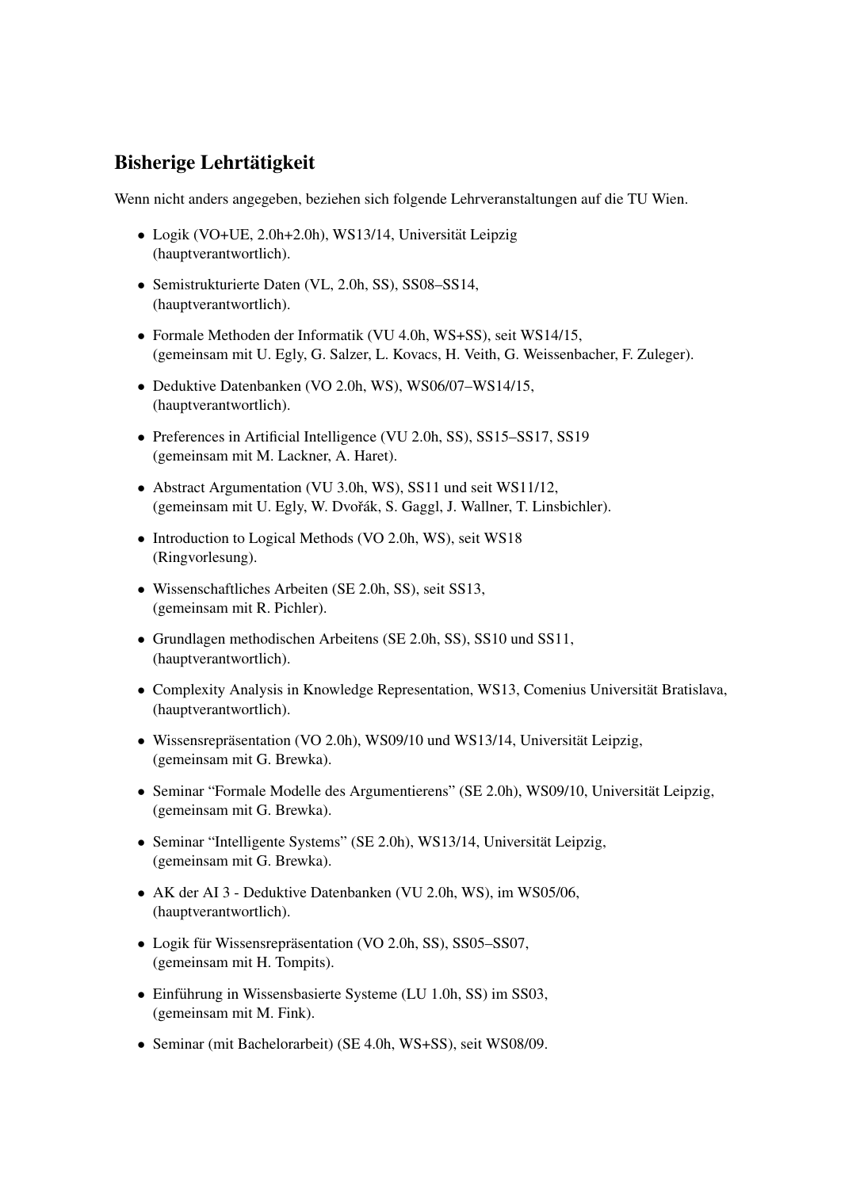## Bisherige Lehrtätigkeit

Wenn nicht anders angegeben, beziehen sich folgende Lehrveranstaltungen auf die TU Wien.

- Logik (VO+UE, 2.0h+2.0h), WS13/14, Universität Leipzig (hauptverantwortlich).
- Semistrukturierte Daten (VL, 2.0h, SS), SS08–SS14, (hauptverantwortlich).
- Formale Methoden der Informatik (VU 4.0h, WS+SS), seit WS14/15, (gemeinsam mit U. Egly, G. Salzer, L. Kovacs, H. Veith, G. Weissenbacher, F. Zuleger).
- Deduktive Datenbanken (VO 2.0h, WS), WS06/07–WS14/15, (hauptverantwortlich).
- Preferences in Artificial Intelligence (VU 2.0h, SS), SS15–SS17, SS19 (gemeinsam mit M. Lackner, A. Haret).
- Abstract Argumentation (VU 3.0h, WS), SS11 und seit WS11/12, (gemeinsam mit U. Egly, W. Dvořák, S. Gaggl, J. Wallner, T. Linsbichler).
- Introduction to Logical Methods (VO 2.0h, WS), seit WS18 (Ringvorlesung).
- Wissenschaftliches Arbeiten (SE 2.0h, SS), seit SS13, (gemeinsam mit R. Pichler).
- Grundlagen methodischen Arbeitens (SE 2.0h, SS), SS10 und SS11, (hauptverantwortlich).
- Complexity Analysis in Knowledge Representation, WS13, Comenius Universität Bratislava, (hauptverantwortlich).
- Wissensrepräsentation (VO 2.0h), WS09/10 und WS13/14, Universität Leipzig, (gemeinsam mit G. Brewka).
- Seminar “Formale Modelle des Argumentierens” (SE 2.0h), WS09/10, Universität Leipzig, (gemeinsam mit G. Brewka).
- Seminar “Intelligente Systems” (SE 2.0h), WS13/14, Universität Leipzig, (gemeinsam mit G. Brewka).
- AK der AI 3 - Deduktive Datenbanken (VU 2.0h, WS), im WS05/06, (hauptverantwortlich).
- Logik für Wissensrepräsentation (VO 2.0h, SS), SS05–SS07, (gemeinsam mit H. Tompits).
- Einführung in Wissensbasierte Systeme (LU 1.0h, SS) im SS03, (gemeinsam mit M. Fink).
- Seminar (mit Bachelorarbeit) (SE 4.0h, WS+SS), seit WS08/09.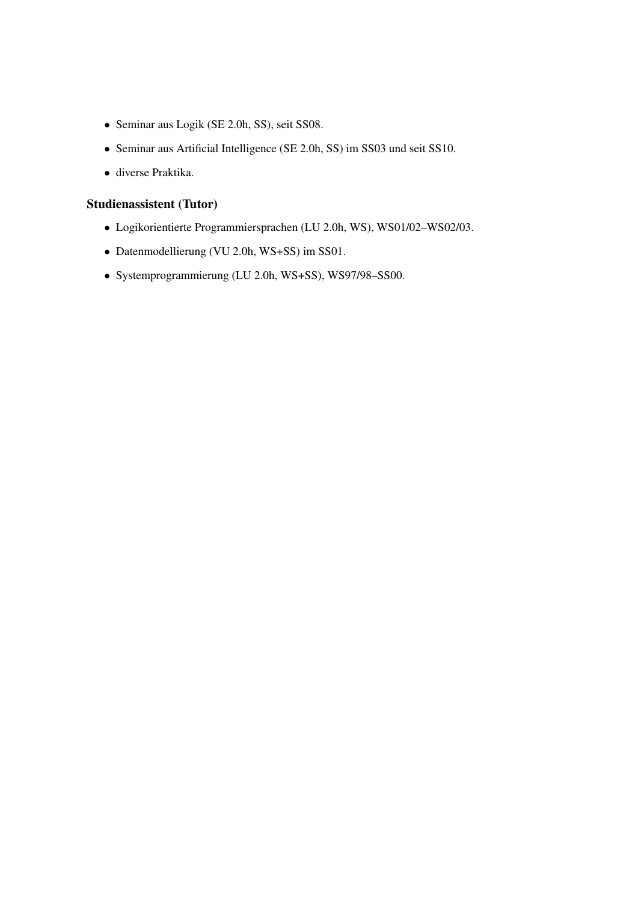- Seminar aus Logik (SE 2.0h, SS), seit SS08.
- Seminar aus Artificial Intelligence (SE 2.0h, SS) im SS03 und seit SS10.
- diverse Praktika.

### Studienassistent (Tutor)

- Logikorientierte Programmiersprachen (LU 2.0h, WS), WS01/02–WS02/03.
- Datenmodellierung (VU 2.0h, WS+SS) im SS01.
- Systemprogrammierung (LU 2.0h, WS+SS), WS97/98–SS00.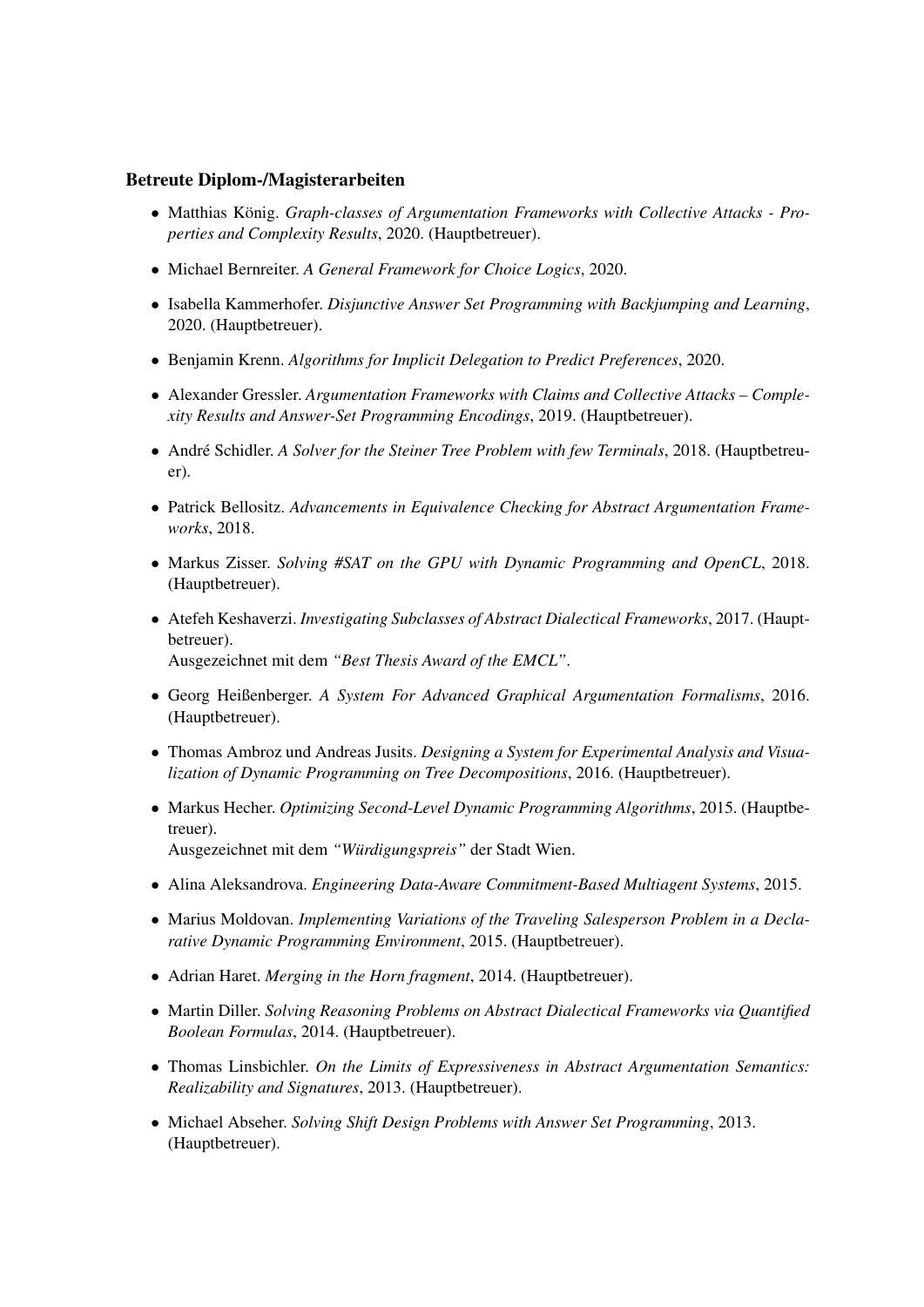### Betreute Diplom-/Magisterarbeiten

- Matthias König. *Graph-classes of Argumentation Frameworks with Collective Attacks - Properties and Complexity Results*, 2020. (Hauptbetreuer).
- Michael Bernreiter. *A General Framework for Choice Logics*, 2020.
- Isabella Kammerhofer. *Disjunctive Answer Set Programming with Backjumping and Learning*, 2020. (Hauptbetreuer).
- Benjamin Krenn. *Algorithms for Implicit Delegation to Predict Preferences*, 2020.
- Alexander Gressler. *Argumentation Frameworks with Claims and Collective Attacks – Complexity Results and Answer-Set Programming Encodings*, 2019. (Hauptbetreuer).
- André Schidler. *A Solver for the Steiner Tree Problem with few Terminals*, 2018. (Hauptbetreuer).
- Patrick Bellositz. *Advancements in Equivalence Checking for Abstract Argumentation Frameworks*, 2018.
- Markus Zisser. *Solving #SAT on the GPU with Dynamic Programming and OpenCL*, 2018. (Hauptbetreuer).
- Atefeh Keshaverzi. *Investigating Subclasses of Abstract Dialectical Frameworks*, 2017. (Hauptbetreuer).
  Ausgezeichnet mit dem *"Best Thesis Award of the EMCL"*.
- Georg Heißenberger. *A System For Advanced Graphical Argumentation Formalisms*, 2016. (Hauptbetreuer).
- Thomas Ambroz und Andreas Jusits. *Designing a System for Experimental Analysis and Visualization of Dynamic Programming on Tree Decompositions*, 2016. (Hauptbetreuer).
- Markus Hecher. *Optimizing Second-Level Dynamic Programming Algorithms*, 2015. (Hauptbetreuer).
  Ausgezeichnet mit dem *"Würdigungspreis"* der Stadt Wien.
- Alina Aleksandrova. *Engineering Data-Aware Commitment-Based Multiagent Systems*, 2015.
- Marius Moldovan. *Implementing Variations of the Traveling Salesperson Problem in a Declarative Dynamic Programming Environment*, 2015. (Hauptbetreuer).
- Adrian Haret. *Merging in the Horn fragment*, 2014. (Hauptbetreuer).
- Martin Diller. *Solving Reasoning Problems on Abstract Dialectical Frameworks via Quantified Boolean Formulas*, 2014. (Hauptbetreuer).
- Thomas Linsbichler. *On the Limits of Expressiveness in Abstract Argumentation Semantics: Realizability and Signatures*, 2013. (Hauptbetreuer).
- Michael Abseher. *Solving Shift Design Problems with Answer Set Programming*, 2013. (Hauptbetreuer).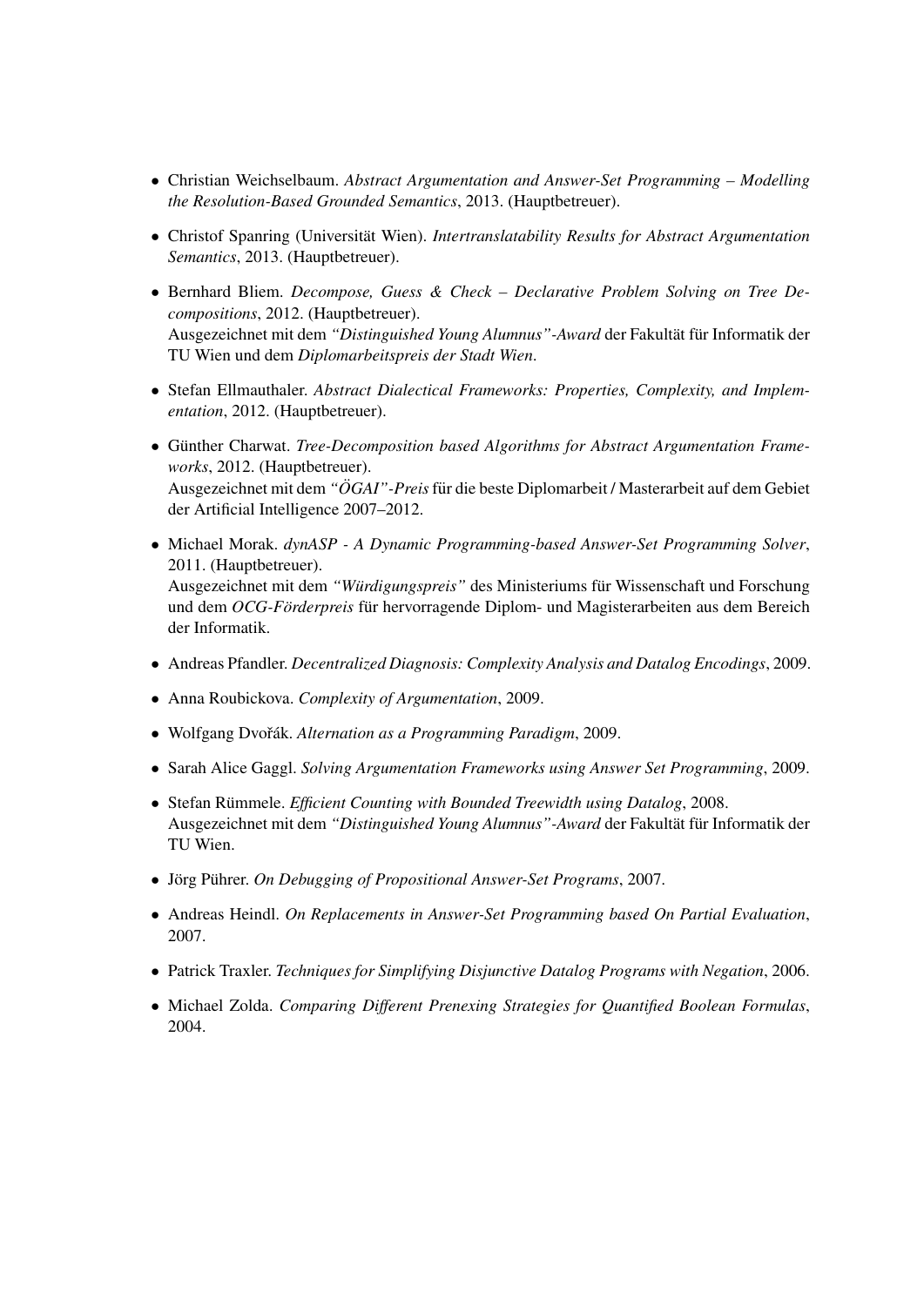- Christian Weichselbaum. *Abstract Argumentation and Answer-Set Programming – Modelling the Resolution-Based Grounded Semantics*, 2013. (Hauptbetreuer).
- Christof Spanring (Universität Wien). *Intertranslatability Results for Abstract Argumentation Semantics*, 2013. (Hauptbetreuer).
- Bernhard Bliem. *Decompose, Guess & Check – Declarative Problem Solving on Tree Decompositions*, 2012. (Hauptbetreuer).
  Ausgezeichnet mit dem *"Distinguished Young Alumnus"-Award* der Fakultät für Informatik der TU Wien und dem *Diplomarbeitspreis der Stadt Wien*.
- Stefan Ellmauthaler. *Abstract Dialectical Frameworks: Properties, Complexity, and Implementation*, 2012. (Hauptbetreuer).
- Günther Charwat. *Tree-Decomposition based Algorithms for Abstract Argumentation Frameworks*, 2012. (Hauptbetreuer).
  Ausgezeichnet mit dem *"ÖGAI"-Preis* für die beste Diplomarbeit / Masterarbeit auf dem Gebiet der Artificial Intelligence 2007–2012.
- Michael Morak. *dynASP - A Dynamic Programming-based Answer-Set Programming Solver*, 2011. (Hauptbetreuer).
  Ausgezeichnet mit dem *"Würdigungspreis"* des Ministeriums für Wissenschaft und Forschung und dem *OCG-Förderpreis* für hervorragende Diplom- und Magisterarbeiten aus dem Bereich der Informatik.
- Andreas Pfandler. *Decentralized Diagnosis: Complexity Analysis and Datalog Encodings*, 2009.
- Anna Roubickova. *Complexity of Argumentation*, 2009.
- Wolfgang Dvořák. *Alternation as a Programming Paradigm*, 2009.
- Sarah Alice Gaggl. *Solving Argumentation Frameworks using Answer Set Programming*, 2009.
- Stefan Rümmele. *Efficient Counting with Bounded Treewidth using Datalog*, 2008.
  Ausgezeichnet mit dem *"Distinguished Young Alumnus"-Award* der Fakultät für Informatik der TU Wien.
- Jörg Pührer. *On Debugging of Propositional Answer-Set Programs*, 2007.
- Andreas Heindl. *On Replacements in Answer-Set Programming based On Partial Evaluation*, 2007.
- Patrick Traxler. *Techniques for Simplifying Disjunctive Datalog Programs with Negation*, 2006.
- Michael Zolda. *Comparing Different Prenexing Strategies for Quantified Boolean Formulas*, 2004.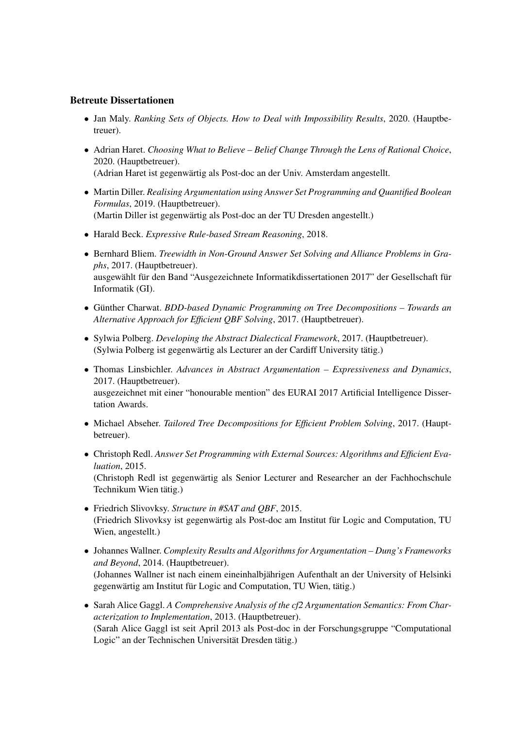### Betreute Dissertationen

- Jan Maly. *Ranking Sets of Objects. How to Deal with Impossibility Results*, 2020. (Hauptbetreuer).
- Adrian Haret. *Choosing What to Believe – Belief Change Through the Lens of Rational Choice*, 2020. (Hauptbetreuer).
  (Adrian Haret ist gegenwärtig als Post-doc an der Univ. Amsterdam angestellt.
- Martin Diller. *Realising Argumentation using Answer Set Programming and Quantified Boolean Formulas*, 2019. (Hauptbetreuer).
  (Martin Diller ist gegenwärtig als Post-doc an der TU Dresden angestellt.)
- Harald Beck. *Expressive Rule-based Stream Reasoning*, 2018.
- Bernhard Bliem. *Treewidth in Non-Ground Answer Set Solving and Alliance Problems in Graphs*, 2017. (Hauptbetreuer).
  ausgewählt für den Band "Ausgezeichnete Informatikdissertationen 2017" der Gesellschaft für Informatik (GI).
- Günther Charwat. *BDD-based Dynamic Programming on Tree Decompositions – Towards an Alternative Approach for Efficient QBF Solving*, 2017. (Hauptbetreuer).
- Sylwia Polberg. *Developing the Abstract Dialectical Framework*, 2017. (Hauptbetreuer).
  (Sylwia Polberg ist gegenwärtig als Lecturer an der Cardiff University tätig.)
- Thomas Linsbichler. *Advances in Abstract Argumentation – Expressiveness and Dynamics*, 2017. (Hauptbetreuer).
  ausgezeichnet mit einer "honourable mention" des EURAI 2017 Artificial Intelligence Dissertation Awards.
- Michael Abseher. *Tailored Tree Decompositions for Efficient Problem Solving*, 2017. (Hauptbetreuer).
- Christoph Redl. *Answer Set Programming with External Sources: Algorithms and Efficient Evaluation*, 2015.
  (Christoph Redl ist gegenwärtig als Senior Lecturer and Researcher an der Fachhochschule Technikum Wien tätig.)
- Friedrich Slivovksy. *Structure in #SAT and QBF*, 2015.
  (Friedrich Slivovksy ist gegenwärtig als Post-doc am Institut für Logic and Computation, TU Wien, angestellt.)
- Johannes Wallner. *Complexity Results and Algorithms for Argumentation – Dung's Frameworks and Beyond*, 2014. (Hauptbetreuer).
  (Johannes Wallner ist nach einem eineinhalbjährigen Aufenthalt an der University of Helsinki gegenwärtig am Institut für Logic and Computation, TU Wien, tätig.)
- Sarah Alice Gaggl. *A Comprehensive Analysis of the cf2 Argumentation Semantics: From Characterization to Implementation*, 2013. (Hauptbetreuer).
  (Sarah Alice Gaggl ist seit April 2013 als Post-doc in der Forschungsgruppe "Computational Logic" an der Technischen Universität Dresden tätig.)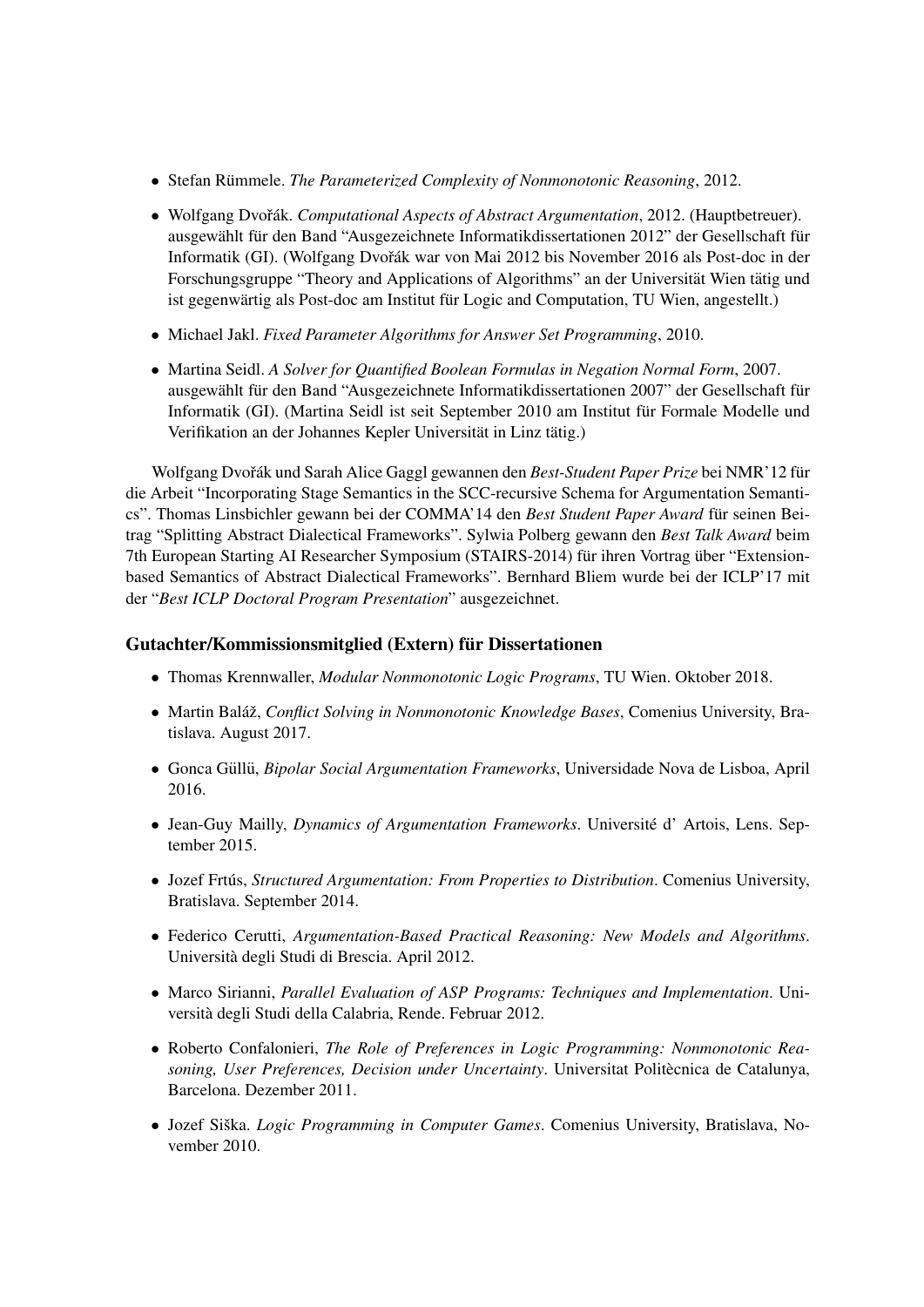- Stefan Rümmele. *The Parameterized Complexity of Nonmonotonic Reasoning*, 2012.
- Wolfgang Dvořák. *Computational Aspects of Abstract Argumentation*, 2012. (Hauptbetreuer). ausgewählt für den Band "Ausgezeichnete Informatikdissertationen 2012" der Gesellschaft für Informatik (GI). (Wolfgang Dvořák war von Mai 2012 bis November 2016 als Post-doc in der Forschungsgruppe "Theory and Applications of Algorithms" an der Universität Wien tätig und ist gegenwärtig als Post-doc am Institut für Logic and Computation, TU Wien, angestellt.)
- Michael Jakl. *Fixed Parameter Algorithms for Answer Set Programming*, 2010.
- Martina Seidl. *A Solver for Quantified Boolean Formulas in Negation Normal Form*, 2007. ausgewählt für den Band "Ausgezeichnete Informatikdissertationen 2007" der Gesellschaft für Informatik (GI). (Martina Seidl ist seit September 2010 am Institut für Formale Modelle und Verifikation an der Johannes Kepler Universität in Linz tätig.)

Wolfgang Dvořák und Sarah Alice Gaggl gewannen den *Best-Student Paper Prize* bei NMR'12 für die Arbeit "Incorporating Stage Semantics in the SCC-recursive Schema for Argumentation Semantics". Thomas Linsbichler gewann bei der COMMA'14 den *Best Student Paper Award* für seinen Beitrag "Splitting Abstract Dialectical Frameworks". Sylwia Polberg gewann den *Best Talk Award* beim 7th European Starting AI Researcher Symposium (STAIRS-2014) für ihren Vortrag über "Extension-based Semantics of Abstract Dialectical Frameworks". Bernhard Bliem wurde bei der ICLP'17 mit der "*Best ICLP Doctoral Program Presentation*" ausgezeichnet.

### Gutachter/Kommissionsmitglied (Extern) für Dissertationen

- Thomas Krennwaller, *Modular Nonmonotonic Logic Programs*, TU Wien. Oktober 2018.
- Martin Baláž, *Conflict Solving in Nonmonotonic Knowledge Bases*, Comenius University, Bratislava. August 2017.
- Gonca Güllü, *Bipolar Social Argumentation Frameworks*, Universidade Nova de Lisboa, April 2016.
- Jean-Guy Mailly, *Dynamics of Argumentation Frameworks*. Université d' Artois, Lens. September 2015.
- Jozef Frtús, *Structured Argumentation: From Properties to Distribution*. Comenius University, Bratislava. September 2014.
- Federico Cerutti, *Argumentation-Based Practical Reasoning: New Models and Algorithms*. Università degli Studi di Brescia. April 2012.
- Marco Sirianni, *Parallel Evaluation of ASP Programs: Techniques and Implementation*. Università degli Studi della Calabria, Rende. Februar 2012.
- Roberto Confalonieri, *The Role of Preferences in Logic Programming: Nonmonotonic Reasoning, User Preferences, Decision under Uncertainty*. Universitat Politècnica de Catalunya, Barcelona. Dezember 2011.
- Jozef Siška. *Logic Programming in Computer Games*. Comenius University, Bratislava, November 2010.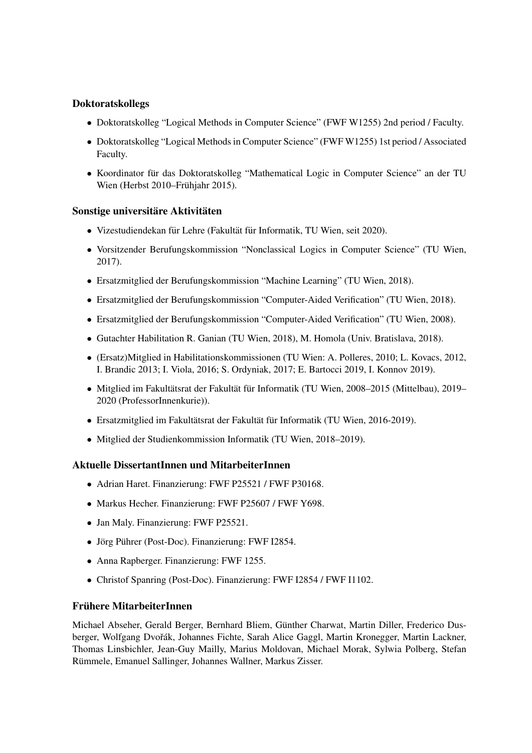### Doktoratskollegs

- Doktoratskolleg “Logical Methods in Computer Science” (FWF W1255) 2nd period / Faculty.
- Doktoratskolleg “Logical Methods in Computer Science” (FWF W1255) 1st period / Associated Faculty.
- Koordinator für das Doktoratskolleg “Mathematical Logic in Computer Science” an der TU Wien (Herbst 2010–Frühjahr 2015).

### Sonstige universitäre Aktivitäten

- Vizestudiendekan für Lehre (Fakultät für Informatik, TU Wien, seit 2020).
- Vorsitzender Berufungskommission “Nonclassical Logics in Computer Science” (TU Wien, 2017).
- Ersatzmitglied der Berufungskommission “Machine Learning” (TU Wien, 2018).
- Ersatzmitglied der Berufungskommission “Computer-Aided Verification” (TU Wien, 2018).
- Ersatzmitglied der Berufungskommission “Computer-Aided Verification” (TU Wien, 2008).
- Gutachter Habilitation R. Ganian (TU Wien, 2018), M. Homola (Univ. Bratislava, 2018).
- (Ersatz)Mitglied in Habilitationskommissionen (TU Wien: A. Polleres, 2010; L. Kovacs, 2012, I. Brandic 2013; I. Viola, 2016; S. Ordyniak, 2017; E. Bartocci 2019, I. Konnov 2019).
- Mitglied im Fakultätsrat der Fakultät für Informatik (TU Wien, 2008–2015 (Mittelbau), 2019–2020 (ProfessorInnenkurie)).
- Ersatzmitglied im Fakultätsrat der Fakultät für Informatik (TU Wien, 2016-2019).
- Mitglied der Studienkommission Informatik (TU Wien, 2018–2019).

### Aktuelle DissertantInnen und MitarbeiterInnen

- Adrian Haret. Finanzierung: FWF P25521 / FWF P30168.
- Markus Hecher. Finanzierung: FWF P25607 / FWF Y698.
- Jan Maly. Finanzierung: FWF P25521.
- Jörg Pührer (Post-Doc). Finanzierung: FWF I2854.
- Anna Rapberger. Finanzierung: FWF 1255.
- Christof Spanring (Post-Doc). Finanzierung: FWF I2854 / FWF I1102.

### Frühere MitarbeiterInnen

Michael Abseher, Gerald Berger, Bernhard Bliem, Günther Charwat, Martin Diller, Frederico Dusberger, Wolfgang Dvořák, Johannes Fichte, Sarah Alice Gaggl, Martin Kronegger, Martin Lackner, Thomas Linsbichler, Jean-Guy Mailly, Marius Moldovan, Michael Morak, Sylwia Polberg, Stefan Rümmele, Emanuel Sallinger, Johannes Wallner, Markus Zisser.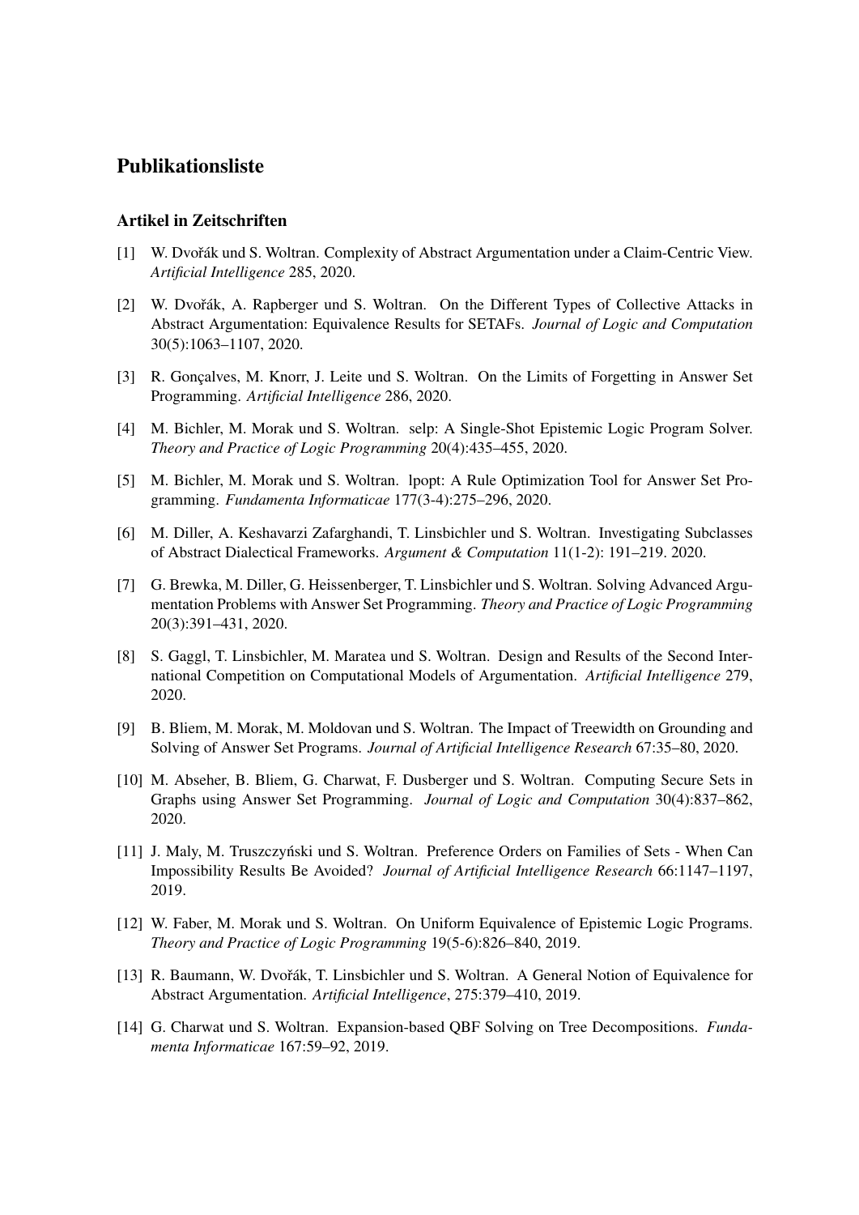## Publikationsliste

### Artikel in Zeitschriften

[1] W. Dvořák und S. Woltran. Complexity of Abstract Argumentation under a Claim-Centric View. *Artificial Intelligence* 285, 2020.

[2] W. Dvořák, A. Rapberger und S. Woltran. On the Different Types of Collective Attacks in Abstract Argumentation: Equivalence Results for SETAFs. *Journal of Logic and Computation* 30(5):1063–1107, 2020.

[3] R. Gonçalves, M. Knorr, J. Leite und S. Woltran. On the Limits of Forgetting in Answer Set Programming. *Artificial Intelligence* 286, 2020.

[4] M. Bichler, M. Morak und S. Woltran. selp: A Single-Shot Epistemic Logic Program Solver. *Theory and Practice of Logic Programming* 20(4):435–455, 2020.

[5] M. Bichler, M. Morak und S. Woltran. lpopt: A Rule Optimization Tool for Answer Set Programming. *Fundamenta Informaticae* 177(3-4):275–296, 2020.

[6] M. Diller, A. Keshavarzi Zafarghandi, T. Linsbichler und S. Woltran. Investigating Subclasses of Abstract Dialectical Frameworks. *Argument & Computation* 11(1-2): 191–219. 2020.

[7] G. Brewka, M. Diller, G. Heissenberger, T. Linsbichler und S. Woltran. Solving Advanced Argumentation Problems with Answer Set Programming. *Theory and Practice of Logic Programming* 20(3):391–431, 2020.

[8] S. Gaggl, T. Linsbichler, M. Maratea und S. Woltran. Design and Results of the Second International Competition on Computational Models of Argumentation. *Artificial Intelligence* 279, 2020.

[9] B. Bliem, M. Morak, M. Moldovan und S. Woltran. The Impact of Treewidth on Grounding and Solving of Answer Set Programs. *Journal of Artificial Intelligence Research* 67:35–80, 2020.

[10] M. Abseher, B. Bliem, G. Charwat, F. Dusberger und S. Woltran. Computing Secure Sets in Graphs using Answer Set Programming. *Journal of Logic and Computation* 30(4):837–862, 2020.

[11] J. Maly, M. Truszczyński und S. Woltran. Preference Orders on Families of Sets - When Can Impossibility Results Be Avoided? *Journal of Artificial Intelligence Research* 66:1147–1197, 2019.

[12] W. Faber, M. Morak und S. Woltran. On Uniform Equivalence of Epistemic Logic Programs. *Theory and Practice of Logic Programming* 19(5-6):826–840, 2019.

[13] R. Baumann, W. Dvořák, T. Linsbichler und S. Woltran. A General Notion of Equivalence for Abstract Argumentation. *Artificial Intelligence*, 275:379–410, 2019.

[14] G. Charwat und S. Woltran. Expansion-based QBF Solving on Tree Decompositions. *Fundamenta Informaticae* 167:59–92, 2019.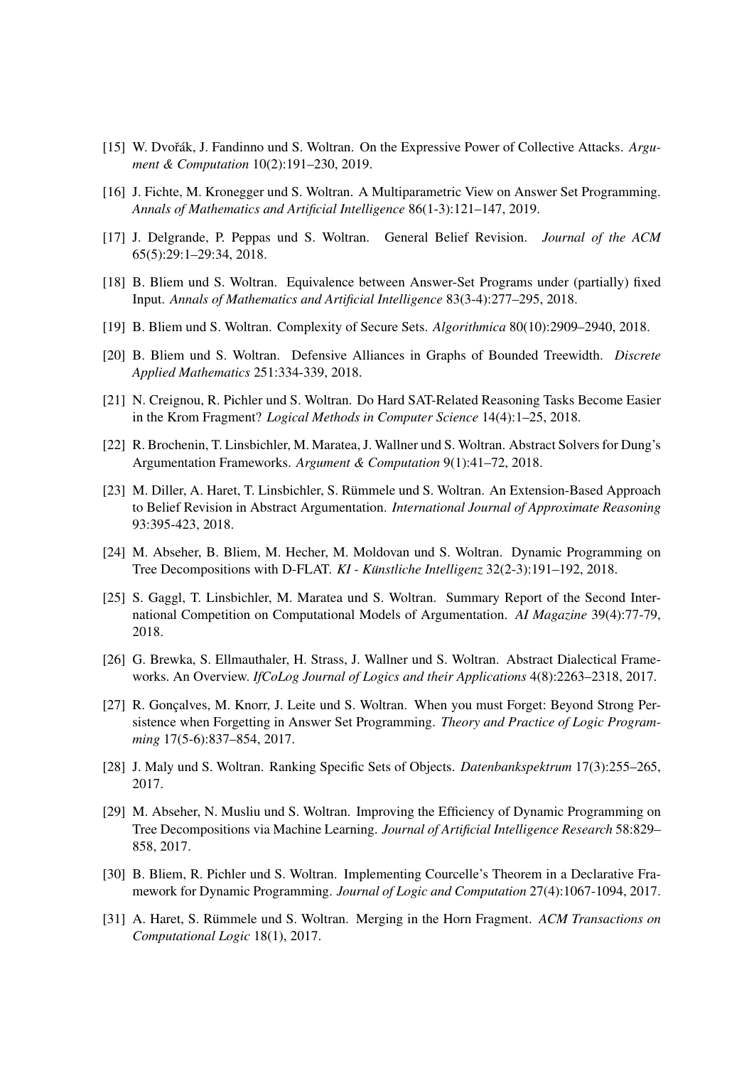[15] W. Dvořák, J. Fandinno und S. Woltran. On the Expressive Power of Collective Attacks. *Argument & Computation* 10(2):191–230, 2019.

[16] J. Fichte, M. Kronegger und S. Woltran. A Multiparametric View on Answer Set Programming. *Annals of Mathematics and Artificial Intelligence* 86(1-3):121–147, 2019.

[17] J. Delgrande, P. Peppas und S. Woltran. General Belief Revision. *Journal of the ACM* 65(5):29:1–29:34, 2018.

[18] B. Bliem und S. Woltran. Equivalence between Answer-Set Programs under (partially) fixed Input. *Annals of Mathematics and Artificial Intelligence* 83(3-4):277–295, 2018.

[19] B. Bliem und S. Woltran. Complexity of Secure Sets. *Algorithmica* 80(10):2909–2940, 2018.

[20] B. Bliem und S. Woltran. Defensive Alliances in Graphs of Bounded Treewidth. *Discrete Applied Mathematics* 251:334-339, 2018.

[21] N. Creignou, R. Pichler und S. Woltran. Do Hard SAT-Related Reasoning Tasks Become Easier in the Krom Fragment? *Logical Methods in Computer Science* 14(4):1–25, 2018.

[22] R. Brochenin, T. Linsbichler, M. Maratea, J. Wallner und S. Woltran. Abstract Solvers for Dung's Argumentation Frameworks. *Argument & Computation* 9(1):41–72, 2018.

[23] M. Diller, A. Haret, T. Linsbichler, S. Rümmele und S. Woltran. An Extension-Based Approach to Belief Revision in Abstract Argumentation. *International Journal of Approximate Reasoning* 93:395-423, 2018.

[24] M. Abseher, B. Bliem, M. Hecher, M. Moldovan und S. Woltran. Dynamic Programming on Tree Decompositions with D-FLAT. *KI - Künstliche Intelligenz* 32(2-3):191–192, 2018.

[25] S. Gaggl, T. Linsbichler, M. Maratea und S. Woltran. Summary Report of the Second International Competition on Computational Models of Argumentation. *AI Magazine* 39(4):77-79, 2018.

[26] G. Brewka, S. Ellmauthaler, H. Strass, J. Wallner und S. Woltran. Abstract Dialectical Frameworks. An Overview. *IfCoLog Journal of Logics and their Applications* 4(8):2263–2318, 2017.

[27] R. Gonçalves, M. Knorr, J. Leite und S. Woltran. When you must Forget: Beyond Strong Persistence when Forgetting in Answer Set Programming. *Theory and Practice of Logic Programming* 17(5-6):837–854, 2017.

[28] J. Maly und S. Woltran. Ranking Specific Sets of Objects. *Datenbankspektrum* 17(3):255–265, 2017.

[29] M. Abseher, N. Musliu und S. Woltran. Improving the Efficiency of Dynamic Programming on Tree Decompositions via Machine Learning. *Journal of Artificial Intelligence Research* 58:829–858, 2017.

[30] B. Bliem, R. Pichler und S. Woltran. Implementing Courcelle's Theorem in a Declarative Framework for Dynamic Programming. *Journal of Logic and Computation* 27(4):1067-1094, 2017.

[31] A. Haret, S. Rümmele und S. Woltran. Merging in the Horn Fragment. *ACM Transactions on Computational Logic* 18(1), 2017.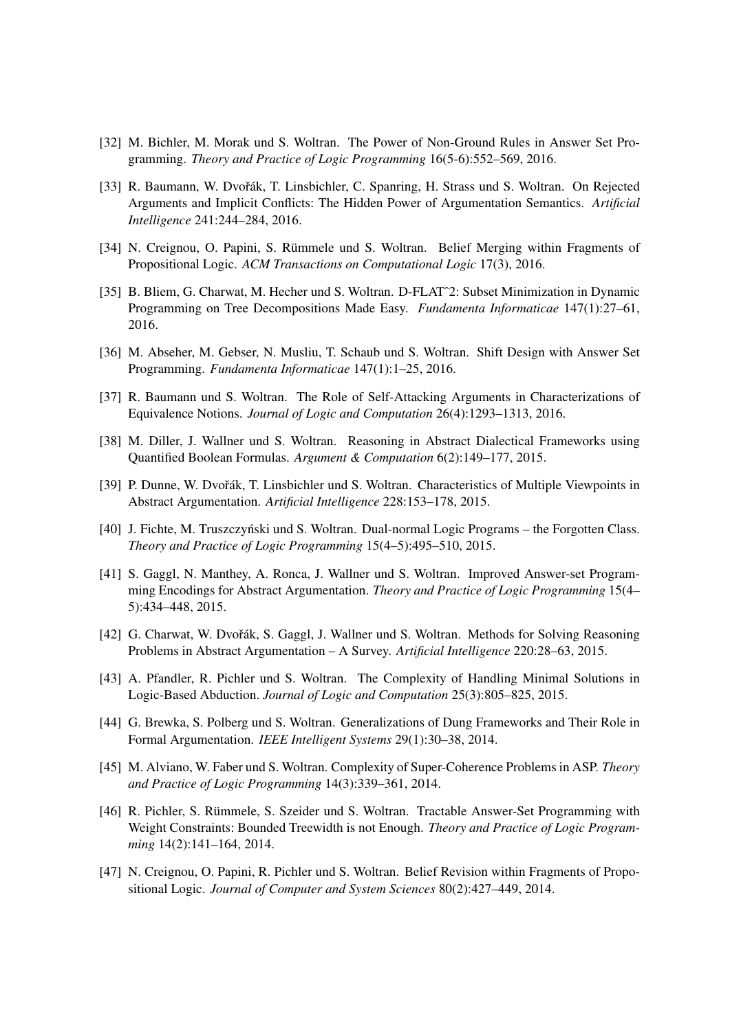[32] M. Bichler, M. Morak und S. Woltran. The Power of Non-Ground Rules in Answer Set Programming. *Theory and Practice of Logic Programming* 16(5-6):552–569, 2016.

[33] R. Baumann, W. Dvořák, T. Linsbichler, C. Spanring, H. Strass und S. Woltran. On Rejected Arguments and Implicit Conflicts: The Hidden Power of Argumentation Semantics. *Artificial Intelligence* 241:244–284, 2016.

[34] N. Creignou, O. Papini, S. Rümmele und S. Woltran. Belief Merging within Fragments of Propositional Logic. *ACM Transactions on Computational Logic* 17(3), 2016.

[35] B. Bliem, G. Charwat, M. Hecher und S. Woltran. D-FLATˆ2: Subset Minimization in Dynamic Programming on Tree Decompositions Made Easy. *Fundamenta Informaticae* 147(1):27–61, 2016.

[36] M. Abseher, M. Gebser, N. Musliu, T. Schaub und S. Woltran. Shift Design with Answer Set Programming. *Fundamenta Informaticae* 147(1):1–25, 2016.

[37] R. Baumann und S. Woltran. The Role of Self-Attacking Arguments in Characterizations of Equivalence Notions. *Journal of Logic and Computation* 26(4):1293–1313, 2016.

[38] M. Diller, J. Wallner und S. Woltran. Reasoning in Abstract Dialectical Frameworks using Quantified Boolean Formulas. *Argument & Computation* 6(2):149–177, 2015.

[39] P. Dunne, W. Dvořák, T. Linsbichler und S. Woltran. Characteristics of Multiple Viewpoints in Abstract Argumentation. *Artificial Intelligence* 228:153–178, 2015.

[40] J. Fichte, M. Truszczyński und S. Woltran. Dual-normal Logic Programs – the Forgotten Class. *Theory and Practice of Logic Programming* 15(4–5):495–510, 2015.

[41] S. Gaggl, N. Manthey, A. Ronca, J. Wallner und S. Woltran. Improved Answer-set Programming Encodings for Abstract Argumentation. *Theory and Practice of Logic Programming* 15(4–5):434–448, 2015.

[42] G. Charwat, W. Dvořák, S. Gaggl, J. Wallner und S. Woltran. Methods for Solving Reasoning Problems in Abstract Argumentation – A Survey. *Artificial Intelligence* 220:28–63, 2015.

[43] A. Pfandler, R. Pichler und S. Woltran. The Complexity of Handling Minimal Solutions in Logic-Based Abduction. *Journal of Logic and Computation* 25(3):805–825, 2015.

[44] G. Brewka, S. Polberg und S. Woltran. Generalizations of Dung Frameworks and Their Role in Formal Argumentation. *IEEE Intelligent Systems* 29(1):30–38, 2014.

[45] M. Alviano, W. Faber und S. Woltran. Complexity of Super-Coherence Problems in ASP. *Theory and Practice of Logic Programming* 14(3):339–361, 2014.

[46] R. Pichler, S. Rümmele, S. Szeider und S. Woltran. Tractable Answer-Set Programming with Weight Constraints: Bounded Treewidth is not Enough. *Theory and Practice of Logic Programming* 14(2):141–164, 2014.

[47] N. Creignou, O. Papini, R. Pichler und S. Woltran. Belief Revision within Fragments of Propositional Logic. *Journal of Computer and System Sciences* 80(2):427–449, 2014.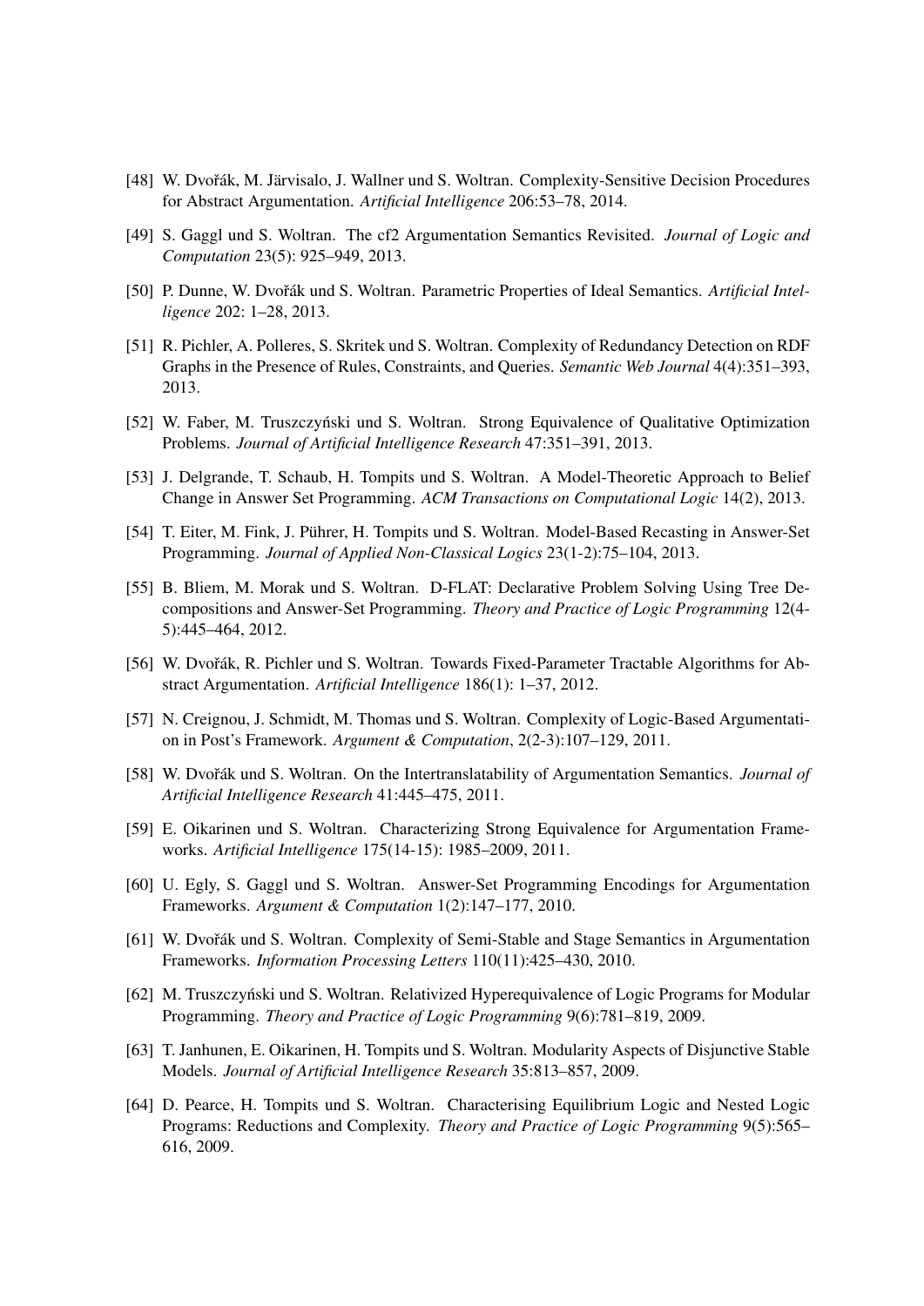[48] W. Dvořák, M. Järvisalo, J. Wallner und S. Woltran. Complexity-Sensitive Decision Procedures for Abstract Argumentation. *Artificial Intelligence* 206:53–78, 2014.

[49] S. Gaggl und S. Woltran. The cf2 Argumentation Semantics Revisited. *Journal of Logic and Computation* 23(5): 925–949, 2013.

[50] P. Dunne, W. Dvořák und S. Woltran. Parametric Properties of Ideal Semantics. *Artificial Intelligence* 202: 1–28, 2013.

[51] R. Pichler, A. Polleres, S. Skritek und S. Woltran. Complexity of Redundancy Detection on RDF Graphs in the Presence of Rules, Constraints, and Queries. *Semantic Web Journal* 4(4):351–393, 2013.

[52] W. Faber, M. Truszczyński und S. Woltran. Strong Equivalence of Qualitative Optimization Problems. *Journal of Artificial Intelligence Research* 47:351–391, 2013.

[53] J. Delgrande, T. Schaub, H. Tompits und S. Woltran. A Model-Theoretic Approach to Belief Change in Answer Set Programming. *ACM Transactions on Computational Logic* 14(2), 2013.

[54] T. Eiter, M. Fink, J. Pührer, H. Tompits und S. Woltran. Model-Based Recasting in Answer-Set Programming. *Journal of Applied Non-Classical Logics* 23(1-2):75–104, 2013.

[55] B. Bliem, M. Morak und S. Woltran. D-FLAT: Declarative Problem Solving Using Tree Decompositions and Answer-Set Programming. *Theory and Practice of Logic Programming* 12(4-5):445–464, 2012.

[56] W. Dvořák, R. Pichler und S. Woltran. Towards Fixed-Parameter Tractable Algorithms for Abstract Argumentation. *Artificial Intelligence* 186(1): 1–37, 2012.

[57] N. Creignou, J. Schmidt, M. Thomas und S. Woltran. Complexity of Logic-Based Argumentation in Post's Framework. *Argument & Computation*, 2(2-3):107–129, 2011.

[58] W. Dvořák und S. Woltran. On the Intertranslatability of Argumentation Semantics. *Journal of Artificial Intelligence Research* 41:445–475, 2011.

[59] E. Oikarinen und S. Woltran. Characterizing Strong Equivalence for Argumentation Frameworks. *Artificial Intelligence* 175(14-15): 1985–2009, 2011.

[60] U. Egly, S. Gaggl und S. Woltran. Answer-Set Programming Encodings for Argumentation Frameworks. *Argument & Computation* 1(2):147–177, 2010.

[61] W. Dvořák und S. Woltran. Complexity of Semi-Stable and Stage Semantics in Argumentation Frameworks. *Information Processing Letters* 110(11):425–430, 2010.

[62] M. Truszczyński und S. Woltran. Relativized Hyperequivalence of Logic Programs for Modular Programming. *Theory and Practice of Logic Programming* 9(6):781–819, 2009.

[63] T. Janhunen, E. Oikarinen, H. Tompits und S. Woltran. Modularity Aspects of Disjunctive Stable Models. *Journal of Artificial Intelligence Research* 35:813–857, 2009.

[64] D. Pearce, H. Tompits und S. Woltran. Characterising Equilibrium Logic and Nested Logic Programs: Reductions and Complexity. *Theory and Practice of Logic Programming* 9(5):565–616, 2009.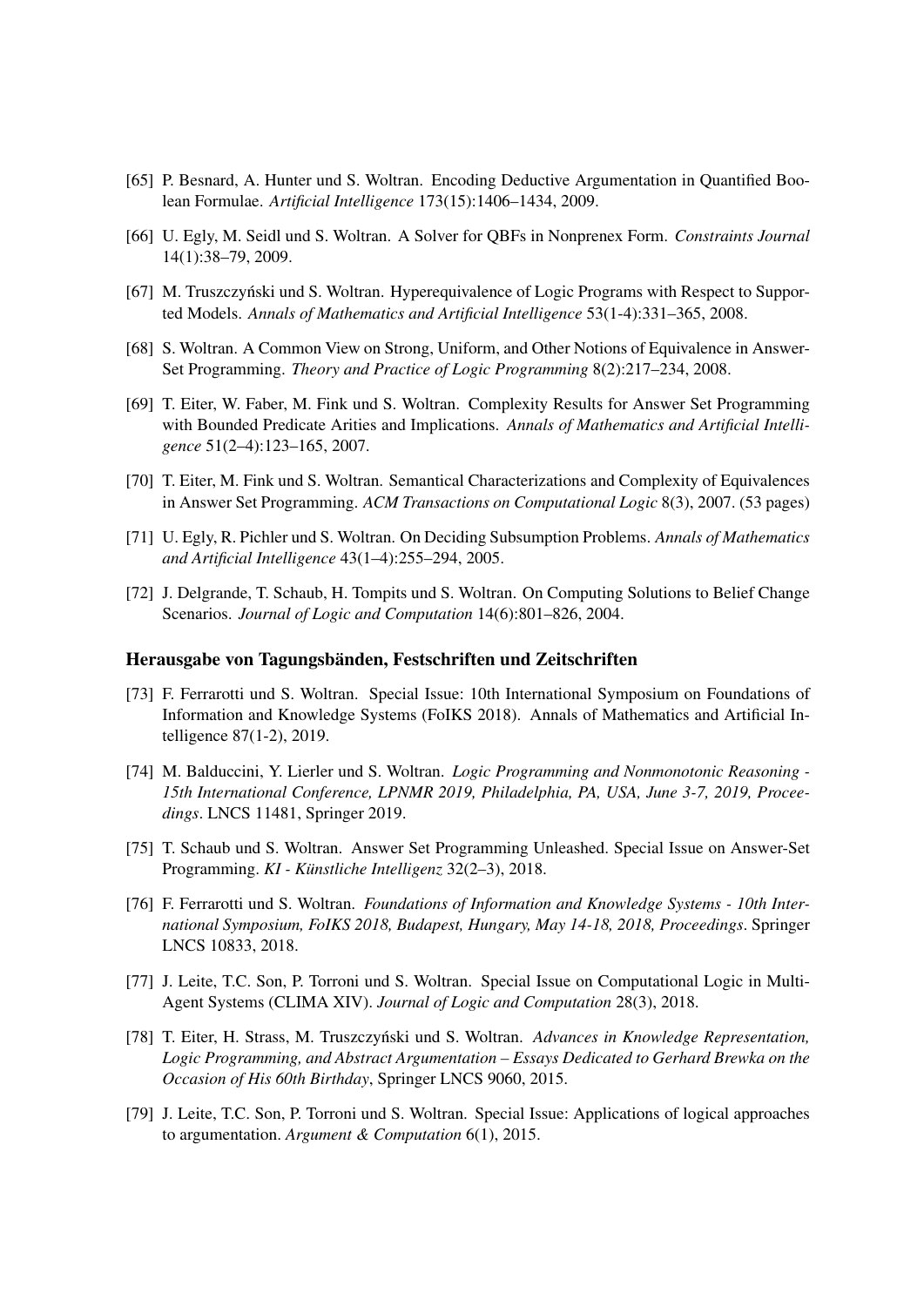[65] P. Besnard, A. Hunter und S. Woltran. Encoding Deductive Argumentation in Quantified Boolean Formulae. *Artificial Intelligence* 173(15):1406–1434, 2009.

[66] U. Egly, M. Seidl und S. Woltran. A Solver for QBFs in Nonprenex Form. *Constraints Journal* 14(1):38–79, 2009.

[67] M. Truszczyński und S. Woltran. Hyperequivalence of Logic Programs with Respect to Supported Models. *Annals of Mathematics and Artificial Intelligence* 53(1-4):331–365, 2008.

[68] S. Woltran. A Common View on Strong, Uniform, and Other Notions of Equivalence in Answer-Set Programming. *Theory and Practice of Logic Programming* 8(2):217–234, 2008.

[69] T. Eiter, W. Faber, M. Fink und S. Woltran. Complexity Results for Answer Set Programming with Bounded Predicate Arities and Implications. *Annals of Mathematics and Artificial Intelligence* 51(2–4):123–165, 2007.

[70] T. Eiter, M. Fink und S. Woltran. Semantical Characterizations and Complexity of Equivalences in Answer Set Programming. *ACM Transactions on Computational Logic* 8(3), 2007. (53 pages)

[71] U. Egly, R. Pichler und S. Woltran. On Deciding Subsumption Problems. *Annals of Mathematics and Artificial Intelligence* 43(1–4):255–294, 2005.

[72] J. Delgrande, T. Schaub, H. Tompits und S. Woltran. On Computing Solutions to Belief Change Scenarios. *Journal of Logic and Computation* 14(6):801–826, 2004.

### Herausgabe von Tagungsbänden, Festschriften und Zeitschriften

[73] F. Ferrarotti und S. Woltran. Special Issue: 10th International Symposium on Foundations of Information and Knowledge Systems (FoIKS 2018). Annals of Mathematics and Artificial Intelligence 87(1-2), 2019.

[74] M. Balduccini, Y. Lierler und S. Woltran. *Logic Programming and Nonmonotonic Reasoning - 15th International Conference, LPNMR 2019, Philadelphia, PA, USA, June 3-7, 2019, Proceedings*. LNCS 11481, Springer 2019.

[75] T. Schaub und S. Woltran. Answer Set Programming Unleashed. Special Issue on Answer-Set Programming. *KI - Künstliche Intelligenz* 32(2–3), 2018.

[76] F. Ferrarotti und S. Woltran. *Foundations of Information and Knowledge Systems - 10th International Symposium, FoIKS 2018, Budapest, Hungary, May 14-18, 2018, Proceedings*. Springer LNCS 10833, 2018.

[77] J. Leite, T.C. Son, P. Torroni und S. Woltran. Special Issue on Computational Logic in Multi-Agent Systems (CLIMA XIV). *Journal of Logic and Computation* 28(3), 2018.

[78] T. Eiter, H. Strass, M. Truszczyński und S. Woltran. *Advances in Knowledge Representation, Logic Programming, and Abstract Argumentation – Essays Dedicated to Gerhard Brewka on the Occasion of His 60th Birthday*, Springer LNCS 9060, 2015.

[79] J. Leite, T.C. Son, P. Torroni und S. Woltran. Special Issue: Applications of logical approaches to argumentation. *Argument & Computation* 6(1), 2015.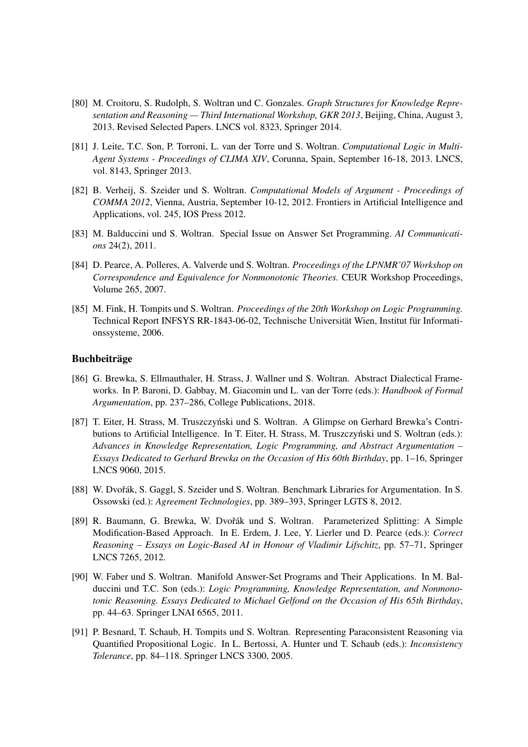[80] M. Croitoru, S. Rudolph, S. Woltran und C. Gonzales. *Graph Structures for Knowledge Representation and Reasoning — Third International Workshop, GKR 2013*, Beijing, China, August 3, 2013. Revised Selected Papers. LNCS vol. 8323, Springer 2014.

[81] J. Leite, T.C. Son, P. Torroni, L. van der Torre und S. Woltran. *Computational Logic in Multi-Agent Systems - Proceedings of CLIMA XIV*, Corunna, Spain, September 16-18, 2013. LNCS, vol. 8143, Springer 2013.

[82] B. Verheij, S. Szeider und S. Woltran. *Computational Models of Argument - Proceedings of COMMA 2012*, Vienna, Austria, September 10-12, 2012. Frontiers in Artificial Intelligence and Applications, vol. 245, IOS Press 2012.

[83] M. Balduccini und S. Woltran. Special Issue on Answer Set Programming. *AI Communications* 24(2), 2011.

[84] D. Pearce, A. Polleres, A. Valverde und S. Woltran. *Proceedings of the LPNMR'07 Workshop on Correspondence and Equivalence for Nonmonotonic Theories.* CEUR Workshop Proceedings, Volume 265, 2007.

[85] M. Fink, H. Tompits und S. Woltran. *Proceedings of the 20th Workshop on Logic Programming.* Technical Report INFSYS RR-1843-06-02, Technische Universität Wien, Institut für Informationssysteme, 2006.

### Buchbeiträge

[86] G. Brewka, S. Ellmauthaler, H. Strass, J. Wallner und S. Woltran. Abstract Dialectical Frameworks. In P. Baroni, D. Gabbay, M. Giacomin und L. van der Torre (eds.): *Handbook of Formal Argumentation*, pp. 237–286, College Publications, 2018.

[87] T. Eiter, H. Strass, M. Truszczyński und S. Woltran. A Glimpse on Gerhard Brewka's Contributions to Artificial Intelligence. In T. Eiter, H. Strass, M. Truszczyński und S. Woltran (eds.): *Advances in Knowledge Representation, Logic Programming, and Abstract Argumentation – Essays Dedicated to Gerhard Brewka on the Occasion of His 60th Birthday*, pp. 1–16, Springer LNCS 9060, 2015.

[88] W. Dvořák, S. Gaggl, S. Szeider und S. Woltran. Benchmark Libraries for Argumentation. In S. Ossowski (ed.): *Agreement Technologies*, pp. 389–393, Springer LGTS 8, 2012.

[89] R. Baumann, G. Brewka, W. Dvořák und S. Woltran. Parameterized Splitting: A Simple Modification-Based Approach. In E. Erdem, J. Lee, Y. Lierler und D. Pearce (eds.): *Correct Reasoning – Essays on Logic-Based AI in Honour of Vladimir Lifschitz*, pp. 57–71, Springer LNCS 7265, 2012.

[90] W. Faber und S. Woltran. Manifold Answer-Set Programs and Their Applications. In M. Balduccini und T.C. Son (eds.): *Logic Programming, Knowledge Representation, and Nonmonotonic Reasoning. Essays Dedicated to Michael Gelfond on the Occasion of His 65th Birthday*, pp. 44–63. Springer LNAI 6565, 2011.

[91] P. Besnard, T. Schaub, H. Tompits und S. Woltran. Representing Paraconsistent Reasoning via Quantified Propositional Logic. In L. Bertossi, A. Hunter und T. Schaub (eds.): *Inconsistency Tolerance*, pp. 84–118. Springer LNCS 3300, 2005.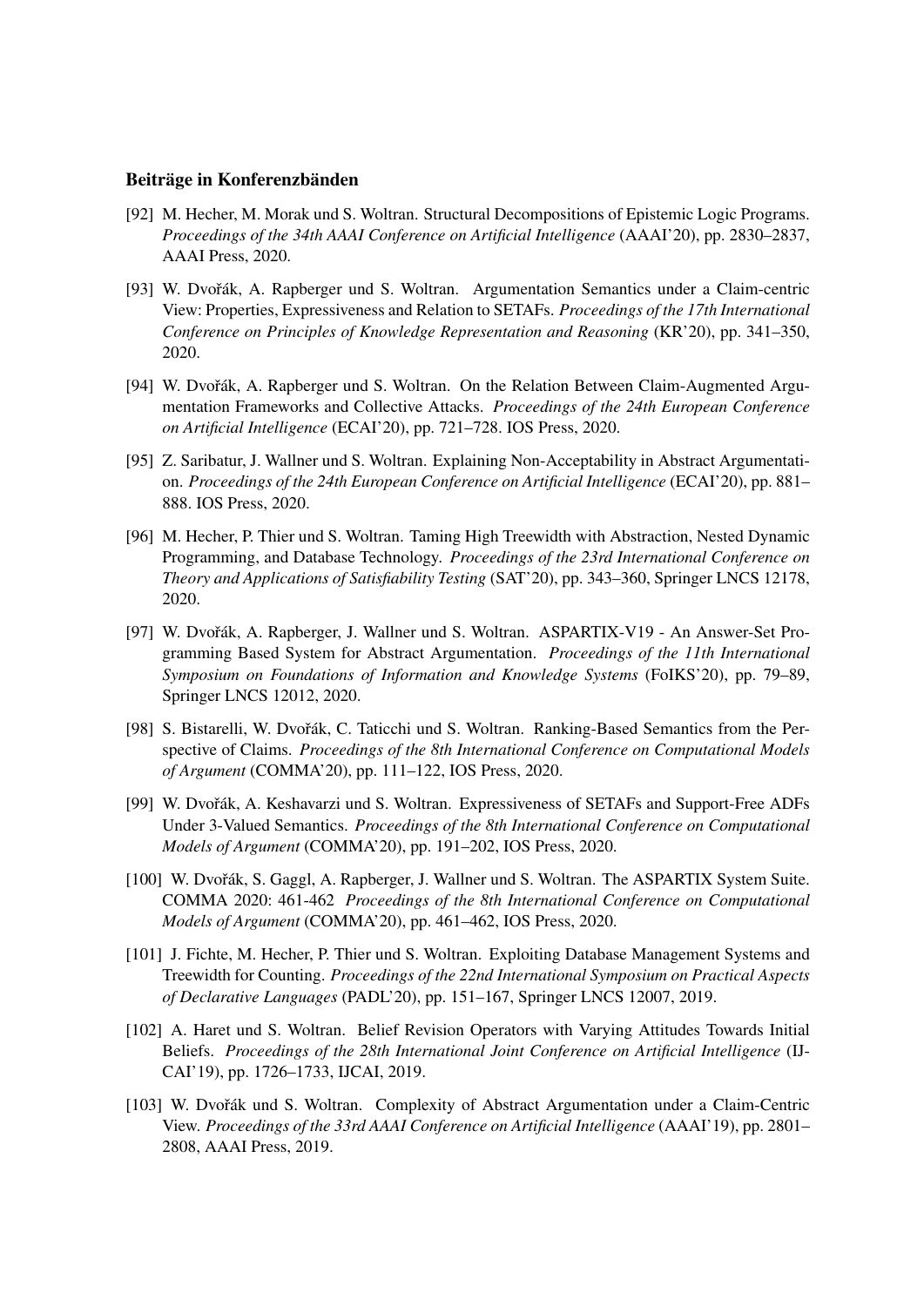### Beiträge in Konferenzbänden

[92] M. Hecher, M. Morak und S. Woltran. Structural Decompositions of Epistemic Logic Programs. *Proceedings of the 34th AAAI Conference on Artificial Intelligence* (AAAI'20), pp. 2830–2837, AAAI Press, 2020.

[93] W. Dvořák, A. Rapberger und S. Woltran. Argumentation Semantics under a Claim-centric View: Properties, Expressiveness and Relation to SETAFs. *Proceedings of the 17th International Conference on Principles of Knowledge Representation and Reasoning* (KR'20), pp. 341–350, 2020.

[94] W. Dvořák, A. Rapberger und S. Woltran. On the Relation Between Claim-Augmented Argumentation Frameworks and Collective Attacks. *Proceedings of the 24th European Conference on Artificial Intelligence* (ECAI'20), pp. 721–728. IOS Press, 2020.

[95] Z. Saribatur, J. Wallner und S. Woltran. Explaining Non-Acceptability in Abstract Argumentation. *Proceedings of the 24th European Conference on Artificial Intelligence* (ECAI'20), pp. 881–888. IOS Press, 2020.

[96] M. Hecher, P. Thier und S. Woltran. Taming High Treewidth with Abstraction, Nested Dynamic Programming, and Database Technology. *Proceedings of the 23rd International Conference on Theory and Applications of Satisfiability Testing* (SAT'20), pp. 343–360, Springer LNCS 12178, 2020.

[97] W. Dvořák, A. Rapberger, J. Wallner und S. Woltran. ASPARTIX-V19 - An Answer-Set Programming Based System for Abstract Argumentation. *Proceedings of the 11th International Symposium on Foundations of Information and Knowledge Systems* (FoIKS'20), pp. 79–89, Springer LNCS 12012, 2020.

[98] S. Bistarelli, W. Dvořák, C. Taticchi und S. Woltran. Ranking-Based Semantics from the Perspective of Claims. *Proceedings of the 8th International Conference on Computational Models of Argument* (COMMA'20), pp. 111–122, IOS Press, 2020.

[99] W. Dvořák, A. Keshavarzi und S. Woltran. Expressiveness of SETAFs and Support-Free ADFs Under 3-Valued Semantics. *Proceedings of the 8th International Conference on Computational Models of Argument* (COMMA'20), pp. 191–202, IOS Press, 2020.

[100] W. Dvořák, S. Gaggl, A. Rapberger, J. Wallner und S. Woltran. The ASPARTIX System Suite. COMMA 2020: 461-462 *Proceedings of the 8th International Conference on Computational Models of Argument* (COMMA'20), pp. 461–462, IOS Press, 2020.

[101] J. Fichte, M. Hecher, P. Thier und S. Woltran. Exploiting Database Management Systems and Treewidth for Counting. *Proceedings of the 22nd International Symposium on Practical Aspects of Declarative Languages* (PADL'20), pp. 151–167, Springer LNCS 12007, 2019.

[102] A. Haret und S. Woltran. Belief Revision Operators with Varying Attitudes Towards Initial Beliefs. *Proceedings of the 28th International Joint Conference on Artificial Intelligence* (IJCAI'19), pp. 1726–1733, IJCAI, 2019.

[103] W. Dvořák und S. Woltran. Complexity of Abstract Argumentation under a Claim-Centric View. *Proceedings of the 33rd AAAI Conference on Artificial Intelligence* (AAAI'19), pp. 2801–2808, AAAI Press, 2019.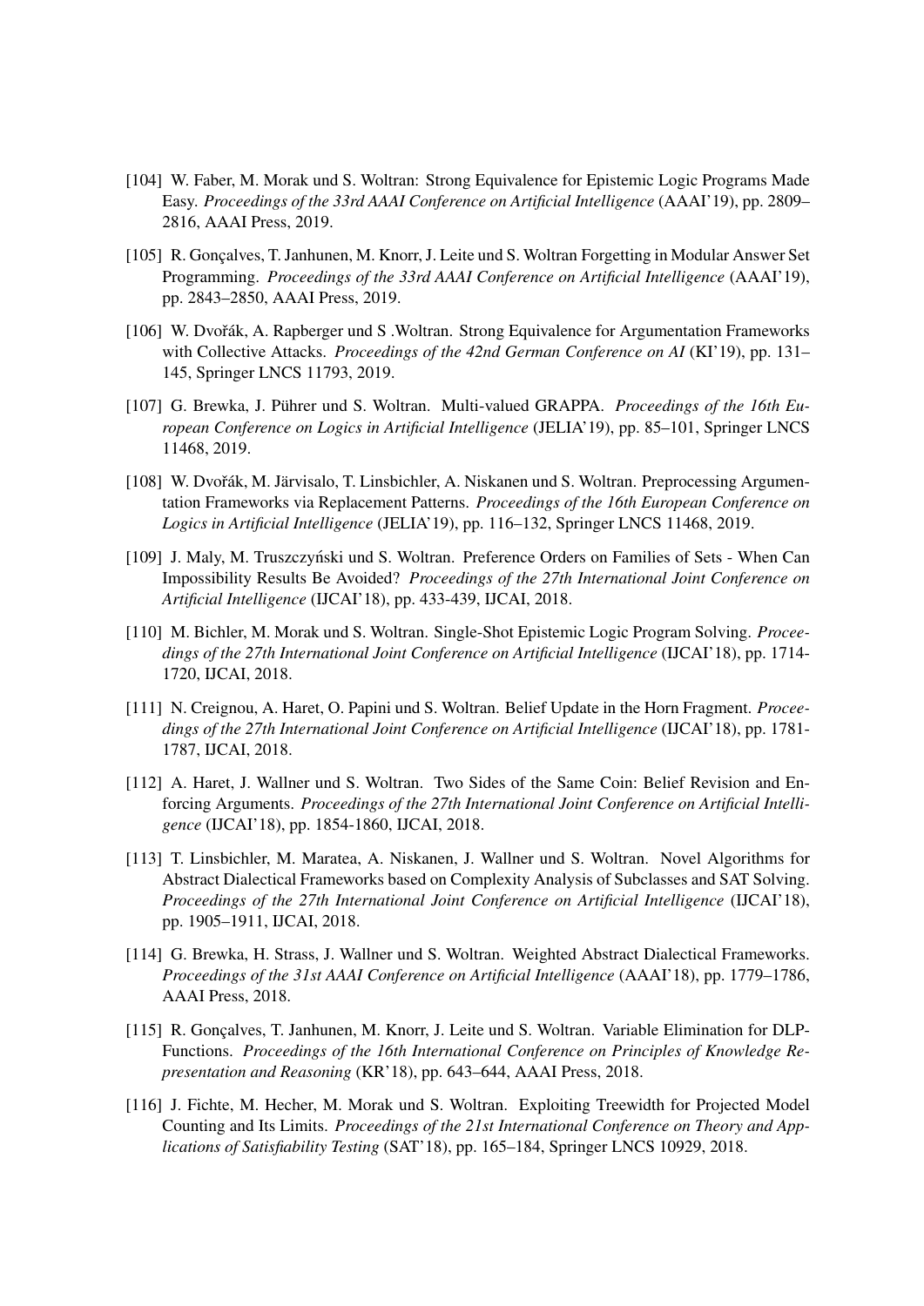[104] W. Faber, M. Morak und S. Woltran: Strong Equivalence for Epistemic Logic Programs Made Easy. *Proceedings of the 33rd AAAI Conference on Artificial Intelligence* (AAAI'19), pp. 2809–2816, AAAI Press, 2019.

[105] R. Gonçalves, T. Janhunen, M. Knorr, J. Leite und S. Woltran Forgetting in Modular Answer Set Programming. *Proceedings of the 33rd AAAI Conference on Artificial Intelligence* (AAAI'19), pp. 2843–2850, AAAI Press, 2019.

[106] W. Dvořák, A. Rapberger und S .Woltran. Strong Equivalence for Argumentation Frameworks with Collective Attacks. *Proceedings of the 42nd German Conference on AI* (KI'19), pp. 131–145, Springer LNCS 11793, 2019.

[107] G. Brewka, J. Pührer und S. Woltran. Multi-valued GRAPPA. *Proceedings of the 16th European Conference on Logics in Artificial Intelligence* (JELIA'19), pp. 85–101, Springer LNCS 11468, 2019.

[108] W. Dvořák, M. Järvisalo, T. Linsbichler, A. Niskanen und S. Woltran. Preprocessing Argumentation Frameworks via Replacement Patterns. *Proceedings of the 16th European Conference on Logics in Artificial Intelligence* (JELIA'19), pp. 116–132, Springer LNCS 11468, 2019.

[109] J. Maly, M. Truszczyński und S. Woltran. Preference Orders on Families of Sets - When Can Impossibility Results Be Avoided? *Proceedings of the 27th International Joint Conference on Artificial Intelligence* (IJCAI'18), pp. 433-439, IJCAI, 2018.

[110] M. Bichler, M. Morak und S. Woltran. Single-Shot Epistemic Logic Program Solving. *Proceedings of the 27th International Joint Conference on Artificial Intelligence* (IJCAI'18), pp. 1714-1720, IJCAI, 2018.

[111] N. Creignou, A. Haret, O. Papini und S. Woltran. Belief Update in the Horn Fragment. *Proceedings of the 27th International Joint Conference on Artificial Intelligence* (IJCAI'18), pp. 1781-1787, IJCAI, 2018.

[112] A. Haret, J. Wallner und S. Woltran. Two Sides of the Same Coin: Belief Revision and Enforcing Arguments. *Proceedings of the 27th International Joint Conference on Artificial Intelligence* (IJCAI'18), pp. 1854-1860, IJCAI, 2018.

[113] T. Linsbichler, M. Maratea, A. Niskanen, J. Wallner und S. Woltran. Novel Algorithms for Abstract Dialectical Frameworks based on Complexity Analysis of Subclasses and SAT Solving. *Proceedings of the 27th International Joint Conference on Artificial Intelligence* (IJCAI'18), pp. 1905–1911, IJCAI, 2018.

[114] G. Brewka, H. Strass, J. Wallner und S. Woltran. Weighted Abstract Dialectical Frameworks. *Proceedings of the 31st AAAI Conference on Artificial Intelligence* (AAAI'18), pp. 1779–1786, AAAI Press, 2018.

[115] R. Gonçalves, T. Janhunen, M. Knorr, J. Leite und S. Woltran. Variable Elimination for DLP-Functions. *Proceedings of the 16th International Conference on Principles of Knowledge Representation and Reasoning* (KR'18), pp. 643–644, AAAI Press, 2018.

[116] J. Fichte, M. Hecher, M. Morak und S. Woltran. Exploiting Treewidth for Projected Model Counting and Its Limits. *Proceedings of the 21st International Conference on Theory and Applications of Satisfiability Testing* (SAT'18), pp. 165–184, Springer LNCS 10929, 2018.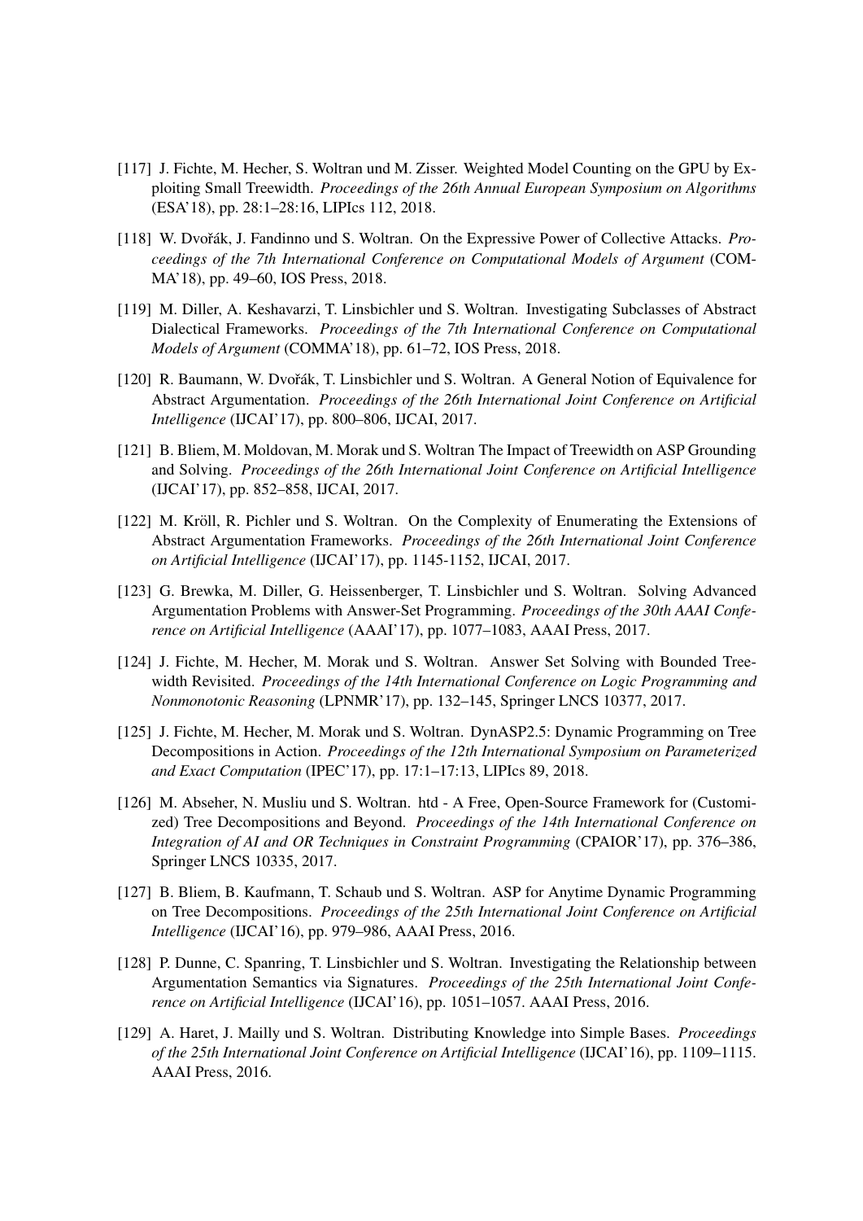[117] J. Fichte, M. Hecher, S. Woltran und M. Zisser. Weighted Model Counting on the GPU by Exploiting Small Treewidth. *Proceedings of the 26th Annual European Symposium on Algorithms* (ESA'18), pp. 28:1–28:16, LIPIcs 112, 2018.

[118] W. Dvořák, J. Fandinno und S. Woltran. On the Expressive Power of Collective Attacks. *Proceedings of the 7th International Conference on Computational Models of Argument* (COMMA'18), pp. 49–60, IOS Press, 2018.

[119] M. Diller, A. Keshavarzi, T. Linsbichler und S. Woltran. Investigating Subclasses of Abstract Dialectical Frameworks. *Proceedings of the 7th International Conference on Computational Models of Argument* (COMMA'18), pp. 61–72, IOS Press, 2018.

[120] R. Baumann, W. Dvořák, T. Linsbichler und S. Woltran. A General Notion of Equivalence for Abstract Argumentation. *Proceedings of the 26th International Joint Conference on Artificial Intelligence* (IJCAI'17), pp. 800–806, IJCAI, 2017.

[121] B. Bliem, M. Moldovan, M. Morak und S. Woltran The Impact of Treewidth on ASP Grounding and Solving. *Proceedings of the 26th International Joint Conference on Artificial Intelligence* (IJCAI'17), pp. 852–858, IJCAI, 2017.

[122] M. Kröll, R. Pichler und S. Woltran. On the Complexity of Enumerating the Extensions of Abstract Argumentation Frameworks. *Proceedings of the 26th International Joint Conference on Artificial Intelligence* (IJCAI'17), pp. 1145-1152, IJCAI, 2017.

[123] G. Brewka, M. Diller, G. Heissenberger, T. Linsbichler und S. Woltran. Solving Advanced Argumentation Problems with Answer-Set Programming. *Proceedings of the 30th AAAI Conference on Artificial Intelligence* (AAAI'17), pp. 1077–1083, AAAI Press, 2017.

[124] J. Fichte, M. Hecher, M. Morak und S. Woltran. Answer Set Solving with Bounded Treewidth Revisited. *Proceedings of the 14th International Conference on Logic Programming and Nonmonotonic Reasoning* (LPNMR'17), pp. 132–145, Springer LNCS 10377, 2017.

[125] J. Fichte, M. Hecher, M. Morak und S. Woltran. DynASP2.5: Dynamic Programming on Tree Decompositions in Action. *Proceedings of the 12th International Symposium on Parameterized and Exact Computation* (IPEC'17), pp. 17:1–17:13, LIPIcs 89, 2018.

[126] M. Abseher, N. Musliu und S. Woltran. htd - A Free, Open-Source Framework for (Customized) Tree Decompositions and Beyond. *Proceedings of the 14th International Conference on Integration of AI and OR Techniques in Constraint Programming* (CPAIOR'17), pp. 376–386, Springer LNCS 10335, 2017.

[127] B. Bliem, B. Kaufmann, T. Schaub und S. Woltran. ASP for Anytime Dynamic Programming on Tree Decompositions. *Proceedings of the 25th International Joint Conference on Artificial Intelligence* (IJCAI'16), pp. 979–986, AAAI Press, 2016.

[128] P. Dunne, C. Spanring, T. Linsbichler und S. Woltran. Investigating the Relationship between Argumentation Semantics via Signatures. *Proceedings of the 25th International Joint Conference on Artificial Intelligence* (IJCAI'16), pp. 1051–1057. AAAI Press, 2016.

[129] A. Haret, J. Mailly und S. Woltran. Distributing Knowledge into Simple Bases. *Proceedings of the 25th International Joint Conference on Artificial Intelligence* (IJCAI'16), pp. 1109–1115. AAAI Press, 2016.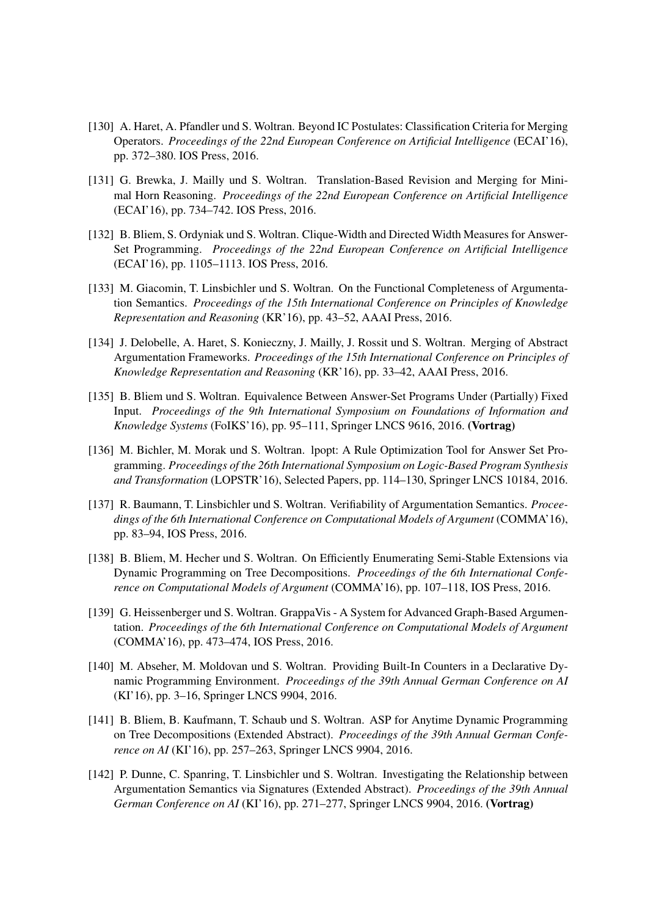[130] A. Haret, A. Pfandler und S. Woltran. Beyond IC Postulates: Classification Criteria for Merging Operators. *Proceedings of the 22nd European Conference on Artificial Intelligence* (ECAI'16), pp. 372–380. IOS Press, 2016.

[131] G. Brewka, J. Mailly und S. Woltran. Translation-Based Revision and Merging for Minimal Horn Reasoning. *Proceedings of the 22nd European Conference on Artificial Intelligence* (ECAI'16), pp. 734–742. IOS Press, 2016.

[132] B. Bliem, S. Ordyniak und S. Woltran. Clique-Width and Directed Width Measures for Answer-Set Programming. *Proceedings of the 22nd European Conference on Artificial Intelligence* (ECAI'16), pp. 1105–1113. IOS Press, 2016.

[133] M. Giacomin, T. Linsbichler und S. Woltran. On the Functional Completeness of Argumentation Semantics. *Proceedings of the 15th International Conference on Principles of Knowledge Representation and Reasoning* (KR'16), pp. 43–52, AAAI Press, 2016.

[134] J. Delobelle, A. Haret, S. Konieczny, J. Mailly, J. Rossit und S. Woltran. Merging of Abstract Argumentation Frameworks. *Proceedings of the 15th International Conference on Principles of Knowledge Representation and Reasoning* (KR'16), pp. 33–42, AAAI Press, 2016.

[135] B. Bliem und S. Woltran. Equivalence Between Answer-Set Programs Under (Partially) Fixed Input. *Proceedings of the 9th International Symposium on Foundations of Information and Knowledge Systems* (FoIKS'16), pp. 95–111, Springer LNCS 9616, 2016. **(Vortrag)**

[136] M. Bichler, M. Morak und S. Woltran. lpopt: A Rule Optimization Tool for Answer Set Programming. *Proceedings of the 26th International Symposium on Logic-Based Program Synthesis and Transformation* (LOPSTR'16), Selected Papers, pp. 114–130, Springer LNCS 10184, 2016.

[137] R. Baumann, T. Linsbichler und S. Woltran. Verifiability of Argumentation Semantics. *Proceedings of the 6th International Conference on Computational Models of Argument* (COMMA'16), pp. 83–94, IOS Press, 2016.

[138] B. Bliem, M. Hecher und S. Woltran. On Efficiently Enumerating Semi-Stable Extensions via Dynamic Programming on Tree Decompositions. *Proceedings of the 6th International Conference on Computational Models of Argument* (COMMA'16), pp. 107–118, IOS Press, 2016.

[139] G. Heissenberger und S. Woltran. GrappaVis - A System for Advanced Graph-Based Argumentation. *Proceedings of the 6th International Conference on Computational Models of Argument* (COMMA'16), pp. 473–474, IOS Press, 2016.

[140] M. Abseher, M. Moldovan und S. Woltran. Providing Built-In Counters in a Declarative Dynamic Programming Environment. *Proceedings of the 39th Annual German Conference on AI* (KI'16), pp. 3–16, Springer LNCS 9904, 2016.

[141] B. Bliem, B. Kaufmann, T. Schaub und S. Woltran. ASP for Anytime Dynamic Programming on Tree Decompositions (Extended Abstract). *Proceedings of the 39th Annual German Conference on AI* (KI'16), pp. 257–263, Springer LNCS 9904, 2016.

[142] P. Dunne, C. Spanring, T. Linsbichler und S. Woltran. Investigating the Relationship between Argumentation Semantics via Signatures (Extended Abstract). *Proceedings of the 39th Annual German Conference on AI* (KI'16), pp. 271–277, Springer LNCS 9904, 2016. **(Vortrag)**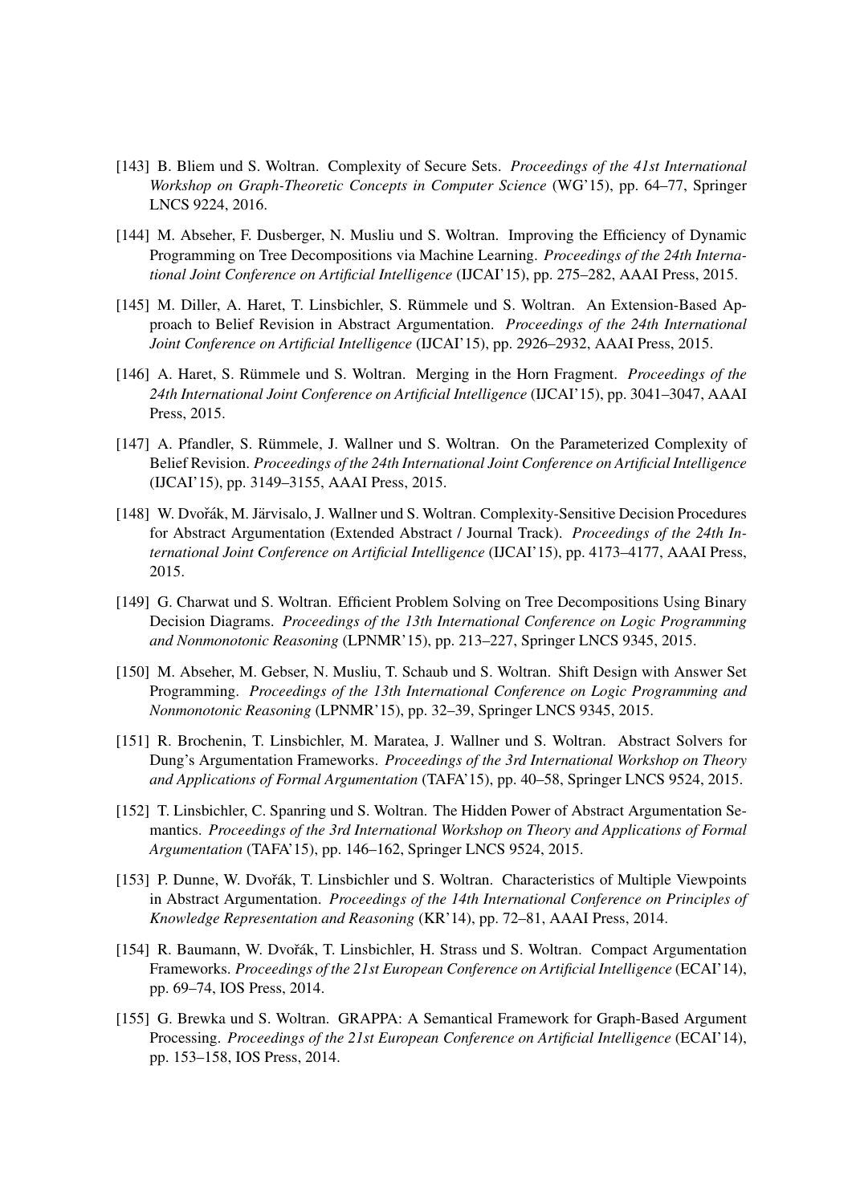[143] B. Bliem und S. Woltran. Complexity of Secure Sets. *Proceedings of the 41st International Workshop on Graph-Theoretic Concepts in Computer Science* (WG'15), pp. 64–77, Springer LNCS 9224, 2016.

[144] M. Abseher, F. Dusberger, N. Musliu und S. Woltran. Improving the Efficiency of Dynamic Programming on Tree Decompositions via Machine Learning. *Proceedings of the 24th International Joint Conference on Artificial Intelligence* (IJCAI'15), pp. 275–282, AAAI Press, 2015.

[145] M. Diller, A. Haret, T. Linsbichler, S. Rümmele und S. Woltran. An Extension-Based Approach to Belief Revision in Abstract Argumentation. *Proceedings of the 24th International Joint Conference on Artificial Intelligence* (IJCAI'15), pp. 2926–2932, AAAI Press, 2015.

[146] A. Haret, S. Rümmele und S. Woltran. Merging in the Horn Fragment. *Proceedings of the 24th International Joint Conference on Artificial Intelligence* (IJCAI'15), pp. 3041–3047, AAAI Press, 2015.

[147] A. Pfandler, S. Rümmele, J. Wallner und S. Woltran. On the Parameterized Complexity of Belief Revision. *Proceedings of the 24th International Joint Conference on Artificial Intelligence* (IJCAI'15), pp. 3149–3155, AAAI Press, 2015.

[148] W. Dvořák, M. Järvisalo, J. Wallner und S. Woltran. Complexity-Sensitive Decision Procedures for Abstract Argumentation (Extended Abstract / Journal Track). *Proceedings of the 24th International Joint Conference on Artificial Intelligence* (IJCAI'15), pp. 4173–4177, AAAI Press, 2015.

[149] G. Charwat und S. Woltran. Efficient Problem Solving on Tree Decompositions Using Binary Decision Diagrams. *Proceedings of the 13th International Conference on Logic Programming and Nonmonotonic Reasoning* (LPNMR'15), pp. 213–227, Springer LNCS 9345, 2015.

[150] M. Abseher, M. Gebser, N. Musliu, T. Schaub und S. Woltran. Shift Design with Answer Set Programming. *Proceedings of the 13th International Conference on Logic Programming and Nonmonotonic Reasoning* (LPNMR'15), pp. 32–39, Springer LNCS 9345, 2015.

[151] R. Brochenin, T. Linsbichler, M. Maratea, J. Wallner und S. Woltran. Abstract Solvers for Dung's Argumentation Frameworks. *Proceedings of the 3rd International Workshop on Theory and Applications of Formal Argumentation* (TAFA'15), pp. 40–58, Springer LNCS 9524, 2015.

[152] T. Linsbichler, C. Spanring und S. Woltran. The Hidden Power of Abstract Argumentation Semantics. *Proceedings of the 3rd International Workshop on Theory and Applications of Formal Argumentation* (TAFA'15), pp. 146–162, Springer LNCS 9524, 2015.

[153] P. Dunne, W. Dvořák, T. Linsbichler und S. Woltran. Characteristics of Multiple Viewpoints in Abstract Argumentation. *Proceedings of the 14th International Conference on Principles of Knowledge Representation and Reasoning* (KR'14), pp. 72–81, AAAI Press, 2014.

[154] R. Baumann, W. Dvořák, T. Linsbichler, H. Strass und S. Woltran. Compact Argumentation Frameworks. *Proceedings of the 21st European Conference on Artificial Intelligence* (ECAI'14), pp. 69–74, IOS Press, 2014.

[155] G. Brewka und S. Woltran. GRAPPA: A Semantical Framework for Graph-Based Argument Processing. *Proceedings of the 21st European Conference on Artificial Intelligence* (ECAI'14), pp. 153–158, IOS Press, 2014.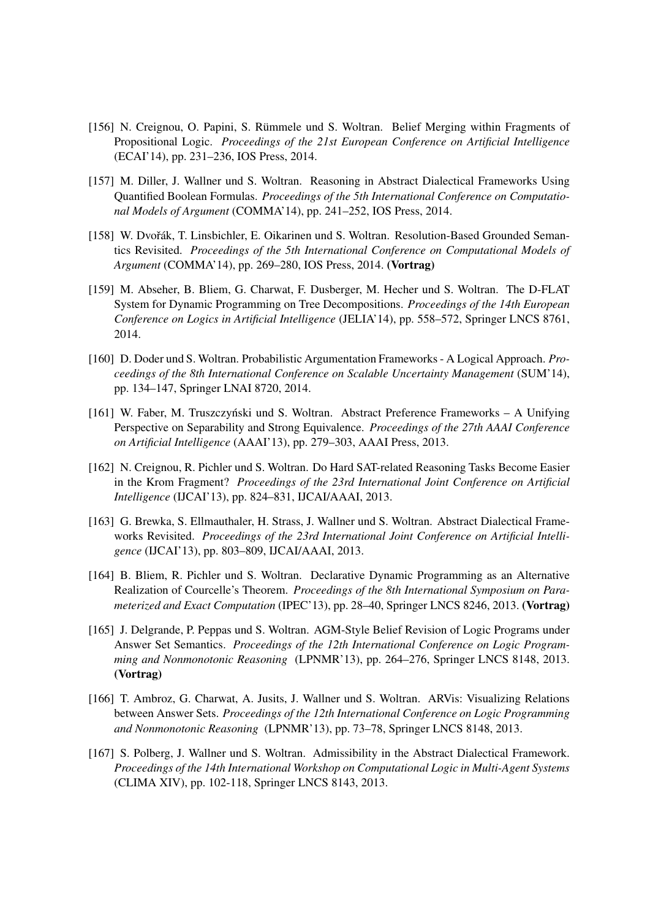[156] N. Creignou, O. Papini, S. Rümmele und S. Woltran. Belief Merging within Fragments of Propositional Logic. *Proceedings of the 21st European Conference on Artificial Intelligence* (ECAI'14), pp. 231–236, IOS Press, 2014.

[157] M. Diller, J. Wallner und S. Woltran. Reasoning in Abstract Dialectical Frameworks Using Quantified Boolean Formulas. *Proceedings of the 5th International Conference on Computational Models of Argument* (COMMA'14), pp. 241–252, IOS Press, 2014.

[158] W. Dvořák, T. Linsbichler, E. Oikarinen und S. Woltran. Resolution-Based Grounded Semantics Revisited. *Proceedings of the 5th International Conference on Computational Models of Argument* (COMMA'14), pp. 269–280, IOS Press, 2014. **(Vortrag)**

[159] M. Abseher, B. Bliem, G. Charwat, F. Dusberger, M. Hecher und S. Woltran. The D-FLAT System for Dynamic Programming on Tree Decompositions. *Proceedings of the 14th European Conference on Logics in Artificial Intelligence* (JELIA'14), pp. 558–572, Springer LNCS 8761, 2014.

[160] D. Doder und S. Woltran. Probabilistic Argumentation Frameworks - A Logical Approach. *Proceedings of the 8th International Conference on Scalable Uncertainty Management* (SUM'14), pp. 134–147, Springer LNAI 8720, 2014.

[161] W. Faber, M. Truszczyński und S. Woltran. Abstract Preference Frameworks – A Unifying Perspective on Separability and Strong Equivalence. *Proceedings of the 27th AAAI Conference on Artificial Intelligence* (AAAI'13), pp. 279–303, AAAI Press, 2013.

[162] N. Creignou, R. Pichler und S. Woltran. Do Hard SAT-related Reasoning Tasks Become Easier in the Krom Fragment? *Proceedings of the 23rd International Joint Conference on Artificial Intelligence* (IJCAI'13), pp. 824–831, IJCAI/AAAI, 2013.

[163] G. Brewka, S. Ellmauthaler, H. Strass, J. Wallner und S. Woltran. Abstract Dialectical Frameworks Revisited. *Proceedings of the 23rd International Joint Conference on Artificial Intelligence* (IJCAI'13), pp. 803–809, IJCAI/AAAI, 2013.

[164] B. Bliem, R. Pichler und S. Woltran. Declarative Dynamic Programming as an Alternative Realization of Courcelle's Theorem. *Proceedings of the 8th International Symposium on Parameterized and Exact Computation* (IPEC'13), pp. 28–40, Springer LNCS 8246, 2013. **(Vortrag)**

[165] J. Delgrande, P. Peppas und S. Woltran. AGM-Style Belief Revision of Logic Programs under Answer Set Semantics. *Proceedings of the 12th International Conference on Logic Programming and Nonmonotonic Reasoning* (LPNMR'13), pp. 264–276, Springer LNCS 8148, 2013. **(Vortrag)**

[166] T. Ambroz, G. Charwat, A. Jusits, J. Wallner und S. Woltran. ARVis: Visualizing Relations between Answer Sets. *Proceedings of the 12th International Conference on Logic Programming and Nonmonotonic Reasoning* (LPNMR'13), pp. 73–78, Springer LNCS 8148, 2013.

[167] S. Polberg, J. Wallner und S. Woltran. Admissibility in the Abstract Dialectical Framework. *Proceedings of the 14th International Workshop on Computational Logic in Multi-Agent Systems* (CLIMA XIV), pp. 102-118, Springer LNCS 8143, 2013.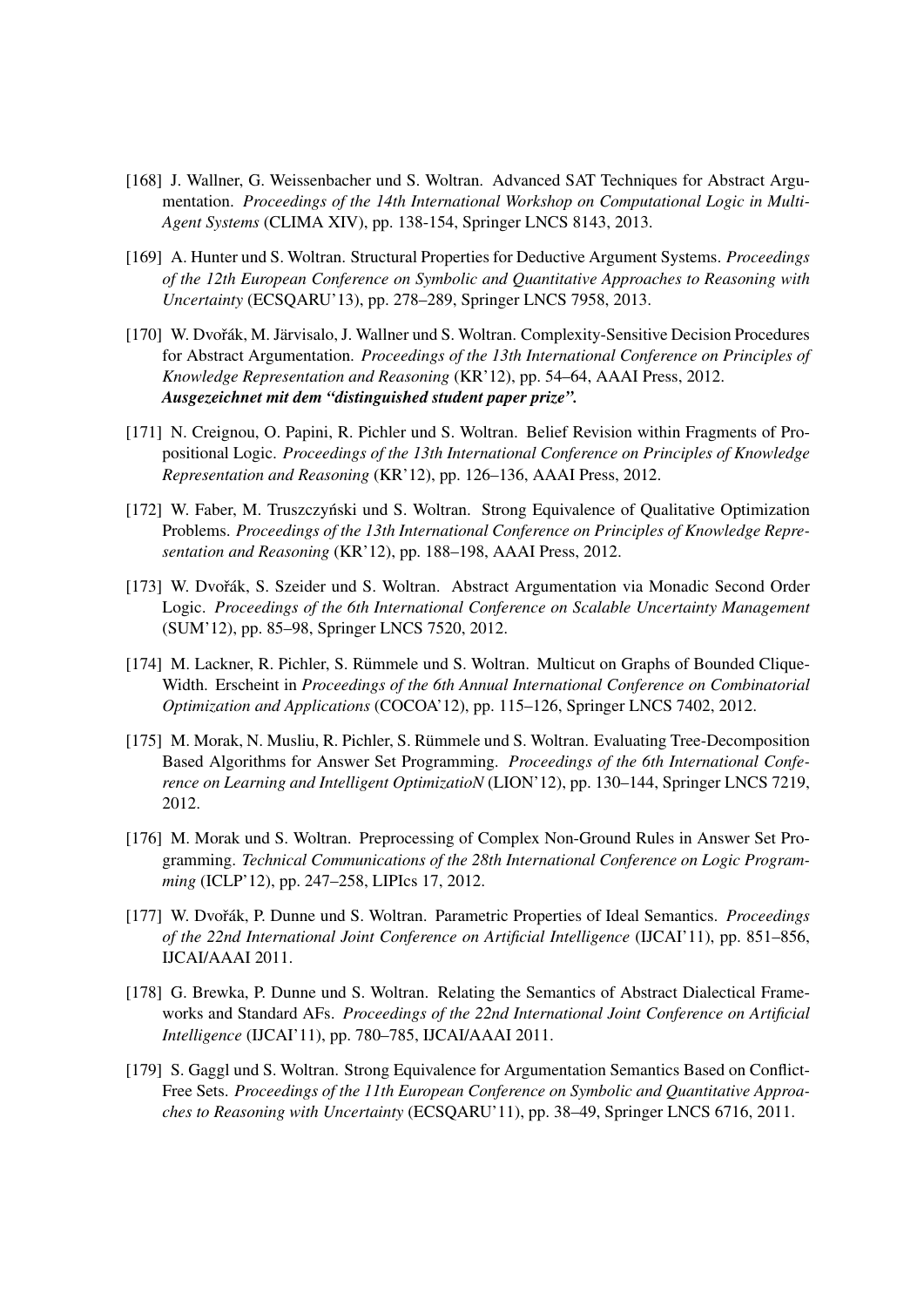[168] J. Wallner, G. Weissenbacher und S. Woltran. Advanced SAT Techniques for Abstract Argumentation. *Proceedings of the 14th International Workshop on Computational Logic in Multi-Agent Systems* (CLIMA XIV), pp. 138-154, Springer LNCS 8143, 2013.

[169] A. Hunter und S. Woltran. Structural Properties for Deductive Argument Systems. *Proceedings of the 12th European Conference on Symbolic and Quantitative Approaches to Reasoning with Uncertainty* (ECSQARU'13), pp. 278–289, Springer LNCS 7958, 2013.

[170] W. Dvořák, M. Järvisalo, J. Wallner und S. Woltran. Complexity-Sensitive Decision Procedures for Abstract Argumentation. *Proceedings of the 13th International Conference on Principles of Knowledge Representation and Reasoning* (KR'12), pp. 54–64, AAAI Press, 2012.
***Ausgezeichnet mit dem "distinguished student paper prize".***

[171] N. Creignou, O. Papini, R. Pichler und S. Woltran. Belief Revision within Fragments of Propositional Logic. *Proceedings of the 13th International Conference on Principles of Knowledge Representation and Reasoning* (KR'12), pp. 126–136, AAAI Press, 2012.

[172] W. Faber, M. Truszczyński und S. Woltran. Strong Equivalence of Qualitative Optimization Problems. *Proceedings of the 13th International Conference on Principles of Knowledge Representation and Reasoning* (KR'12), pp. 188–198, AAAI Press, 2012.

[173] W. Dvořák, S. Szeider und S. Woltran. Abstract Argumentation via Monadic Second Order Logic. *Proceedings of the 6th International Conference on Scalable Uncertainty Management* (SUM'12), pp. 85–98, Springer LNCS 7520, 2012.

[174] M. Lackner, R. Pichler, S. Rümmele und S. Woltran. Multicut on Graphs of Bounded Clique-Width. Erscheint in *Proceedings of the 6th Annual International Conference on Combinatorial Optimization and Applications* (COCOA'12), pp. 115–126, Springer LNCS 7402, 2012.

[175] M. Morak, N. Musliu, R. Pichler, S. Rümmele und S. Woltran. Evaluating Tree-Decomposition Based Algorithms for Answer Set Programming. *Proceedings of the 6th International Conference on Learning and Intelligent OptimizatioN* (LION'12), pp. 130–144, Springer LNCS 7219, 2012.

[176] M. Morak und S. Woltran. Preprocessing of Complex Non-Ground Rules in Answer Set Programming. *Technical Communications of the 28th International Conference on Logic Programming* (ICLP'12), pp. 247–258, LIPIcs 17, 2012.

[177] W. Dvořák, P. Dunne und S. Woltran. Parametric Properties of Ideal Semantics. *Proceedings of the 22nd International Joint Conference on Artificial Intelligence* (IJCAI'11), pp. 851–856, IJCAI/AAAI 2011.

[178] G. Brewka, P. Dunne und S. Woltran. Relating the Semantics of Abstract Dialectical Frameworks and Standard AFs. *Proceedings of the 22nd International Joint Conference on Artificial Intelligence* (IJCAI'11), pp. 780–785, IJCAI/AAAI 2011.

[179] S. Gaggl und S. Woltran. Strong Equivalence for Argumentation Semantics Based on Conflict-Free Sets. *Proceedings of the 11th European Conference on Symbolic and Quantitative Approaches to Reasoning with Uncertainty* (ECSQARU'11), pp. 38–49, Springer LNCS 6716, 2011.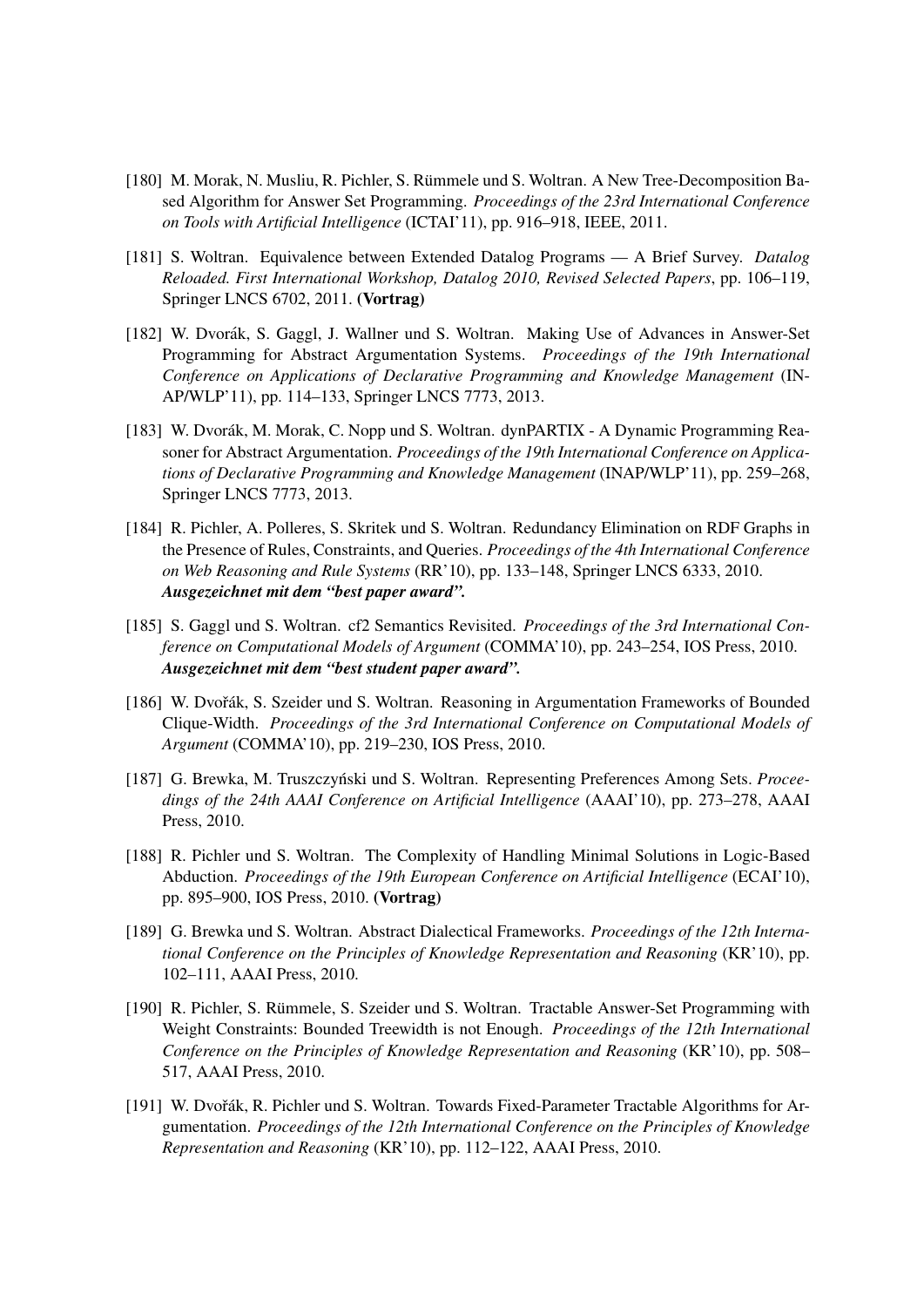[180] M. Morak, N. Musliu, R. Pichler, S. Rümmele und S. Woltran. A New Tree-Decomposition Based Algorithm for Answer Set Programming. *Proceedings of the 23rd International Conference on Tools with Artificial Intelligence* (ICTAI'11), pp. 916–918, IEEE, 2011.

[181] S. Woltran. Equivalence between Extended Datalog Programs — A Brief Survey. *Datalog Reloaded. First International Workshop, Datalog 2010, Revised Selected Papers*, pp. 106–119, Springer LNCS 6702, 2011. **(Vortrag)**

[182] W. Dvorák, S. Gaggl, J. Wallner und S. Woltran. Making Use of Advances in Answer-Set Programming for Abstract Argumentation Systems. *Proceedings of the 19th International Conference on Applications of Declarative Programming and Knowledge Management* (INAP/WLP'11), pp. 114–133, Springer LNCS 7773, 2013.

[183] W. Dvorák, M. Morak, C. Nopp und S. Woltran. dynPARTIX - A Dynamic Programming Reasoner for Abstract Argumentation. *Proceedings of the 19th International Conference on Applications of Declarative Programming and Knowledge Management* (INAP/WLP'11), pp. 259–268, Springer LNCS 7773, 2013.

[184] R. Pichler, A. Polleres, S. Skritek und S. Woltran. Redundancy Elimination on RDF Graphs in the Presence of Rules, Constraints, and Queries. *Proceedings of the 4th International Conference on Web Reasoning and Rule Systems* (RR'10), pp. 133–148, Springer LNCS 6333, 2010.
***Ausgezeichnet mit dem "best paper award".***

[185] S. Gaggl und S. Woltran. cf2 Semantics Revisited. *Proceedings of the 3rd International Conference on Computational Models of Argument* (COMMA'10), pp. 243–254, IOS Press, 2010.
***Ausgezeichnet mit dem "best student paper award".***

[186] W. Dvořák, S. Szeider und S. Woltran. Reasoning in Argumentation Frameworks of Bounded Clique-Width. *Proceedings of the 3rd International Conference on Computational Models of Argument* (COMMA'10), pp. 219–230, IOS Press, 2010.

[187] G. Brewka, M. Truszczyński und S. Woltran. Representing Preferences Among Sets. *Proceedings of the 24th AAAI Conference on Artificial Intelligence* (AAAI'10), pp. 273–278, AAAI Press, 2010.

[188] R. Pichler und S. Woltran. The Complexity of Handling Minimal Solutions in Logic-Based Abduction. *Proceedings of the 19th European Conference on Artificial Intelligence* (ECAI'10), pp. 895–900, IOS Press, 2010. **(Vortrag)**

[189] G. Brewka und S. Woltran. Abstract Dialectical Frameworks. *Proceedings of the 12th International Conference on the Principles of Knowledge Representation and Reasoning* (KR'10), pp. 102–111, AAAI Press, 2010.

[190] R. Pichler, S. Rümmele, S. Szeider und S. Woltran. Tractable Answer-Set Programming with Weight Constraints: Bounded Treewidth is not Enough. *Proceedings of the 12th International Conference on the Principles of Knowledge Representation and Reasoning* (KR'10), pp. 508–517, AAAI Press, 2010.

[191] W. Dvořák, R. Pichler und S. Woltran. Towards Fixed-Parameter Tractable Algorithms for Argumentation. *Proceedings of the 12th International Conference on the Principles of Knowledge Representation and Reasoning* (KR'10), pp. 112–122, AAAI Press, 2010.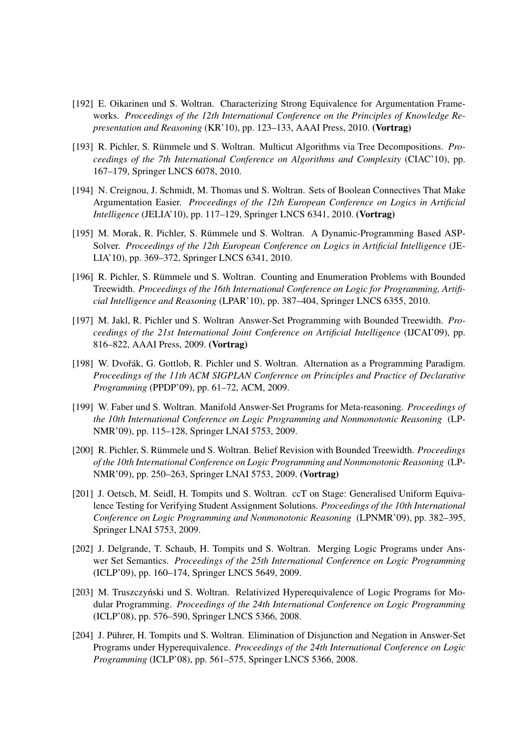[192] E. Oikarinen und S. Woltran. Characterizing Strong Equivalence for Argumentation Frameworks. *Proceedings of the 12th International Conference on the Principles of Knowledge Representation and Reasoning* (KR'10), pp. 123–133, AAAI Press, 2010. **(Vortrag)**

[193] R. Pichler, S. Rümmele und S. Woltran. Multicut Algorithms via Tree Decompositions. *Proceedings of the 7th International Conference on Algorithms and Complexity* (CIAC'10), pp. 167–179, Springer LNCS 6078, 2010.

[194] N. Creignou, J. Schmidt, M. Thomas und S. Woltran. Sets of Boolean Connectives That Make Argumentation Easier. *Proceedings of the 12th European Conference on Logics in Artificial Intelligence* (JELIA'10), pp. 117–129, Springer LNCS 6341, 2010. **(Vortrag)**

[195] M. Morak, R. Pichler, S. Rümmele und S. Woltran. A Dynamic-Programming Based ASP-Solver. *Proceedings of the 12th European Conference on Logics in Artificial Intelligence* (JELIA'10), pp. 369–372, Springer LNCS 6341, 2010.

[196] R. Pichler, S. Rümmele und S. Woltran. Counting and Enumeration Problems with Bounded Treewidth. *Proceedings of the 16th International Conference on Logic for Programming, Artificial Intelligence and Reasoning* (LPAR'10), pp. 387–404, Springer LNCS 6355, 2010.

[197] M. Jakl, R. Pichler und S. Woltran Answer-Set Programming with Bounded Treewidth. *Proceedings of the 21st International Joint Conference on Artificial Intelligence* (IJCAI'09), pp. 816–822, AAAI Press, 2009. **(Vortrag)**

[198] W. Dvořák, G. Gottlob, R. Pichler und S. Woltran. Alternation as a Programming Paradigm. *Proceedings of the 11th ACM SIGPLAN Conference on Principles and Practice of Declarative Programming* (PPDP'09), pp. 61–72, ACM, 2009.

[199] W. Faber und S. Woltran. Manifold Answer-Set Programs for Meta-reasoning. *Proceedings of the 10th International Conference on Logic Programming and Nonmonotonic Reasoning* (LPNMR'09), pp. 115–128, Springer LNAI 5753, 2009.

[200] R. Pichler, S. Rümmele und S. Woltran. Belief Revision with Bounded Treewidth. *Proceedings of the 10th International Conference on Logic Programming and Nonmonotonic Reasoning* (LPNMR'09), pp. 250–263, Springer LNAI 5753, 2009. **(Vortrag)**

[201] J. Oetsch, M. Seidl, H. Tompits und S. Woltran. ccT on Stage: Generalised Uniform Equivalence Testing for Verifying Student Assignment Solutions. *Proceedings of the 10th International Conference on Logic Programming and Nonmonotonic Reasoning* (LPNMR'09), pp. 382–395, Springer LNAI 5753, 2009.

[202] J. Delgrande, T. Schaub, H. Tompits und S. Woltran. Merging Logic Programs under Answer Set Semantics. *Proceedings of the 25th International Conference on Logic Programming* (ICLP'09), pp. 160–174, Springer LNCS 5649, 2009.

[203] M. Truszczyński und S. Woltran. Relativized Hyperequivalence of Logic Programs for Modular Programming. *Proceedings of the 24th International Conference on Logic Programming* (ICLP'08), pp. 576–590, Springer LNCS 5366, 2008.

[204] J. Pührer, H. Tompits und S. Woltran. Elimination of Disjunction and Negation in Answer-Set Programs under Hyperequivalence. *Proceedings of the 24th International Conference on Logic Programming* (ICLP'08), pp. 561–575, Springer LNCS 5366, 2008.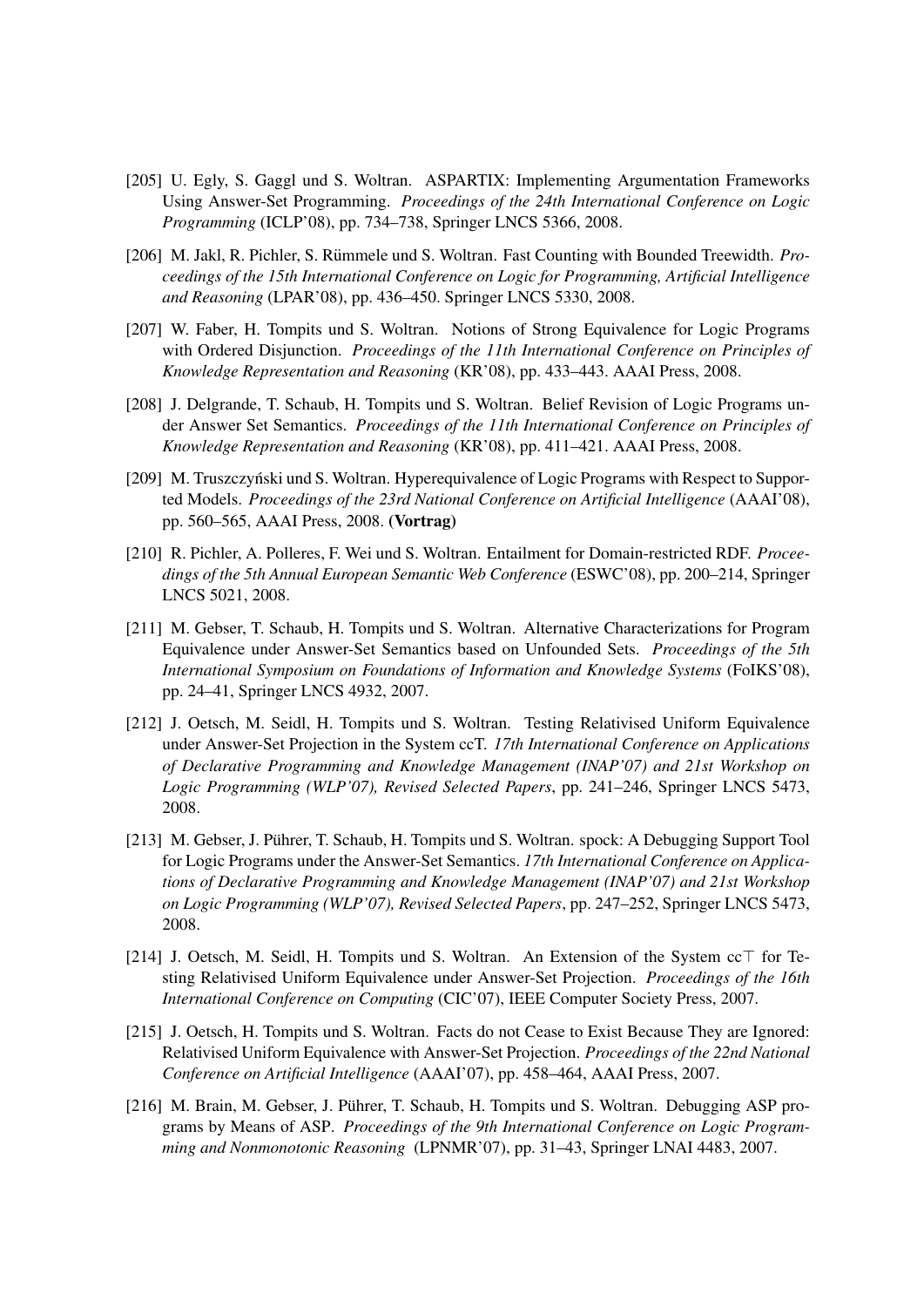[205] U. Egly, S. Gaggl und S. Woltran. ASPARTIX: Implementing Argumentation Frameworks Using Answer-Set Programming. *Proceedings of the 24th International Conference on Logic Programming* (ICLP'08), pp. 734–738, Springer LNCS 5366, 2008.

[206] M. Jakl, R. Pichler, S. Rümmele und S. Woltran. Fast Counting with Bounded Treewidth. *Proceedings of the 15th International Conference on Logic for Programming, Artificial Intelligence and Reasoning* (LPAR'08), pp. 436–450. Springer LNCS 5330, 2008.

[207] W. Faber, H. Tompits und S. Woltran. Notions of Strong Equivalence for Logic Programs with Ordered Disjunction. *Proceedings of the 11th International Conference on Principles of Knowledge Representation and Reasoning* (KR'08), pp. 433–443. AAAI Press, 2008.

[208] J. Delgrande, T. Schaub, H. Tompits und S. Woltran. Belief Revision of Logic Programs under Answer Set Semantics. *Proceedings of the 11th International Conference on Principles of Knowledge Representation and Reasoning* (KR'08), pp. 411–421. AAAI Press, 2008.

[209] M. Truszczyński und S. Woltran. Hyperequivalence of Logic Programs with Respect to Supported Models. *Proceedings of the 23rd National Conference on Artificial Intelligence* (AAAI'08), pp. 560–565, AAAI Press, 2008. **(Vortrag)**

[210] R. Pichler, A. Polleres, F. Wei und S. Woltran. Entailment for Domain-restricted RDF. *Proceedings of the 5th Annual European Semantic Web Conference* (ESWC'08), pp. 200–214, Springer LNCS 5021, 2008.

[211] M. Gebser, T. Schaub, H. Tompits und S. Woltran. Alternative Characterizations for Program Equivalence under Answer-Set Semantics based on Unfounded Sets. *Proceedings of the 5th International Symposium on Foundations of Information and Knowledge Systems* (FoIKS'08), pp. 24–41, Springer LNCS 4932, 2007.

[212] J. Oetsch, M. Seidl, H. Tompits und S. Woltran. Testing Relativised Uniform Equivalence under Answer-Set Projection in the System ccT. *17th International Conference on Applications of Declarative Programming and Knowledge Management (INAP'07) and 21st Workshop on Logic Programming (WLP'07), Revised Selected Papers*, pp. 241–246, Springer LNCS 5473, 2008.

[213] M. Gebser, J. Pührer, T. Schaub, H. Tompits und S. Woltran. spock: A Debugging Support Tool for Logic Programs under the Answer-Set Semantics. *17th International Conference on Applications of Declarative Programming and Knowledge Management (INAP'07) and 21st Workshop on Logic Programming (WLP'07), Revised Selected Papers*, pp. 247–252, Springer LNCS 5473, 2008.

[214] J. Oetsch, M. Seidl, H. Tompits und S. Woltran. An Extension of the System cc$\top$ for Testing Relativised Uniform Equivalence under Answer-Set Projection. *Proceedings of the 16th International Conference on Computing* (CIC'07), IEEE Computer Society Press, 2007.

[215] J. Oetsch, H. Tompits und S. Woltran. Facts do not Cease to Exist Because They are Ignored: Relativised Uniform Equivalence with Answer-Set Projection. *Proceedings of the 22nd National Conference on Artificial Intelligence* (AAAI'07), pp. 458–464, AAAI Press, 2007.

[216] M. Brain, M. Gebser, J. Pührer, T. Schaub, H. Tompits und S. Woltran. Debugging ASP programs by Means of ASP. *Proceedings of the 9th International Conference on Logic Programming and Nonmonotonic Reasoning* (LPNMR'07), pp. 31–43, Springer LNAI 4483, 2007.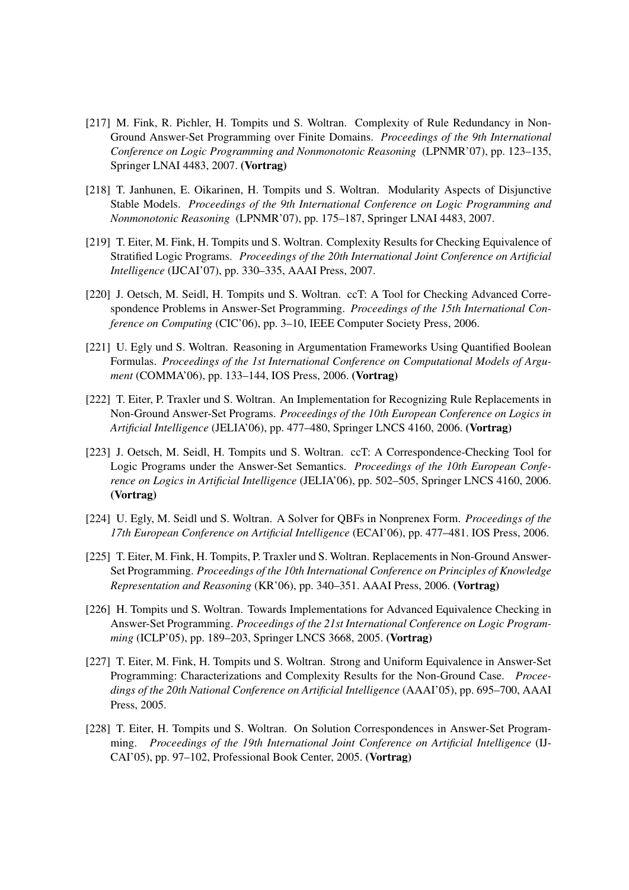[217] M. Fink, R. Pichler, H. Tompits und S. Woltran. Complexity of Rule Redundancy in Non-Ground Answer-Set Programming over Finite Domains. *Proceedings of the 9th International Conference on Logic Programming and Nonmonotonic Reasoning* (LPNMR'07), pp. 123–135, Springer LNAI 4483, 2007. **(Vortrag)**

[218] T. Janhunen, E. Oikarinen, H. Tompits und S. Woltran. Modularity Aspects of Disjunctive Stable Models. *Proceedings of the 9th International Conference on Logic Programming and Nonmonotonic Reasoning* (LPNMR'07), pp. 175–187, Springer LNAI 4483, 2007.

[219] T. Eiter, M. Fink, H. Tompits und S. Woltran. Complexity Results for Checking Equivalence of Stratified Logic Programs. *Proceedings of the 20th International Joint Conference on Artificial Intelligence* (IJCAI'07), pp. 330–335, AAAI Press, 2007.

[220] J. Oetsch, M. Seidl, H. Tompits und S. Woltran. ccT: A Tool for Checking Advanced Correspondence Problems in Answer-Set Programming. *Proceedings of the 15th International Conference on Computing* (CIC'06), pp. 3–10, IEEE Computer Society Press, 2006.

[221] U. Egly und S. Woltran. Reasoning in Argumentation Frameworks Using Quantified Boolean Formulas. *Proceedings of the 1st International Conference on Computational Models of Argument* (COMMA'06), pp. 133–144, IOS Press, 2006. **(Vortrag)**

[222] T. Eiter, P. Traxler und S. Woltran. An Implementation for Recognizing Rule Replacements in Non-Ground Answer-Set Programs. *Proceedings of the 10th European Conference on Logics in Artificial Intelligence* (JELIA'06), pp. 477–480, Springer LNCS 4160, 2006. **(Vortrag)**

[223] J. Oetsch, M. Seidl, H. Tompits und S. Woltran. ccT: A Correspondence-Checking Tool for Logic Programs under the Answer-Set Semantics. *Proceedings of the 10th European Conference on Logics in Artificial Intelligence* (JELIA'06), pp. 502–505, Springer LNCS 4160, 2006. **(Vortrag)**

[224] U. Egly, M. Seidl und S. Woltran. A Solver for QBFs in Nonprenex Form. *Proceedings of the 17th European Conference on Artificial Intelligence* (ECAI'06), pp. 477–481. IOS Press, 2006.

[225] T. Eiter, M. Fink, H. Tompits, P. Traxler und S. Woltran. Replacements in Non-Ground Answer-Set Programming. *Proceedings of the 10th International Conference on Principles of Knowledge Representation and Reasoning* (KR'06), pp. 340–351. AAAI Press, 2006. **(Vortrag)**

[226] H. Tompits und S. Woltran. Towards Implementations for Advanced Equivalence Checking in Answer-Set Programming. *Proceedings of the 21st International Conference on Logic Programming* (ICLP'05), pp. 189–203, Springer LNCS 3668, 2005. **(Vortrag)**

[227] T. Eiter, M. Fink, H. Tompits und S. Woltran. Strong and Uniform Equivalence in Answer-Set Programming: Characterizations and Complexity Results for the Non-Ground Case. *Proceedings of the 20th National Conference on Artificial Intelligence* (AAAI'05), pp. 695–700, AAAI Press, 2005.

[228] T. Eiter, H. Tompits und S. Woltran. On Solution Correspondences in Answer-Set Programming. *Proceedings of the 19th International Joint Conference on Artificial Intelligence* (IJCAI'05), pp. 97–102, Professional Book Center, 2005. **(Vortrag)**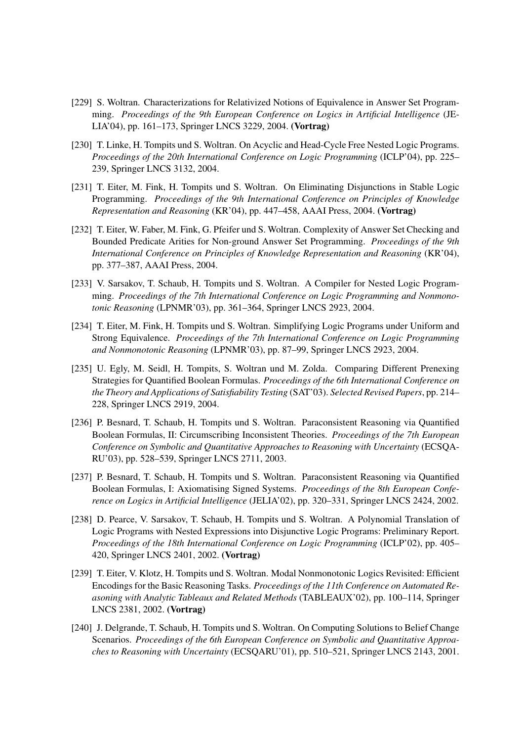[229] S. Woltran. Characterizations for Relativized Notions of Equivalence in Answer Set Programming. *Proceedings of the 9th European Conference on Logics in Artificial Intelligence* (JELIA'04), pp. 161–173, Springer LNCS 3229, 2004. **(Vortrag)**

[230] T. Linke, H. Tompits und S. Woltran. On Acyclic and Head-Cycle Free Nested Logic Programs. *Proceedings of the 20th International Conference on Logic Programming* (ICLP'04), pp. 225–239, Springer LNCS 3132, 2004.

[231] T. Eiter, M. Fink, H. Tompits und S. Woltran. On Eliminating Disjunctions in Stable Logic Programming. *Proceedings of the 9th International Conference on Principles of Knowledge Representation and Reasoning* (KR'04), pp. 447–458, AAAI Press, 2004. **(Vortrag)**

[232] T. Eiter, W. Faber, M. Fink, G. Pfeifer und S. Woltran. Complexity of Answer Set Checking and Bounded Predicate Arities for Non-ground Answer Set Programming. *Proceedings of the 9th International Conference on Principles of Knowledge Representation and Reasoning* (KR'04), pp. 377–387, AAAI Press, 2004.

[233] V. Sarsakov, T. Schaub, H. Tompits und S. Woltran. A Compiler for Nested Logic Programming. *Proceedings of the 7th International Conference on Logic Programming and Nonmonotonic Reasoning* (LPNMR'03), pp. 361–364, Springer LNCS 2923, 2004.

[234] T. Eiter, M. Fink, H. Tompits und S. Woltran. Simplifying Logic Programs under Uniform and Strong Equivalence. *Proceedings of the 7th International Conference on Logic Programming and Nonmonotonic Reasoning* (LPNMR'03), pp. 87–99, Springer LNCS 2923, 2004.

[235] U. Egly, M. Seidl, H. Tompits, S. Woltran und M. Zolda. Comparing Different Prenexing Strategies for Quantified Boolean Formulas. *Proceedings of the 6th International Conference on the Theory and Applications of Satisfiability Testing* (SAT'03). *Selected Revised Papers*, pp. 214–228, Springer LNCS 2919, 2004.

[236] P. Besnard, T. Schaub, H. Tompits und S. Woltran. Paraconsistent Reasoning via Quantified Boolean Formulas, II: Circumscribing Inconsistent Theories. *Proceedings of the 7th European Conference on Symbolic and Quantitative Approaches to Reasoning with Uncertainty* (ECSQARU'03), pp. 528–539, Springer LNCS 2711, 2003.

[237] P. Besnard, T. Schaub, H. Tompits und S. Woltran. Paraconsistent Reasoning via Quantified Boolean Formulas, I: Axiomatising Signed Systems. *Proceedings of the 8th European Conference on Logics in Artificial Intelligence* (JELIA'02), pp. 320–331, Springer LNCS 2424, 2002.

[238] D. Pearce, V. Sarsakov, T. Schaub, H. Tompits und S. Woltran. A Polynomial Translation of Logic Programs with Nested Expressions into Disjunctive Logic Programs: Preliminary Report. *Proceedings of the 18th International Conference on Logic Programming* (ICLP'02), pp. 405–420, Springer LNCS 2401, 2002. **(Vortrag)**

[239] T. Eiter, V. Klotz, H. Tompits und S. Woltran. Modal Nonmonotonic Logics Revisited: Efficient Encodings for the Basic Reasoning Tasks. *Proceedings of the 11th Conference on Automated Reasoning with Analytic Tableaux and Related Methods* (TABLEAUX'02), pp. 100–114, Springer LNCS 2381, 2002. **(Vortrag)**

[240] J. Delgrande, T. Schaub, H. Tompits und S. Woltran. On Computing Solutions to Belief Change Scenarios. *Proceedings of the 6th European Conference on Symbolic and Quantitative Approaches to Reasoning with Uncertainty* (ECSQARU'01), pp. 510–521, Springer LNCS 2143, 2001.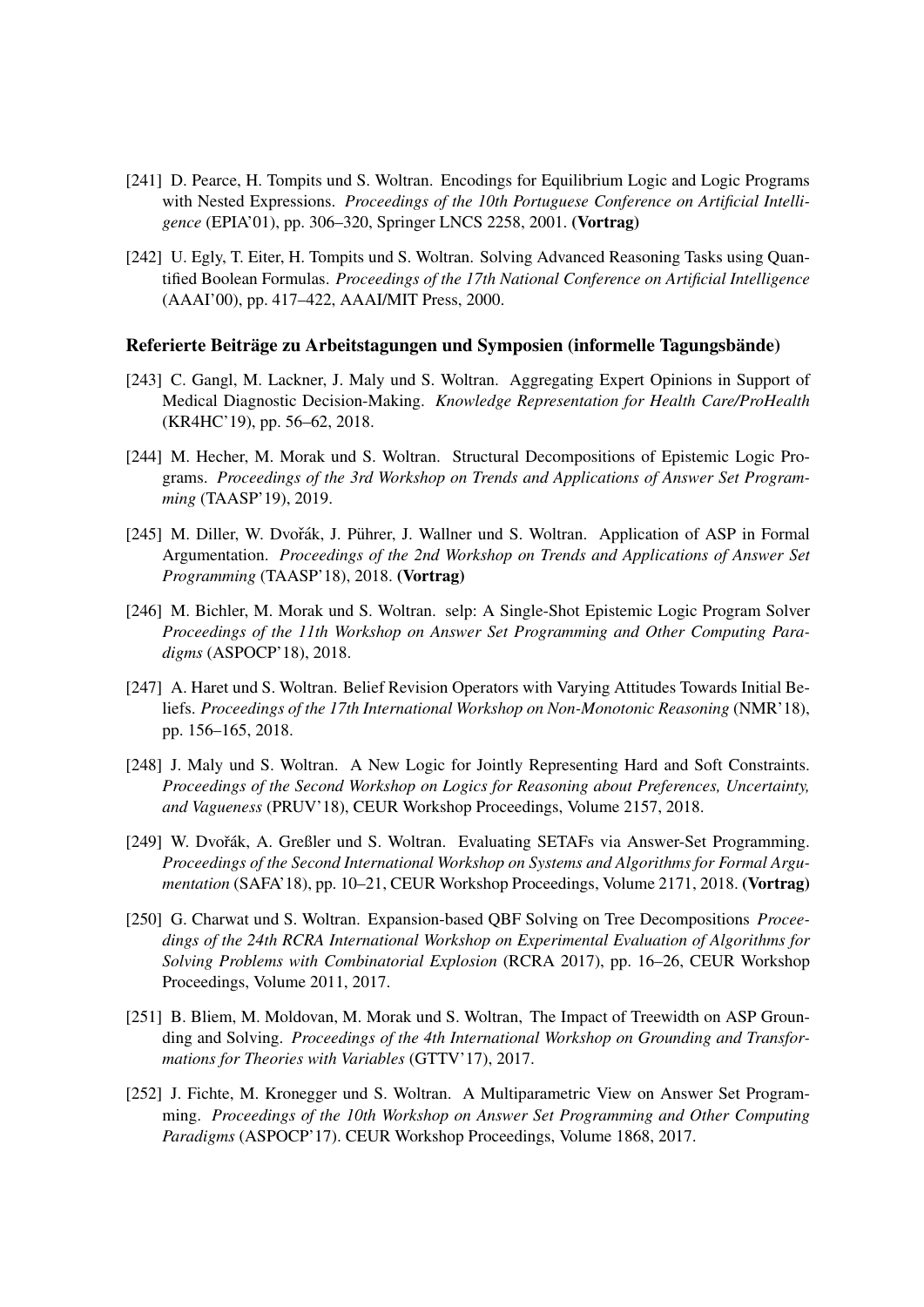[241] D. Pearce, H. Tompits und S. Woltran. Encodings for Equilibrium Logic and Logic Programs with Nested Expressions. *Proceedings of the 10th Portuguese Conference on Artificial Intelligence* (EPIA'01), pp. 306–320, Springer LNCS 2258, 2001. **(Vortrag)**

[242] U. Egly, T. Eiter, H. Tompits und S. Woltran. Solving Advanced Reasoning Tasks using Quantified Boolean Formulas. *Proceedings of the 17th National Conference on Artificial Intelligence* (AAAI'00), pp. 417–422, AAAI/MIT Press, 2000.

### Referierte Beiträge zu Arbeitstagungen und Symposien (informelle Tagungsbände)

[243] C. Gangl, M. Lackner, J. Maly und S. Woltran. Aggregating Expert Opinions in Support of Medical Diagnostic Decision-Making. *Knowledge Representation for Health Care/ProHealth* (KR4HC'19), pp. 56–62, 2018.

[244] M. Hecher, M. Morak und S. Woltran. Structural Decompositions of Epistemic Logic Programs. *Proceedings of the 3rd Workshop on Trends and Applications of Answer Set Programming* (TAASP'19), 2019.

[245] M. Diller, W. Dvořák, J. Pührer, J. Wallner und S. Woltran. Application of ASP in Formal Argumentation. *Proceedings of the 2nd Workshop on Trends and Applications of Answer Set Programming* (TAASP'18), 2018. **(Vortrag)**

[246] M. Bichler, M. Morak und S. Woltran. selp: A Single-Shot Epistemic Logic Program Solver *Proceedings of the 11th Workshop on Answer Set Programming and Other Computing Paradigms* (ASPOCP'18), 2018.

[247] A. Haret und S. Woltran. Belief Revision Operators with Varying Attitudes Towards Initial Beliefs. *Proceedings of the 17th International Workshop on Non-Monotonic Reasoning* (NMR'18), pp. 156–165, 2018.

[248] J. Maly und S. Woltran. A New Logic for Jointly Representing Hard and Soft Constraints. *Proceedings of the Second Workshop on Logics for Reasoning about Preferences, Uncertainty, and Vagueness* (PRUV'18), CEUR Workshop Proceedings, Volume 2157, 2018.

[249] W. Dvořák, A. Greßler und S. Woltran. Evaluating SETAFs via Answer-Set Programming. *Proceedings of the Second International Workshop on Systems and Algorithms for Formal Argumentation* (SAFA'18), pp. 10–21, CEUR Workshop Proceedings, Volume 2171, 2018. **(Vortrag)**

[250] G. Charwat und S. Woltran. Expansion-based QBF Solving on Tree Decompositions *Proceedings of the 24th RCRA International Workshop on Experimental Evaluation of Algorithms for Solving Problems with Combinatorial Explosion* (RCRA 2017), pp. 16–26, CEUR Workshop Proceedings, Volume 2011, 2017.

[251] B. Bliem, M. Moldovan, M. Morak und S. Woltran, The Impact of Treewidth on ASP Grounding and Solving. *Proceedings of the 4th International Workshop on Grounding and Transformations for Theories with Variables* (GTTV'17), 2017.

[252] J. Fichte, M. Kronegger und S. Woltran. A Multiparametric View on Answer Set Programming. *Proceedings of the 10th Workshop on Answer Set Programming and Other Computing Paradigms* (ASPOCP'17). CEUR Workshop Proceedings, Volume 1868, 2017.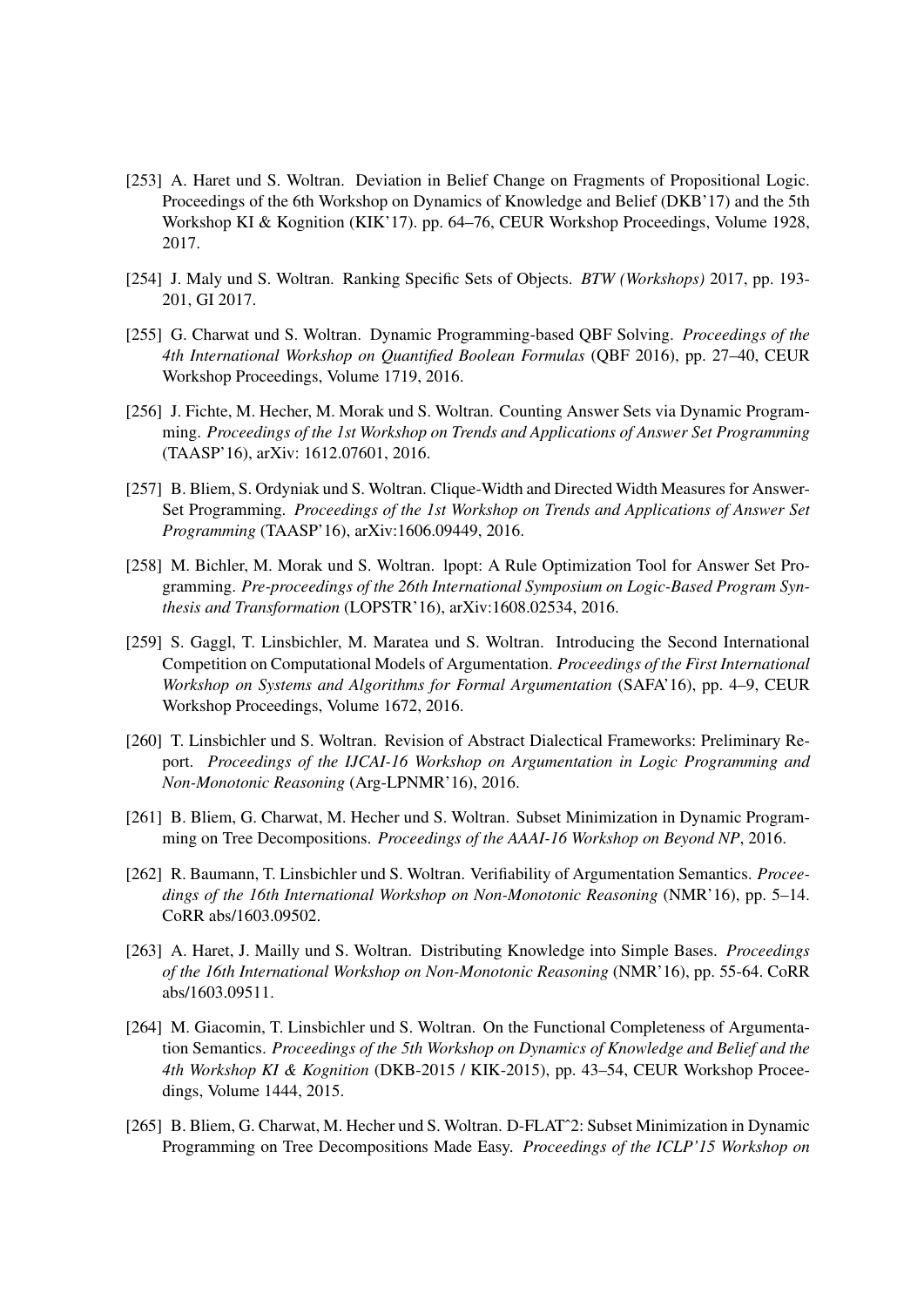[253] A. Haret und S. Woltran. Deviation in Belief Change on Fragments of Propositional Logic. Proceedings of the 6th Workshop on Dynamics of Knowledge and Belief (DKB'17) and the 5th Workshop KI & Kognition (KIK'17). pp. 64–76, CEUR Workshop Proceedings, Volume 1928, 2017.

[254] J. Maly und S. Woltran. Ranking Specific Sets of Objects. *BTW (Workshops)* 2017, pp. 193-201, GI 2017.

[255] G. Charwat und S. Woltran. Dynamic Programming-based QBF Solving. *Proceedings of the 4th International Workshop on Quantified Boolean Formulas* (QBF 2016), pp. 27–40, CEUR Workshop Proceedings, Volume 1719, 2016.

[256] J. Fichte, M. Hecher, M. Morak und S. Woltran. Counting Answer Sets via Dynamic Programming. *Proceedings of the 1st Workshop on Trends and Applications of Answer Set Programming* (TAASP'16), arXiv: 1612.07601, 2016.

[257] B. Bliem, S. Ordyniak und S. Woltran. Clique-Width and Directed Width Measures for Answer-Set Programming. *Proceedings of the 1st Workshop on Trends and Applications of Answer Set Programming* (TAASP'16), arXiv:1606.09449, 2016.

[258] M. Bichler, M. Morak und S. Woltran. lpopt: A Rule Optimization Tool for Answer Set Programming. *Pre-proceedings of the 26th International Symposium on Logic-Based Program Synthesis and Transformation* (LOPSTR'16), arXiv:1608.02534, 2016.

[259] S. Gaggl, T. Linsbichler, M. Maratea und S. Woltran. Introducing the Second International Competition on Computational Models of Argumentation. *Proceedings of the First International Workshop on Systems and Algorithms for Formal Argumentation* (SAFA'16), pp. 4–9, CEUR Workshop Proceedings, Volume 1672, 2016.

[260] T. Linsbichler und S. Woltran. Revision of Abstract Dialectical Frameworks: Preliminary Report. *Proceedings of the IJCAI-16 Workshop on Argumentation in Logic Programming and Non-Monotonic Reasoning* (Arg-LPNMR'16), 2016.

[261] B. Bliem, G. Charwat, M. Hecher und S. Woltran. Subset Minimization in Dynamic Programming on Tree Decompositions. *Proceedings of the AAAI-16 Workshop on Beyond NP*, 2016.

[262] R. Baumann, T. Linsbichler und S. Woltran. Verifiability of Argumentation Semantics. *Proceedings of the 16th International Workshop on Non-Monotonic Reasoning* (NMR'16), pp. 5–14. CoRR abs/1603.09502.

[263] A. Haret, J. Mailly und S. Woltran. Distributing Knowledge into Simple Bases. *Proceedings of the 16th International Workshop on Non-Monotonic Reasoning* (NMR'16), pp. 55-64. CoRR abs/1603.09511.

[264] M. Giacomin, T. Linsbichler und S. Woltran. On the Functional Completeness of Argumentation Semantics. *Proceedings of the 5th Workshop on Dynamics of Knowledge and Belief and the 4th Workshop KI & Kognition* (DKB-2015 / KIK-2015), pp. 43–54, CEUR Workshop Proceedings, Volume 1444, 2015.

[265] B. Bliem, G. Charwat, M. Hecher und S. Woltran. D-FLAT^2: Subset Minimization in Dynamic Programming on Tree Decompositions Made Easy. *Proceedings of the ICLP'15 Workshop on*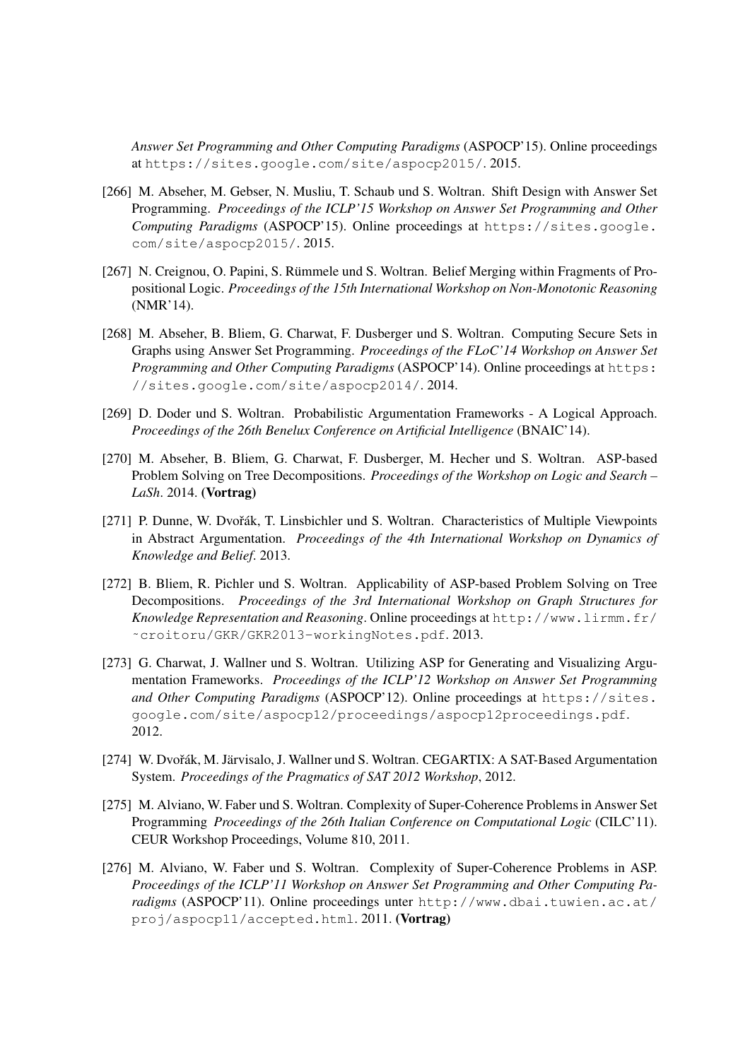*Answer Set Programming and Other Computing Paradigms* (ASPOCP'15). Online proceedings at https://sites.google.com/site/aspocp2015/. 2015.

[266] M. Abseher, M. Gebser, N. Musliu, T. Schaub und S. Woltran. Shift Design with Answer Set Programming. *Proceedings of the ICLP'15 Workshop on Answer Set Programming and Other Computing Paradigms* (ASPOCP'15). Online proceedings at https://sites.google.com/site/aspocp2015/. 2015.

[267] N. Creignou, O. Papini, S. Rümmele und S. Woltran. Belief Merging within Fragments of Propositional Logic. *Proceedings of the 15th International Workshop on Non-Monotonic Reasoning* (NMR'14).

[268] M. Abseher, B. Bliem, G. Charwat, F. Dusberger und S. Woltran. Computing Secure Sets in Graphs using Answer Set Programming. *Proceedings of the FLoC'14 Workshop on Answer Set Programming and Other Computing Paradigms* (ASPOCP'14). Online proceedings at https://sites.google.com/site/aspocp2014/. 2014.

[269] D. Doder und S. Woltran. Probabilistic Argumentation Frameworks - A Logical Approach. *Proceedings of the 26th Benelux Conference on Artificial Intelligence* (BNAIC'14).

[270] M. Abseher, B. Bliem, G. Charwat, F. Dusberger, M. Hecher und S. Woltran. ASP-based Problem Solving on Tree Decompositions. *Proceedings of the Workshop on Logic and Search – LaSh*. 2014. **(Vortrag)**

[271] P. Dunne, W. Dvořák, T. Linsbichler und S. Woltran. Characteristics of Multiple Viewpoints in Abstract Argumentation. *Proceedings of the 4th International Workshop on Dynamics of Knowledge and Belief*. 2013.

[272] B. Bliem, R. Pichler und S. Woltran. Applicability of ASP-based Problem Solving on Tree Decompositions. *Proceedings of the 3rd International Workshop on Graph Structures for Knowledge Representation and Reasoning*. Online proceedings at http://www.lirmm.fr/~croitoru/GKR/GKR2013-workingNotes.pdf. 2013.

[273] G. Charwat, J. Wallner und S. Woltran. Utilizing ASP for Generating and Visualizing Argumentation Frameworks. *Proceedings of the ICLP'12 Workshop on Answer Set Programming and Other Computing Paradigms* (ASPOCP'12). Online proceedings at https://sites.google.com/site/aspocp12/proceedings/aspocp12proceedings.pdf. 2012.

[274] W. Dvořák, M. Järvisalo, J. Wallner und S. Woltran. CEGARTIX: A SAT-Based Argumentation System. *Proceedings of the Pragmatics of SAT 2012 Workshop*, 2012.

[275] M. Alviano, W. Faber und S. Woltran. Complexity of Super-Coherence Problems in Answer Set Programming *Proceedings of the 26th Italian Conference on Computational Logic* (CILC'11). CEUR Workshop Proceedings, Volume 810, 2011.

[276] M. Alviano, W. Faber und S. Woltran. Complexity of Super-Coherence Problems in ASP. *Proceedings of the ICLP'11 Workshop on Answer Set Programming and Other Computing Paradigms* (ASPOCP'11). Online proceedings unter http://www.dbai.tuwien.ac.at/proj/aspocp11/accepted.html. 2011. **(Vortrag)**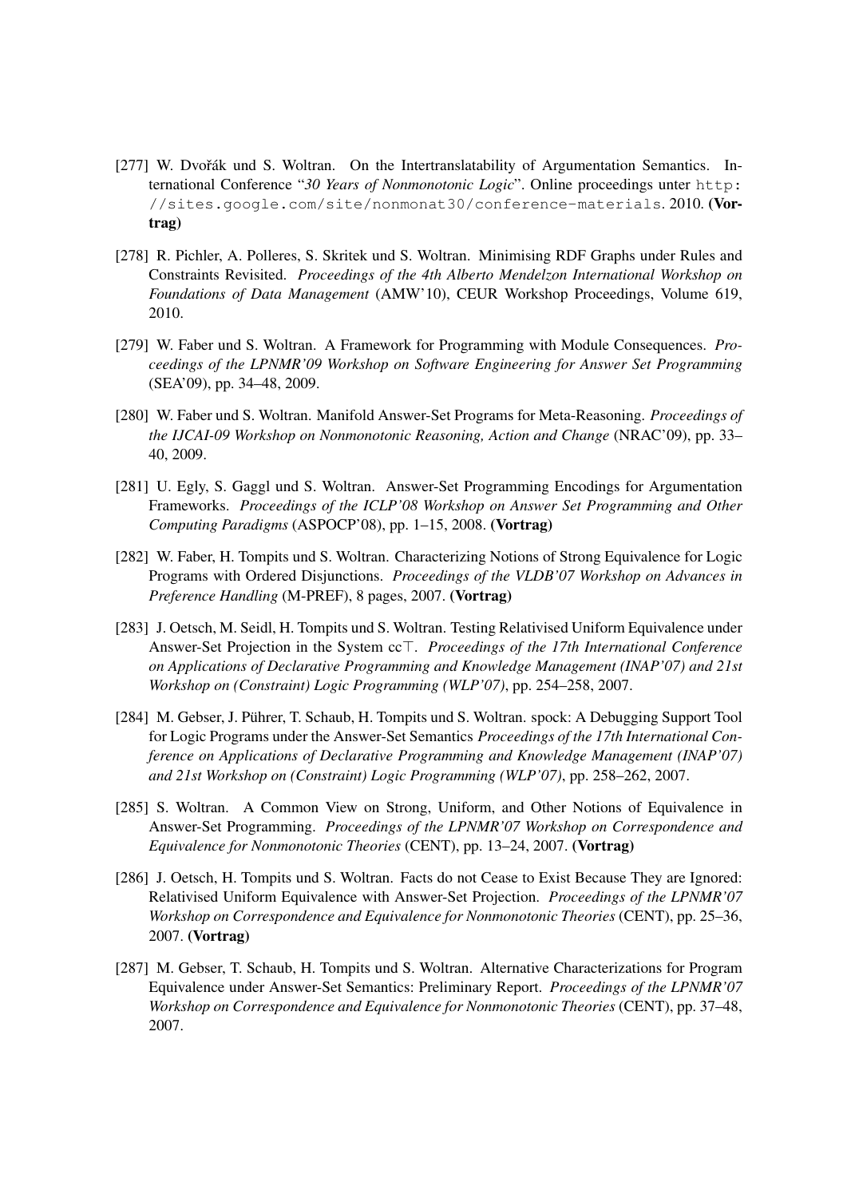[277] W. Dvořák und S. Woltran. On the Intertranslatability of Argumentation Semantics. International Conference "*30 Years of Nonmonotonic Logic*". Online proceedings unter `http://sites.google.com/site/nonmonat30/conference-materials`. 2010. **(Vortrag)**

[278] R. Pichler, A. Polleres, S. Skritek und S. Woltran. Minimising RDF Graphs under Rules and Constraints Revisited. *Proceedings of the 4th Alberto Mendelzon International Workshop on Foundations of Data Management* (AMW'10), CEUR Workshop Proceedings, Volume 619, 2010.

[279] W. Faber und S. Woltran. A Framework for Programming with Module Consequences. *Proceedings of the LPNMR'09 Workshop on Software Engineering for Answer Set Programming* (SEA'09), pp. 34–48, 2009.

[280] W. Faber und S. Woltran. Manifold Answer-Set Programs for Meta-Reasoning. *Proceedings of the IJCAI-09 Workshop on Nonmonotonic Reasoning, Action and Change* (NRAC'09), pp. 33–40, 2009.

[281] U. Egly, S. Gaggl und S. Woltran. Answer-Set Programming Encodings for Argumentation Frameworks. *Proceedings of the ICLP'08 Workshop on Answer Set Programming and Other Computing Paradigms* (ASPOCP'08), pp. 1–15, 2008. **(Vortrag)**

[282] W. Faber, H. Tompits und S. Woltran. Characterizing Notions of Strong Equivalence for Logic Programs with Ordered Disjunctions. *Proceedings of the VLDB'07 Workshop on Advances in Preference Handling* (M-PREF), 8 pages, 2007. **(Vortrag)**

[283] J. Oetsch, M. Seidl, H. Tompits und S. Woltran. Testing Relativised Uniform Equivalence under Answer-Set Projection in the System cc$\top$. *Proceedings of the 17th International Conference on Applications of Declarative Programming and Knowledge Management (INAP'07) and 21st Workshop on (Constraint) Logic Programming (WLP'07)*, pp. 254–258, 2007.

[284] M. Gebser, J. Pührer, T. Schaub, H. Tompits und S. Woltran. spock: A Debugging Support Tool for Logic Programs under the Answer-Set Semantics *Proceedings of the 17th International Conference on Applications of Declarative Programming and Knowledge Management (INAP'07) and 21st Workshop on (Constraint) Logic Programming (WLP'07)*, pp. 258–262, 2007.

[285] S. Woltran. A Common View on Strong, Uniform, and Other Notions of Equivalence in Answer-Set Programming. *Proceedings of the LPNMR'07 Workshop on Correspondence and Equivalence for Nonmonotonic Theories* (CENT), pp. 13–24, 2007. **(Vortrag)**

[286] J. Oetsch, H. Tompits und S. Woltran. Facts do not Cease to Exist Because They are Ignored: Relativised Uniform Equivalence with Answer-Set Projection. *Proceedings of the LPNMR'07 Workshop on Correspondence and Equivalence for Nonmonotonic Theories* (CENT), pp. 25–36, 2007. **(Vortrag)**

[287] M. Gebser, T. Schaub, H. Tompits und S. Woltran. Alternative Characterizations for Program Equivalence under Answer-Set Semantics: Preliminary Report. *Proceedings of the LPNMR'07 Workshop on Correspondence and Equivalence for Nonmonotonic Theories* (CENT), pp. 37–48, 2007.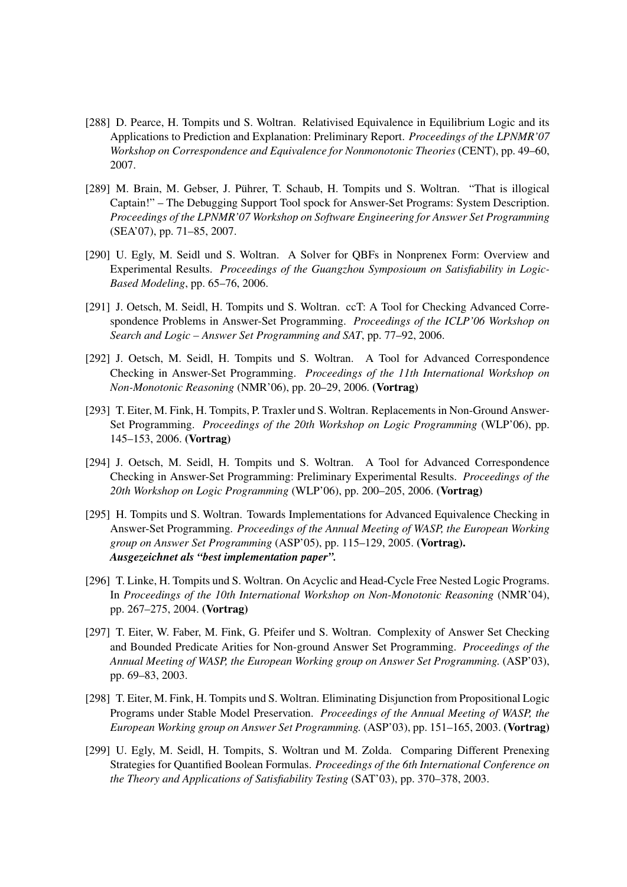[288] D. Pearce, H. Tompits und S. Woltran. Relativised Equivalence in Equilibrium Logic and its Applications to Prediction and Explanation: Preliminary Report. *Proceedings of the LPNMR'07 Workshop on Correspondence and Equivalence for Nonmonotonic Theories* (CENT), pp. 49–60, 2007.

[289] M. Brain, M. Gebser, J. Pührer, T. Schaub, H. Tompits und S. Woltran. "That is illogical Captain!" – The Debugging Support Tool spock for Answer-Set Programs: System Description. *Proceedings of the LPNMR'07 Workshop on Software Engineering for Answer Set Programming* (SEA'07), pp. 71–85, 2007.

[290] U. Egly, M. Seidl und S. Woltran. A Solver for QBFs in Nonprenex Form: Overview and Experimental Results. *Proceedings of the Guangzhou Symposioum on Satisfiability in Logic-Based Modeling*, pp. 65–76, 2006.

[291] J. Oetsch, M. Seidl, H. Tompits und S. Woltran. ccT: A Tool for Checking Advanced Correspondence Problems in Answer-Set Programming. *Proceedings of the ICLP'06 Workshop on Search and Logic – Answer Set Programming and SAT*, pp. 77–92, 2006.

[292] J. Oetsch, M. Seidl, H. Tompits und S. Woltran. A Tool for Advanced Correspondence Checking in Answer-Set Programming. *Proceedings of the 11th International Workshop on Non-Monotonic Reasoning* (NMR'06), pp. 20–29, 2006. **(Vortrag)**

[293] T. Eiter, M. Fink, H. Tompits, P. Traxler und S. Woltran. Replacements in Non-Ground Answer-Set Programming. *Proceedings of the 20th Workshop on Logic Programming* (WLP'06), pp. 145–153, 2006. **(Vortrag)**

[294] J. Oetsch, M. Seidl, H. Tompits und S. Woltran. A Tool for Advanced Correspondence Checking in Answer-Set Programming: Preliminary Experimental Results. *Proceedings of the 20th Workshop on Logic Programming* (WLP'06), pp. 200–205, 2006. **(Vortrag)**

[295] H. Tompits und S. Woltran. Towards Implementations for Advanced Equivalence Checking in Answer-Set Programming. *Proceedings of the Annual Meeting of WASP, the European Working group on Answer Set Programming* (ASP'05), pp. 115–129, 2005. **(Vortrag).**
***Ausgezeichnet als "best implementation paper".***

[296] T. Linke, H. Tompits und S. Woltran. On Acyclic and Head-Cycle Free Nested Logic Programs. In *Proceedings of the 10th International Workshop on Non-Monotonic Reasoning* (NMR'04), pp. 267–275, 2004. **(Vortrag)**

[297] T. Eiter, W. Faber, M. Fink, G. Pfeifer und S. Woltran. Complexity of Answer Set Checking and Bounded Predicate Arities for Non-ground Answer Set Programming. *Proceedings of the Annual Meeting of WASP, the European Working group on Answer Set Programming.* (ASP'03), pp. 69–83, 2003.

[298] T. Eiter, M. Fink, H. Tompits und S. Woltran. Eliminating Disjunction from Propositional Logic Programs under Stable Model Preservation. *Proceedings of the Annual Meeting of WASP, the European Working group on Answer Set Programming.* (ASP'03), pp. 151–165, 2003. **(Vortrag)**

[299] U. Egly, M. Seidl, H. Tompits, S. Woltran und M. Zolda. Comparing Different Prenexing Strategies for Quantified Boolean Formulas. *Proceedings of the 6th International Conference on the Theory and Applications of Satisfiability Testing* (SAT'03), pp. 370–378, 2003.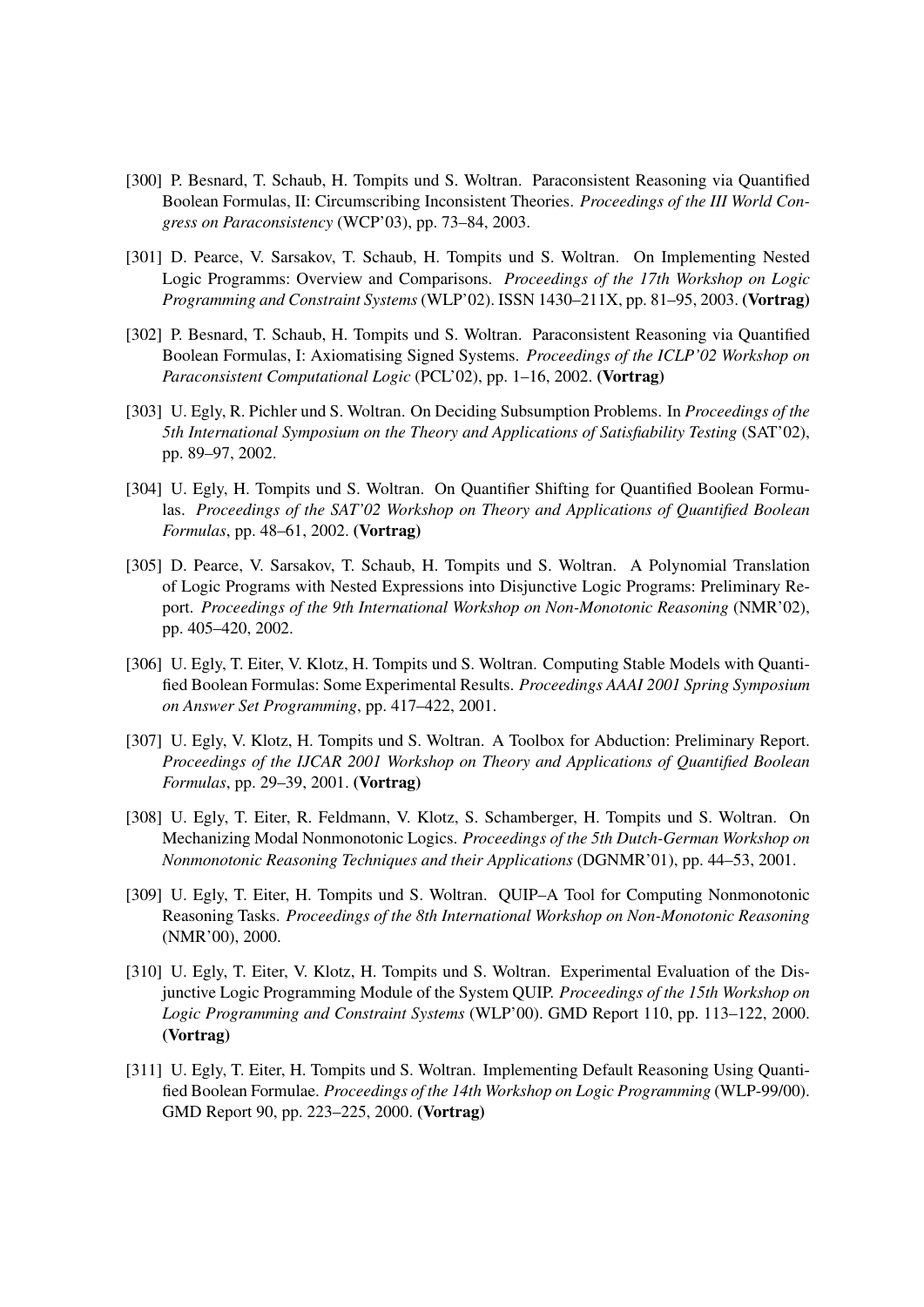[300] P. Besnard, T. Schaub, H. Tompits und S. Woltran. Paraconsistent Reasoning via Quantified Boolean Formulas, II: Circumscribing Inconsistent Theories. *Proceedings of the III World Congress on Paraconsistency* (WCP'03), pp. 73–84, 2003.

[301] D. Pearce, V. Sarsakov, T. Schaub, H. Tompits und S. Woltran. On Implementing Nested Logic Programms: Overview and Comparisons. *Proceedings of the 17th Workshop on Logic Programming and Constraint Systems* (WLP'02). ISSN 1430–211X, pp. 81–95, 2003. **(Vortrag)**

[302] P. Besnard, T. Schaub, H. Tompits und S. Woltran. Paraconsistent Reasoning via Quantified Boolean Formulas, I: Axiomatising Signed Systems. *Proceedings of the ICLP'02 Workshop on Paraconsistent Computational Logic* (PCL'02), pp. 1–16, 2002. **(Vortrag)**

[303] U. Egly, R. Pichler und S. Woltran. On Deciding Subsumption Problems. In *Proceedings of the 5th International Symposium on the Theory and Applications of Satisfiability Testing* (SAT'02), pp. 89–97, 2002.

[304] U. Egly, H. Tompits und S. Woltran. On Quantifier Shifting for Quantified Boolean Formulas. *Proceedings of the SAT'02 Workshop on Theory and Applications of Quantified Boolean Formulas*, pp. 48–61, 2002. **(Vortrag)**

[305] D. Pearce, V. Sarsakov, T. Schaub, H. Tompits und S. Woltran. A Polynomial Translation of Logic Programs with Nested Expressions into Disjunctive Logic Programs: Preliminary Report. *Proceedings of the 9th International Workshop on Non-Monotonic Reasoning* (NMR'02), pp. 405–420, 2002.

[306] U. Egly, T. Eiter, V. Klotz, H. Tompits und S. Woltran. Computing Stable Models with Quantified Boolean Formulas: Some Experimental Results. *Proceedings AAAI 2001 Spring Symposium on Answer Set Programming*, pp. 417–422, 2001.

[307] U. Egly, V. Klotz, H. Tompits und S. Woltran. A Toolbox for Abduction: Preliminary Report. *Proceedings of the IJCAR 2001 Workshop on Theory and Applications of Quantified Boolean Formulas*, pp. 29–39, 2001. **(Vortrag)**

[308] U. Egly, T. Eiter, R. Feldmann, V. Klotz, S. Schamberger, H. Tompits und S. Woltran. On Mechanizing Modal Nonmonotonic Logics. *Proceedings of the 5th Dutch-German Workshop on Nonmonotonic Reasoning Techniques and their Applications* (DGNMR'01), pp. 44–53, 2001.

[309] U. Egly, T. Eiter, H. Tompits und S. Woltran. QUIP–A Tool for Computing Nonmonotonic Reasoning Tasks. *Proceedings of the 8th International Workshop on Non-Monotonic Reasoning* (NMR'00), 2000.

[310] U. Egly, T. Eiter, V. Klotz, H. Tompits und S. Woltran. Experimental Evaluation of the Disjunctive Logic Programming Module of the System QUIP. *Proceedings of the 15th Workshop on Logic Programming and Constraint Systems* (WLP'00). GMD Report 110, pp. 113–122, 2000. **(Vortrag)**

[311] U. Egly, T. Eiter, H. Tompits und S. Woltran. Implementing Default Reasoning Using Quantified Boolean Formulae. *Proceedings of the 14th Workshop on Logic Programming* (WLP-99/00). GMD Report 90, pp. 223–225, 2000. **(Vortrag)**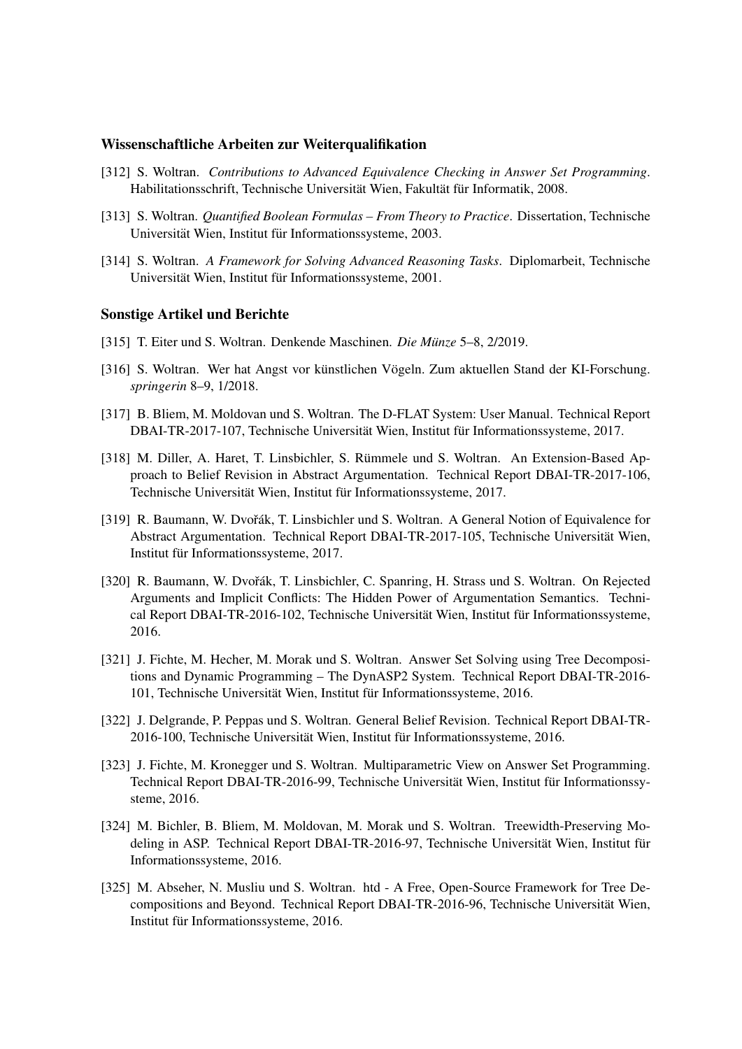### Wissenschaftliche Arbeiten zur Weiterqualifikation

[312] S. Woltran. *Contributions to Advanced Equivalence Checking in Answer Set Programming*. Habilitationsschrift, Technische Universität Wien, Fakultät für Informatik, 2008.

[313] S. Woltran. *Quantified Boolean Formulas – From Theory to Practice*. Dissertation, Technische Universität Wien, Institut für Informationssysteme, 2003.

[314] S. Woltran. *A Framework for Solving Advanced Reasoning Tasks*. Diplomarbeit, Technische Universität Wien, Institut für Informationssysteme, 2001.

### Sonstige Artikel und Berichte

[315] T. Eiter und S. Woltran. Denkende Maschinen. *Die Münze* 5–8, 2/2019.

[316] S. Woltran. Wer hat Angst vor künstlichen Vögeln. Zum aktuellen Stand der KI-Forschung. *springerin* 8–9, 1/2018.

[317] B. Bliem, M. Moldovan und S. Woltran. The D-FLAT System: User Manual. Technical Report DBAI-TR-2017-107, Technische Universität Wien, Institut für Informationssysteme, 2017.

[318] M. Diller, A. Haret, T. Linsbichler, S. Rümmele und S. Woltran. An Extension-Based Approach to Belief Revision in Abstract Argumentation. Technical Report DBAI-TR-2017-106, Technische Universität Wien, Institut für Informationssysteme, 2017.

[319] R. Baumann, W. Dvořák, T. Linsbichler und S. Woltran. A General Notion of Equivalence for Abstract Argumentation. Technical Report DBAI-TR-2017-105, Technische Universität Wien, Institut für Informationssysteme, 2017.

[320] R. Baumann, W. Dvořák, T. Linsbichler, C. Spanring, H. Strass und S. Woltran. On Rejected Arguments and Implicit Conflicts: The Hidden Power of Argumentation Semantics. Technical Report DBAI-TR-2016-102, Technische Universität Wien, Institut für Informationssysteme, 2016.

[321] J. Fichte, M. Hecher, M. Morak und S. Woltran. Answer Set Solving using Tree Decompositions and Dynamic Programming – The DynASP2 System. Technical Report DBAI-TR-2016-101, Technische Universität Wien, Institut für Informationssysteme, 2016.

[322] J. Delgrande, P. Peppas und S. Woltran. General Belief Revision. Technical Report DBAI-TR-2016-100, Technische Universität Wien, Institut für Informationssysteme, 2016.

[323] J. Fichte, M. Kronegger und S. Woltran. Multiparametric View on Answer Set Programming. Technical Report DBAI-TR-2016-99, Technische Universität Wien, Institut für Informationssysteme, 2016.

[324] M. Bichler, B. Bliem, M. Moldovan, M. Morak und S. Woltran. Treewidth-Preserving Modeling in ASP. Technical Report DBAI-TR-2016-97, Technische Universität Wien, Institut für Informationssysteme, 2016.

[325] M. Abseher, N. Musliu und S. Woltran. htd - A Free, Open-Source Framework for Tree Decompositions and Beyond. Technical Report DBAI-TR-2016-96, Technische Universität Wien, Institut für Informationssysteme, 2016.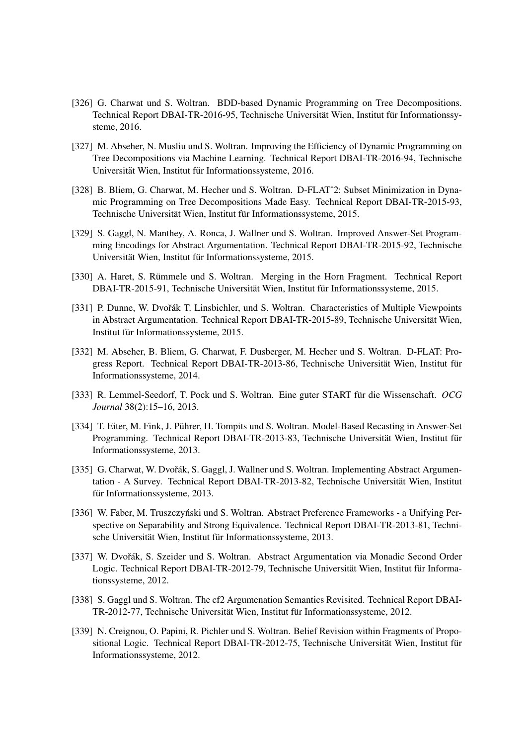[326] G. Charwat und S. Woltran. BDD-based Dynamic Programming on Tree Decompositions. Technical Report DBAI-TR-2016-95, Technische Universität Wien, Institut für Informationssysteme, 2016.

[327] M. Abseher, N. Musliu und S. Woltran. Improving the Efficiency of Dynamic Programming on Tree Decompositions via Machine Learning. Technical Report DBAI-TR-2016-94, Technische Universität Wien, Institut für Informationssysteme, 2016.

[328] B. Bliem, G. Charwat, M. Hecher und S. Woltran. D-FLAT^2: Subset Minimization in Dynamic Programming on Tree Decompositions Made Easy. Technical Report DBAI-TR-2015-93, Technische Universität Wien, Institut für Informationssysteme, 2015.

[329] S. Gaggl, N. Manthey, A. Ronca, J. Wallner und S. Woltran. Improved Answer-Set Programming Encodings for Abstract Argumentation. Technical Report DBAI-TR-2015-92, Technische Universität Wien, Institut für Informationssysteme, 2015.

[330] A. Haret, S. Rümmele und S. Woltran. Merging in the Horn Fragment. Technical Report DBAI-TR-2015-91, Technische Universität Wien, Institut für Informationssysteme, 2015.

[331] P. Dunne, W. Dvořák T. Linsbichler, und S. Woltran. Characteristics of Multiple Viewpoints in Abstract Argumentation. Technical Report DBAI-TR-2015-89, Technische Universität Wien, Institut für Informationssysteme, 2015.

[332] M. Abseher, B. Bliem, G. Charwat, F. Dusberger, M. Hecher und S. Woltran. D-FLAT: Progress Report. Technical Report DBAI-TR-2013-86, Technische Universität Wien, Institut für Informationssysteme, 2014.

[333] R. Lemmel-Seedorf, T. Pock und S. Woltran. Eine guter START für die Wissenschaft. *OCG Journal* 38(2):15–16, 2013.

[334] T. Eiter, M. Fink, J. Pührer, H. Tompits und S. Woltran. Model-Based Recasting in Answer-Set Programming. Technical Report DBAI-TR-2013-83, Technische Universität Wien, Institut für Informationssysteme, 2013.

[335] G. Charwat, W. Dvořák, S. Gaggl, J. Wallner und S. Woltran. Implementing Abstract Argumentation - A Survey. Technical Report DBAI-TR-2013-82, Technische Universität Wien, Institut für Informationssysteme, 2013.

[336] W. Faber, M. Truszczyński und S. Woltran. Abstract Preference Frameworks - a Unifying Perspective on Separability and Strong Equivalence. Technical Report DBAI-TR-2013-81, Technische Universität Wien, Institut für Informationssysteme, 2013.

[337] W. Dvořák, S. Szeider und S. Woltran. Abstract Argumentation via Monadic Second Order Logic. Technical Report DBAI-TR-2012-79, Technische Universität Wien, Institut für Informationssysteme, 2012.

[338] S. Gaggl und S. Woltran. The cf2 Argumenation Semantics Revisited. Technical Report DBAI-TR-2012-77, Technische Universität Wien, Institut für Informationssysteme, 2012.

[339] N. Creignou, O. Papini, R. Pichler und S. Woltran. Belief Revision within Fragments of Propositional Logic. Technical Report DBAI-TR-2012-75, Technische Universität Wien, Institut für Informationssysteme, 2012.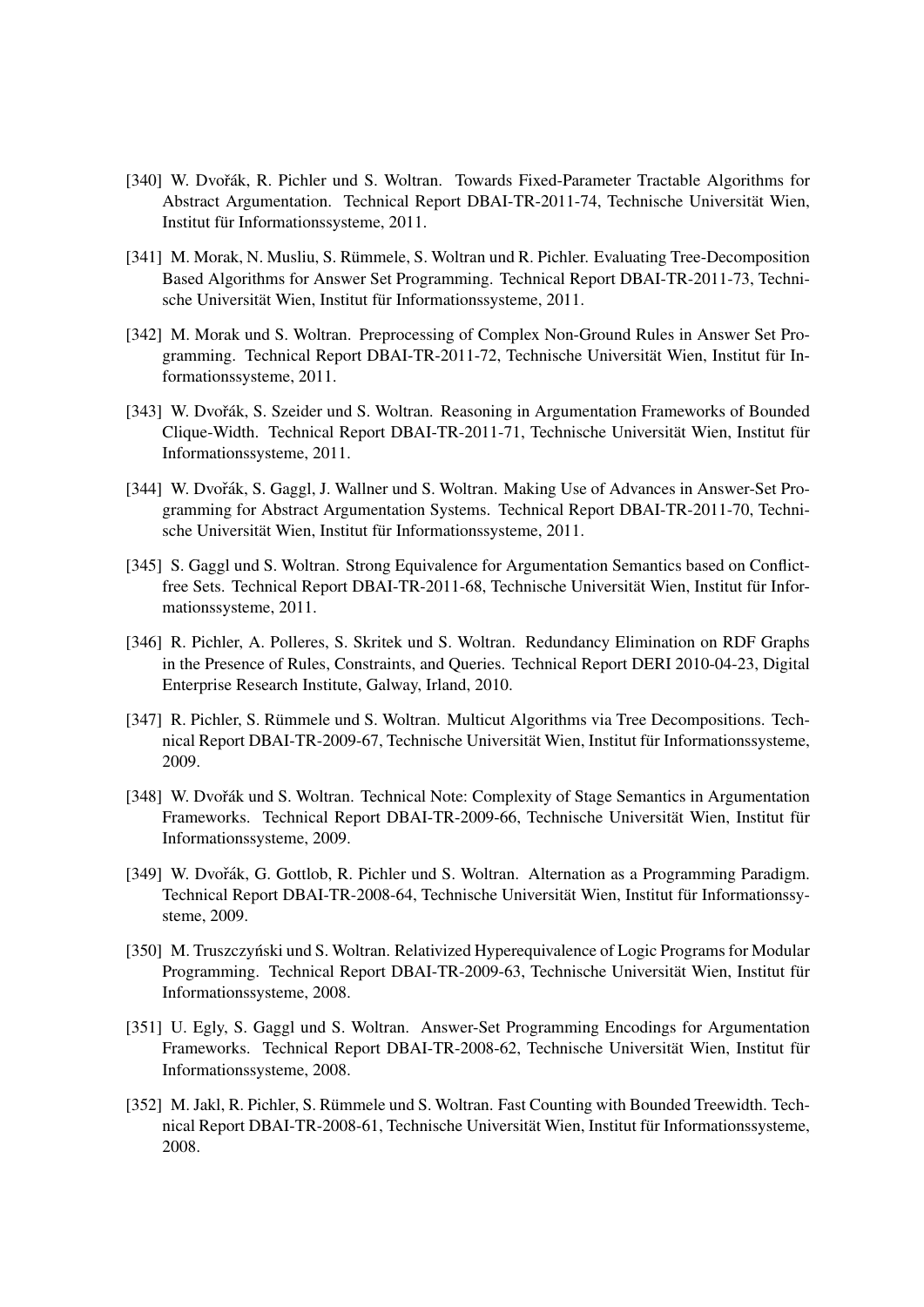[340] W. Dvořák, R. Pichler und S. Woltran. Towards Fixed-Parameter Tractable Algorithms for Abstract Argumentation. Technical Report DBAI-TR-2011-74, Technische Universität Wien, Institut für Informationssysteme, 2011.

[341] M. Morak, N. Musliu, S. Rümmele, S. Woltran und R. Pichler. Evaluating Tree-Decomposition Based Algorithms for Answer Set Programming. Technical Report DBAI-TR-2011-73, Technische Universität Wien, Institut für Informationssysteme, 2011.

[342] M. Morak und S. Woltran. Preprocessing of Complex Non-Ground Rules in Answer Set Programming. Technical Report DBAI-TR-2011-72, Technische Universität Wien, Institut für Informationssysteme, 2011.

[343] W. Dvořák, S. Szeider und S. Woltran. Reasoning in Argumentation Frameworks of Bounded Clique-Width. Technical Report DBAI-TR-2011-71, Technische Universität Wien, Institut für Informationssysteme, 2011.

[344] W. Dvořák, S. Gaggl, J. Wallner und S. Woltran. Making Use of Advances in Answer-Set Programming for Abstract Argumentation Systems. Technical Report DBAI-TR-2011-70, Technische Universität Wien, Institut für Informationssysteme, 2011.

[345] S. Gaggl und S. Woltran. Strong Equivalence for Argumentation Semantics based on Conflict-free Sets. Technical Report DBAI-TR-2011-68, Technische Universität Wien, Institut für Informationssysteme, 2011.

[346] R. Pichler, A. Polleres, S. Skritek und S. Woltran. Redundancy Elimination on RDF Graphs in the Presence of Rules, Constraints, and Queries. Technical Report DERI 2010-04-23, Digital Enterprise Research Institute, Galway, Irland, 2010.

[347] R. Pichler, S. Rümmele und S. Woltran. Multicut Algorithms via Tree Decompositions. Technical Report DBAI-TR-2009-67, Technische Universität Wien, Institut für Informationssysteme, 2009.

[348] W. Dvořák und S. Woltran. Technical Note: Complexity of Stage Semantics in Argumentation Frameworks. Technical Report DBAI-TR-2009-66, Technische Universität Wien, Institut für Informationssysteme, 2009.

[349] W. Dvořák, G. Gottlob, R. Pichler und S. Woltran. Alternation as a Programming Paradigm. Technical Report DBAI-TR-2008-64, Technische Universität Wien, Institut für Informationssysteme, 2009.

[350] M. Truszczyński und S. Woltran. Relativized Hyperequivalence of Logic Programs for Modular Programming. Technical Report DBAI-TR-2009-63, Technische Universität Wien, Institut für Informationssysteme, 2008.

[351] U. Egly, S. Gaggl und S. Woltran. Answer-Set Programming Encodings for Argumentation Frameworks. Technical Report DBAI-TR-2008-62, Technische Universität Wien, Institut für Informationssysteme, 2008.

[352] M. Jakl, R. Pichler, S. Rümmele und S. Woltran. Fast Counting with Bounded Treewidth. Technical Report DBAI-TR-2008-61, Technische Universität Wien, Institut für Informationssysteme, 2008.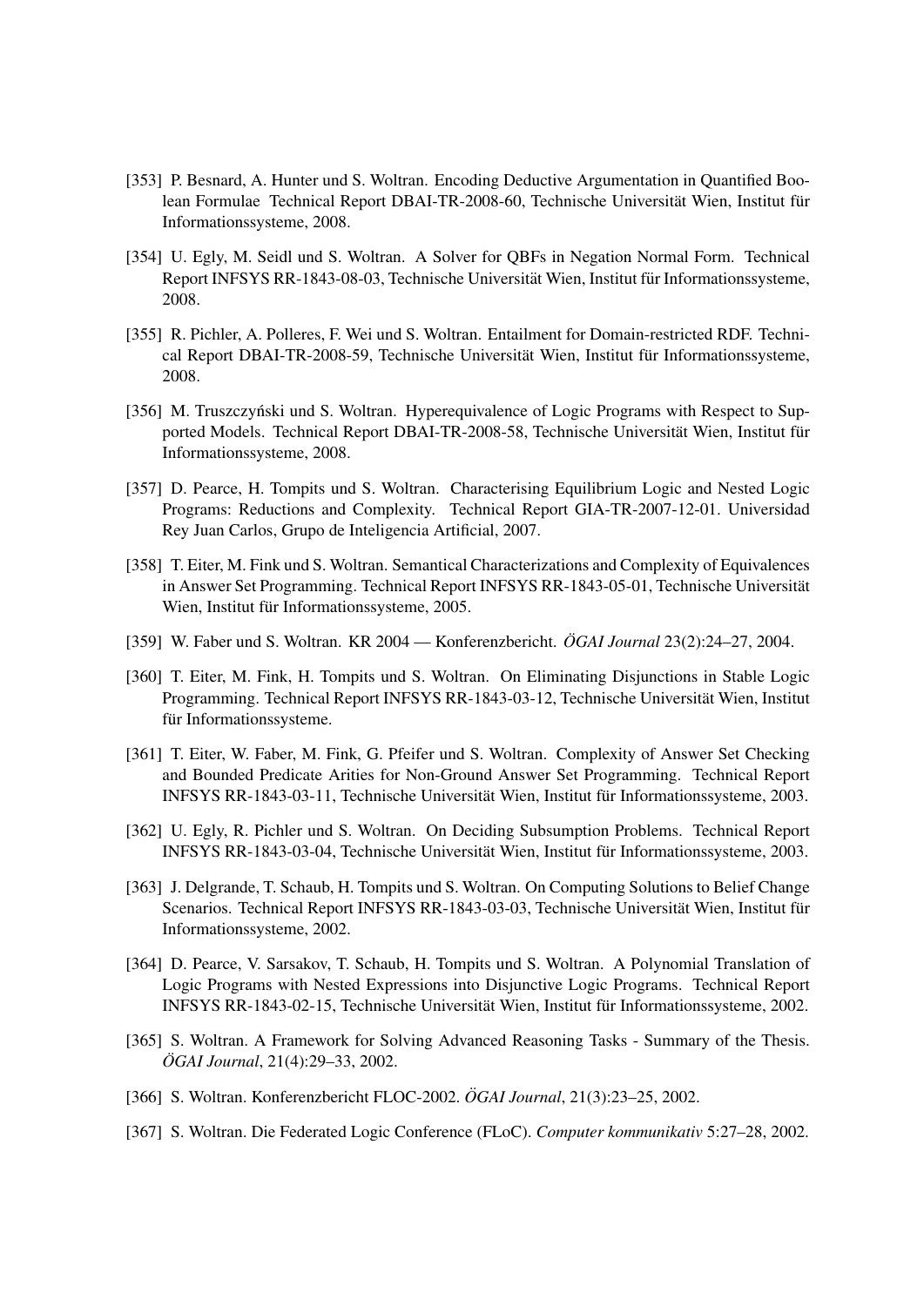[353] P. Besnard, A. Hunter und S. Woltran. Encoding Deductive Argumentation in Quantified Boolean Formulae Technical Report DBAI-TR-2008-60, Technische Universität Wien, Institut für Informationssysteme, 2008.

[354] U. Egly, M. Seidl und S. Woltran. A Solver for QBFs in Negation Normal Form. Technical Report INFSYS RR-1843-08-03, Technische Universität Wien, Institut für Informationssysteme, 2008.

[355] R. Pichler, A. Polleres, F. Wei und S. Woltran. Entailment for Domain-restricted RDF. Technical Report DBAI-TR-2008-59, Technische Universität Wien, Institut für Informationssysteme, 2008.

[356] M. Truszczyński und S. Woltran. Hyperequivalence of Logic Programs with Respect to Supported Models. Technical Report DBAI-TR-2008-58, Technische Universität Wien, Institut für Informationssysteme, 2008.

[357] D. Pearce, H. Tompits und S. Woltran. Characterising Equilibrium Logic and Nested Logic Programs: Reductions and Complexity. Technical Report GIA-TR-2007-12-01. Universidad Rey Juan Carlos, Grupo de Inteligencia Artificial, 2007.

[358] T. Eiter, M. Fink und S. Woltran. Semantical Characterizations and Complexity of Equivalences in Answer Set Programming. Technical Report INFSYS RR-1843-05-01, Technische Universität Wien, Institut für Informationssysteme, 2005.

[359] W. Faber und S. Woltran. KR 2004 — Konferenzbericht. *ÖGAI Journal* 23(2):24–27, 2004.

[360] T. Eiter, M. Fink, H. Tompits und S. Woltran. On Eliminating Disjunctions in Stable Logic Programming. Technical Report INFSYS RR-1843-03-12, Technische Universität Wien, Institut für Informationssysteme.

[361] T. Eiter, W. Faber, M. Fink, G. Pfeifer und S. Woltran. Complexity of Answer Set Checking and Bounded Predicate Arities for Non-Ground Answer Set Programming. Technical Report INFSYS RR-1843-03-11, Technische Universität Wien, Institut für Informationssysteme, 2003.

[362] U. Egly, R. Pichler und S. Woltran. On Deciding Subsumption Problems. Technical Report INFSYS RR-1843-03-04, Technische Universität Wien, Institut für Informationssysteme, 2003.

[363] J. Delgrande, T. Schaub, H. Tompits und S. Woltran. On Computing Solutions to Belief Change Scenarios. Technical Report INFSYS RR-1843-03-03, Technische Universität Wien, Institut für Informationssysteme, 2002.

[364] D. Pearce, V. Sarsakov, T. Schaub, H. Tompits und S. Woltran. A Polynomial Translation of Logic Programs with Nested Expressions into Disjunctive Logic Programs. Technical Report INFSYS RR-1843-02-15, Technische Universität Wien, Institut für Informationssysteme, 2002.

[365] S. Woltran. A Framework for Solving Advanced Reasoning Tasks - Summary of the Thesis. *ÖGAI Journal*, 21(4):29–33, 2002.

[366] S. Woltran. Konferenzbericht FLOC-2002. *ÖGAI Journal*, 21(3):23–25, 2002.

[367] S. Woltran. Die Federated Logic Conference (FLoC). *Computer kommunikativ* 5:27–28, 2002.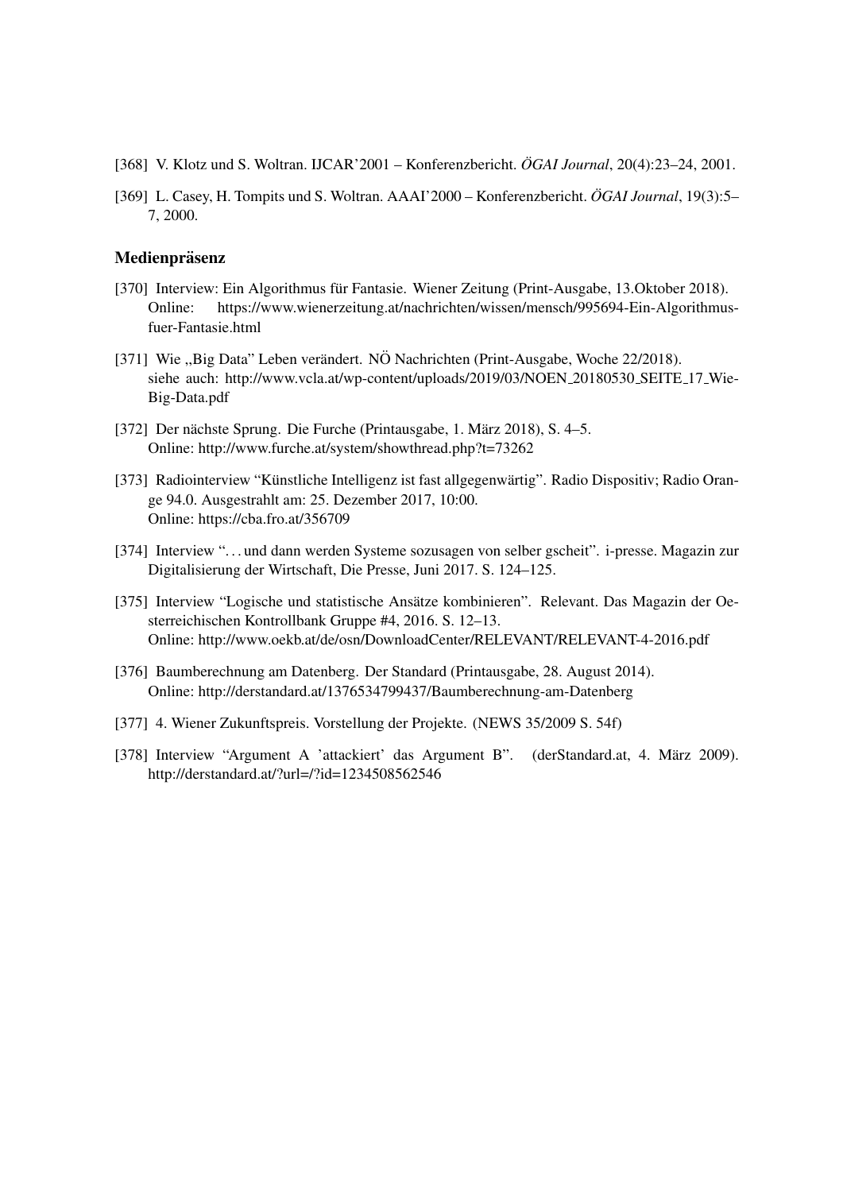[368] V. Klotz und S. Woltran. IJCAR'2001 – Konferenzbericht. *ÖGAI Journal*, 20(4):23–24, 2001.

[369] L. Casey, H. Tompits und S. Woltran. AAAI'2000 – Konferenzbericht. *ÖGAI Journal*, 19(3):5–7, 2000.

### Medienpräsenz

[370] Interview: Ein Algorithmus für Fantasie. Wiener Zeitung (Print-Ausgabe, 13.Oktober 2018). Online: https://www.wienerzeitung.at/nachrichten/wissen/mensch/995694-Ein-Algorithmus-fuer-Fantasie.html

[371] Wie „Big Data" Leben verändert. NÖ Nachrichten (Print-Ausgabe, Woche 22/2018). siehe auch: http://www.vcla.at/wp-content/uploads/2019/03/NOEN_20180530_SEITE_17_Wie-Big-Data.pdf

[372] Der nächste Sprung. Die Furche (Printausgabe, 1. März 2018), S. 4–5. Online: http://www.furche.at/system/showthread.php?t=73262

[373] Radiointerview "Künstliche Intelligenz ist fast allgegenwärtig". Radio Dispositiv; Radio Orange 94.0. Ausgestrahlt am: 25. Dezember 2017, 10:00. Online: https://cba.fro.at/356709

[374] Interview "...und dann werden Systeme sozusagen von selber gscheit". i-presse. Magazin zur Digitalisierung der Wirtschaft, Die Presse, Juni 2017. S. 124–125.

[375] Interview "Logische und statistische Ansätze kombinieren". Relevant. Das Magazin der Oesterreichischen Kontrollbank Gruppe #4, 2016. S. 12–13. Online: http://www.oekb.at/de/osn/DownloadCenter/RELEVANT/RELEVANT-4-2016.pdf

[376] Baumberechnung am Datenberg. Der Standard (Printausgabe, 28. August 2014). Online: http://derstandard.at/1376534799437/Baumberechnung-am-Datenberg

[377] 4. Wiener Zukunftspreis. Vorstellung der Projekte. (NEWS 35/2009 S. 54f)

[378] Interview "Argument A 'attackiert' das Argument B". (derStandard.at, 4. März 2009). http://derstandard.at/?url=/?id=1234508562546